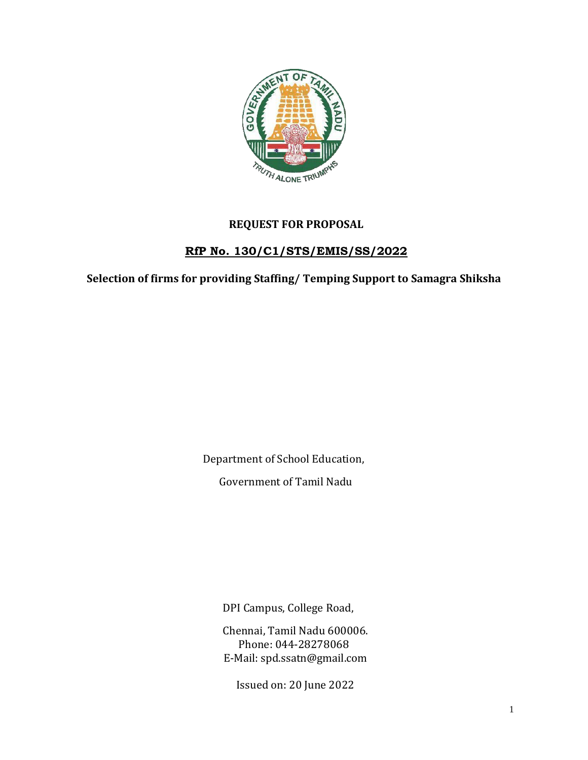**REQUEST FOR PROPOSAL**

**RfP No. 130/C1/STS/EMIS/SS/2022**

**Selection of firms for providing Staffing/ Temping Support to Samagra Shiksha**

Department of School Education,

Government of Tamil Nadu

DPI Campus, College Road,

Chennai, Tamil Nadu 600006.
Phone: 044-28278068
E-Mail: spd.ssatn@gmail.com

Issued on: 20 June 2022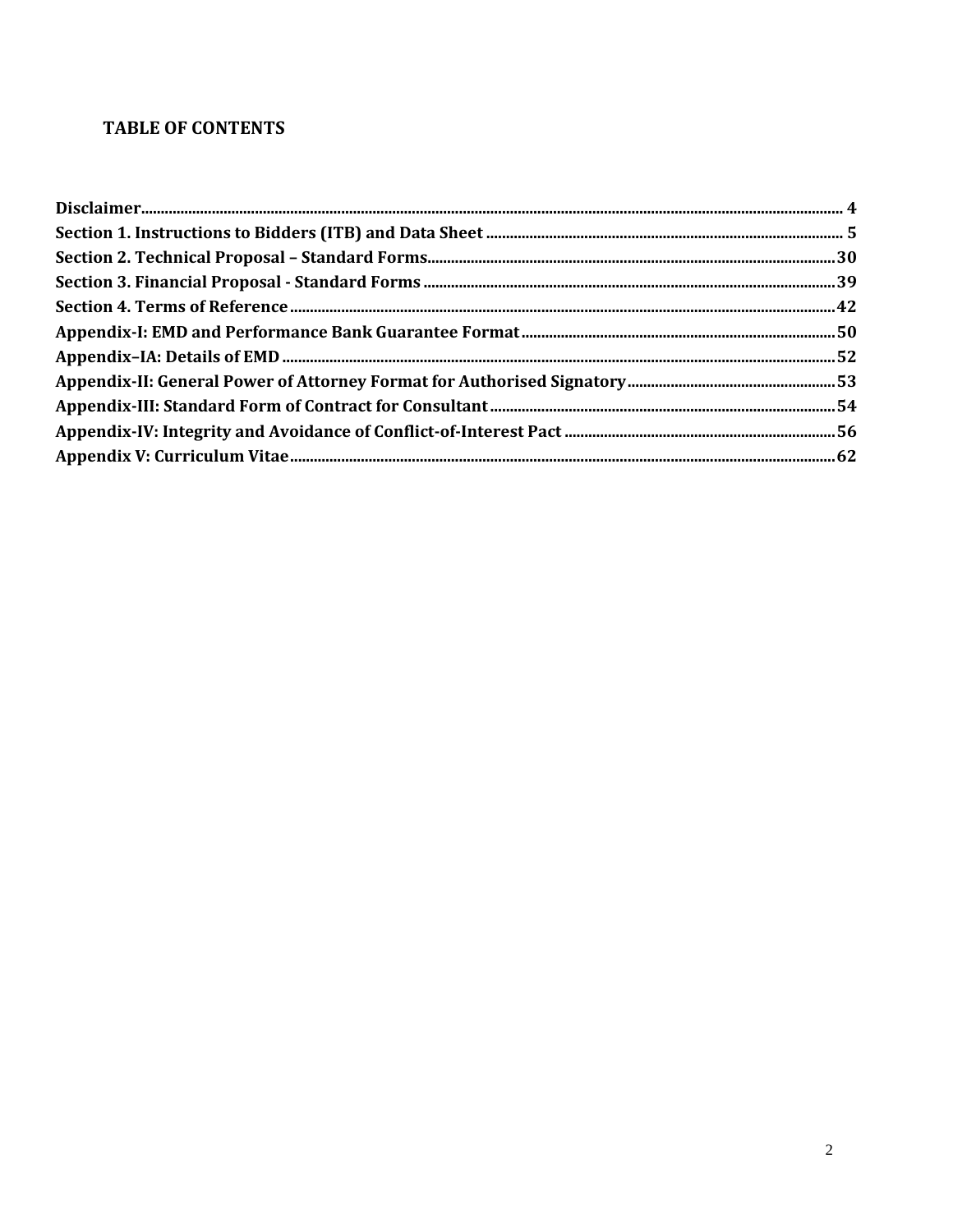## TABLE OF CONTENTS

| | |
|---|---|
| **Disclaimer** | **4** |
| **Section 1. Instructions to Bidders (ITB) and Data Sheet** | **5** |
| **Section 2. Technical Proposal – Standard Forms** | **30** |
| **Section 3. Financial Proposal - Standard Forms** | **39** |
| **Section 4. Terms of Reference** | **42** |
| **Appendix-I: EMD and Performance Bank Guarantee Format** | **50** |
| **Appendix–IA: Details of EMD** | **52** |
| **Appendix-II: General Power of Attorney Format for Authorised Signatory** | **53** |
| **Appendix-III: Standard Form of Contract for Consultant** | **54** |
| **Appendix-IV: Integrity and Avoidance of Conflict-of-Interest Pact** | **56** |
| **Appendix V: Curriculum Vitae** | **62** |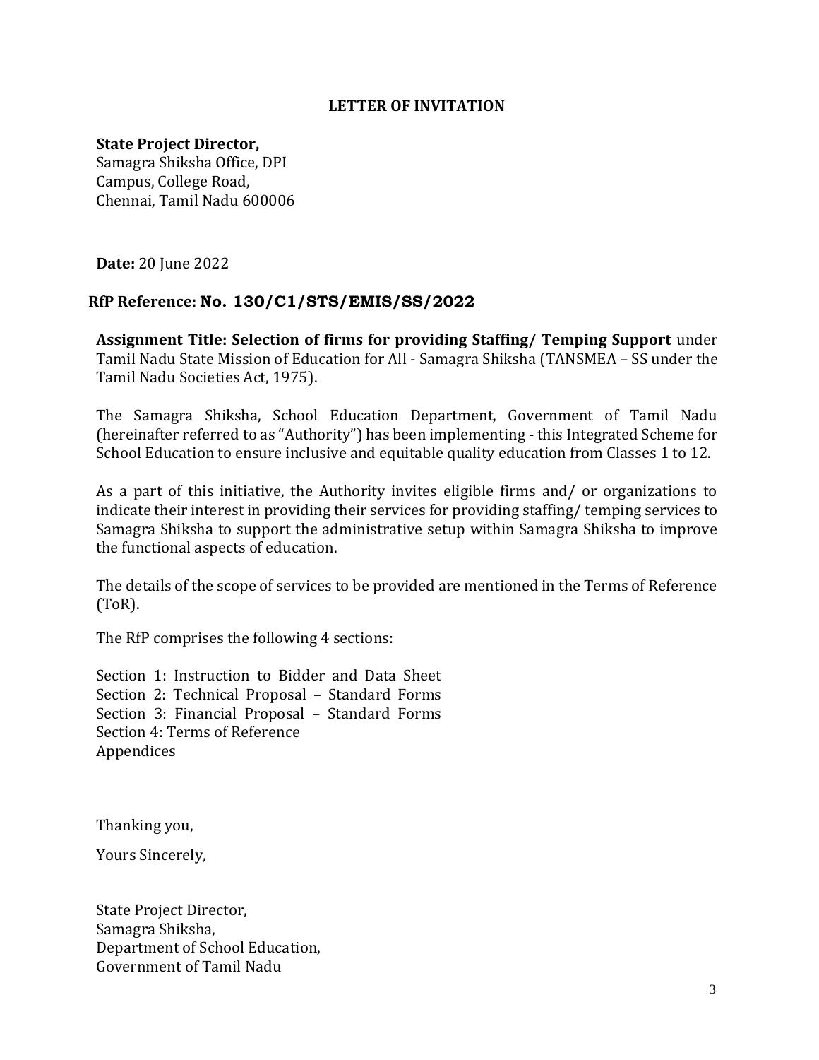## LETTER OF INVITATION

**State Project Director,**
Samagra Shiksha Office, DPI
Campus, College Road,
Chennai, Tamil Nadu 600006

**Date:** 20 June 2022

**RfP Reference:** **No. 130/C1/STS/EMIS/SS/2022**

**Assignment Title: Selection of firms for providing Staffing/ Temping Support** under Tamil Nadu State Mission of Education for All - Samagra Shiksha (TANSMEA – SS under the Tamil Nadu Societies Act, 1975).

The Samagra Shiksha, School Education Department, Government of Tamil Nadu (hereinafter referred to as "Authority") has been implementing - this Integrated Scheme for School Education to ensure inclusive and equitable quality education from Classes 1 to 12.

As a part of this initiative, the Authority invites eligible firms and/ or organizations to indicate their interest in providing their services for providing staffing/ temping services to Samagra Shiksha to support the administrative setup within Samagra Shiksha to improve the functional aspects of education.

The details of the scope of services to be provided are mentioned in the Terms of Reference (ToR).

The RfP comprises the following 4 sections:

Section 1: Instruction to Bidder and Data Sheet
Section 2: Technical Proposal – Standard Forms
Section 3: Financial Proposal – Standard Forms
Section 4: Terms of Reference
Appendices

Thanking you,

Yours Sincerely,

State Project Director,
Samagra Shiksha,
Department of School Education,
Government of Tamil Nadu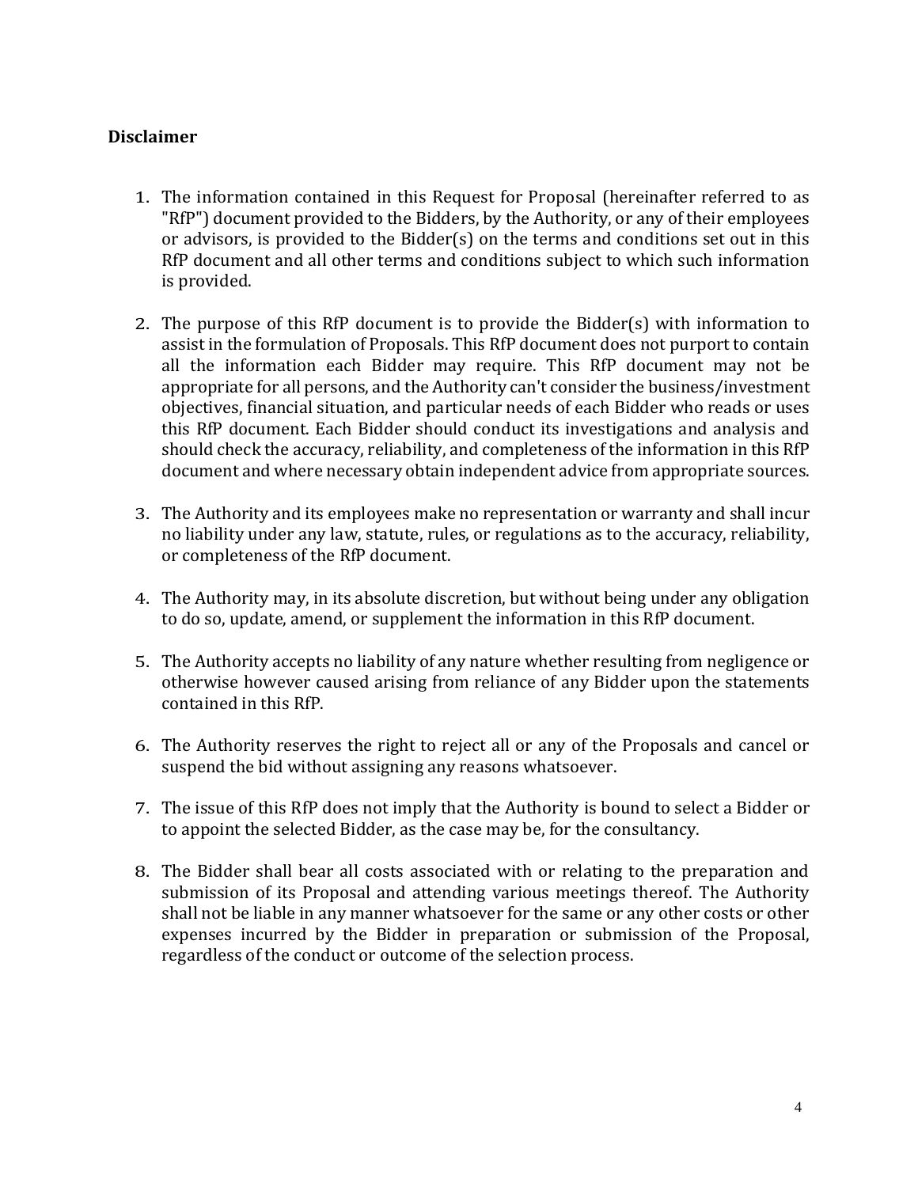## Disclaimer

1. The information contained in this Request for Proposal (hereinafter referred to as "RfP") document provided to the Bidders, by the Authority, or any of their employees or advisors, is provided to the Bidder(s) on the terms and conditions set out in this RfP document and all other terms and conditions subject to which such information is provided.

2. The purpose of this RfP document is to provide the Bidder(s) with information to assist in the formulation of Proposals. This RfP document does not purport to contain all the information each Bidder may require. This RfP document may not be appropriate for all persons, and the Authority can't consider the business/investment objectives, financial situation, and particular needs of each Bidder who reads or uses this RfP document. Each Bidder should conduct its investigations and analysis and should check the accuracy, reliability, and completeness of the information in this RfP document and where necessary obtain independent advice from appropriate sources.

3. The Authority and its employees make no representation or warranty and shall incur no liability under any law, statute, rules, or regulations as to the accuracy, reliability, or completeness of the RfP document.

4. The Authority may, in its absolute discretion, but without being under any obligation to do so, update, amend, or supplement the information in this RfP document.

5. The Authority accepts no liability of any nature whether resulting from negligence or otherwise however caused arising from reliance of any Bidder upon the statements contained in this RfP.

6. The Authority reserves the right to reject all or any of the Proposals and cancel or suspend the bid without assigning any reasons whatsoever.

7. The issue of this RfP does not imply that the Authority is bound to select a Bidder or to appoint the selected Bidder, as the case may be, for the consultancy.

8. The Bidder shall bear all costs associated with or relating to the preparation and submission of its Proposal and attending various meetings thereof. The Authority shall not be liable in any manner whatsoever for the same or any other costs or other expenses incurred by the Bidder in preparation or submission of the Proposal, regardless of the conduct or outcome of the selection process.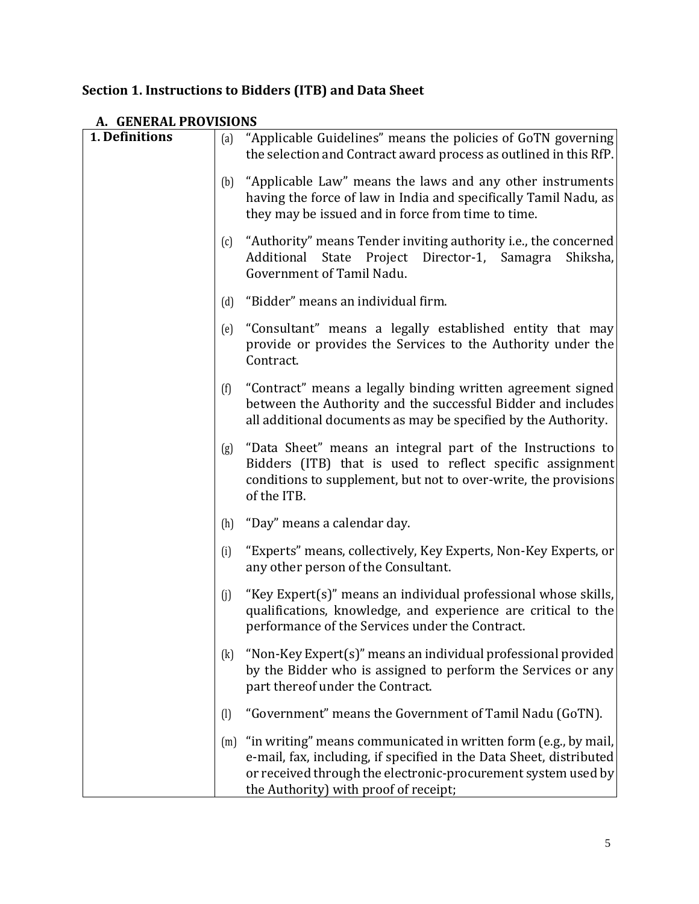## Section 1. Instructions to Bidders (ITB) and Data Sheet

### A. GENERAL PROVISIONS

| | |
|---|---|
| **1. Definitions** | (a) "Applicable Guidelines" means the policies of GoTN governing the selection and Contract award process as outlined in this RfP.<br><br>(b) "Applicable Law" means the laws and any other instruments having the force of law in India and specifically Tamil Nadu, as they may be issued and in force from time to time.<br><br>(c) "Authority" means Tender inviting authority i.e., the concerned Additional State Project Director-1, Samagra Shiksha, Government of Tamil Nadu.<br><br>(d) "Bidder" means an individual firm.<br><br>(e) "Consultant" means a legally established entity that may provide or provides the Services to the Authority under the Contract.<br><br>(f) "Contract" means a legally binding written agreement signed between the Authority and the successful Bidder and includes all additional documents as may be specified by the Authority.<br><br>(g) "Data Sheet" means an integral part of the Instructions to Bidders (ITB) that is used to reflect specific assignment conditions to supplement, but not to over-write, the provisions of the ITB.<br><br>(h) "Day" means a calendar day.<br><br>(i) "Experts" means, collectively, Key Experts, Non-Key Experts, or any other person of the Consultant.<br><br>(j) "Key Expert(s)" means an individual professional whose skills, qualifications, knowledge, and experience are critical to the performance of the Services under the Contract.<br><br>(k) "Non-Key Expert(s)" means an individual professional provided by the Bidder who is assigned to perform the Services or any part thereof under the Contract.<br><br>(l) "Government" means the Government of Tamil Nadu (GoTN).<br><br>(m) "in writing" means communicated in written form (e.g., by mail, e-mail, fax, including, if specified in the Data Sheet, distributed or received through the electronic-procurement system used by the Authority) with proof of receipt; |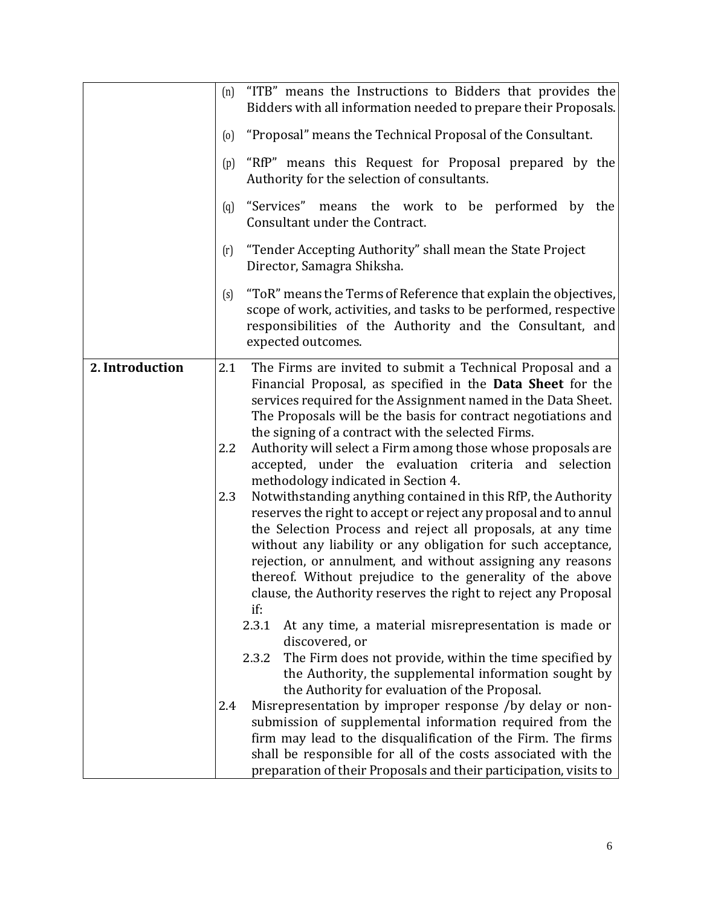| | |
|---|---|
| | (n) "ITB" means the Instructions to Bidders that provides the Bidders with all information needed to prepare their Proposals.<br><br>(o) "Proposal" means the Technical Proposal of the Consultant.<br><br>(p) "RfP" means this Request for Proposal prepared by the Authority for the selection of consultants.<br><br>(q) "Services" means the work to be performed by the Consultant under the Contract.<br><br>(r) "Tender Accepting Authority" shall mean the State Project Director, Samagra Shiksha.<br><br>(s) "ToR" means the Terms of Reference that explain the objectives, scope of work, activities, and tasks to be performed, respective responsibilities of the Authority and the Consultant, and expected outcomes. |
| **2. Introduction** | 2.1 The Firms are invited to submit a Technical Proposal and a Financial Proposal, as specified in the **Data Sheet** for the services required for the Assignment named in the Data Sheet. The Proposals will be the basis for contract negotiations and the signing of a contract with the selected Firms.<br><br>2.2 Authority will select a Firm among those whose proposals are accepted, under the evaluation criteria and selection methodology indicated in Section 4.<br><br>2.3 Notwithstanding anything contained in this RfP, the Authority reserves the right to accept or reject any proposal and to annul the Selection Process and reject all proposals, at any time without any liability or any obligation for such acceptance, rejection, or annulment, and without assigning any reasons thereof. Without prejudice to the generality of the above clause, the Authority reserves the right to reject any Proposal if:<br><br>2.3.1 At any time, a material misrepresentation is made or discovered, or<br><br>2.3.2 The Firm does not provide, within the time specified by the Authority, the supplemental information sought by the Authority for evaluation of the Proposal.<br><br>2.4 Misrepresentation by improper response /by delay or non-submission of supplemental information required from the firm may lead to the disqualification of the Firm. The firms shall be responsible for all of the costs associated with the preparation of their Proposals and their participation, visits to |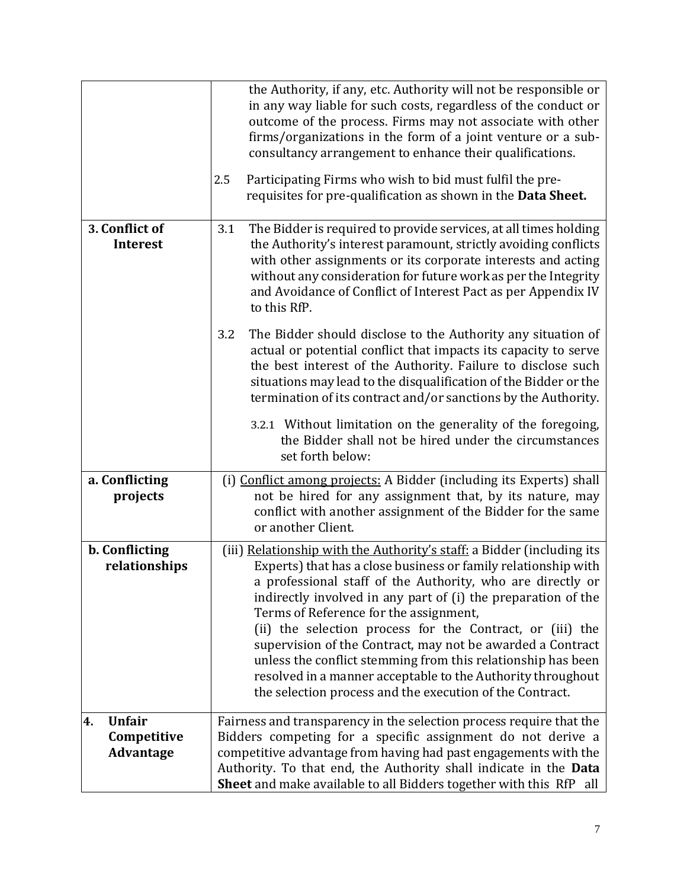| | |
|---|---|
| | the Authority, if any, etc. Authority will not be responsible or in any way liable for such costs, regardless of the conduct or outcome of the process. Firms may not associate with other firms/organizations in the form of a joint venture or a sub-consultancy arrangement to enhance their qualifications.<br><br>2.5 Participating Firms who wish to bid must fulfil the pre-requisites for pre-qualification as shown in the **Data Sheet.** |
| **3. Conflict of Interest** | 3.1 The Bidder is required to provide services, at all times holding the Authority's interest paramount, strictly avoiding conflicts with other assignments or its corporate interests and acting without any consideration for future work as per the Integrity and Avoidance of Conflict of Interest Pact as per Appendix IV to this RfP.<br><br>3.2 The Bidder should disclose to the Authority any situation of actual or potential conflict that impacts its capacity to serve the best interest of the Authority. Failure to disclose such situations may lead to the disqualification of the Bidder or the termination of its contract and/or sanctions by the Authority.<br><br>3.2.1 Without limitation on the generality of the foregoing, the Bidder shall not be hired under the circumstances set forth below: |
| **a. Conflicting projects** | (i) Conflict among projects: A Bidder (including its Experts) shall not be hired for any assignment that, by its nature, may conflict with another assignment of the Bidder for the same or another Client. |
| **b. Conflicting relationships** | (iii) Relationship with the Authority's staff: a Bidder (including its Experts) that has a close business or family relationship with a professional staff of the Authority, who are directly or indirectly involved in any part of (i) the preparation of the Terms of Reference for the assignment,<br>(ii) the selection process for the Contract, or (iii) the supervision of the Contract, may not be awarded a Contract unless the conflict stemming from this relationship has been resolved in a manner acceptable to the Authority throughout the selection process and the execution of the Contract. |
| **4. Unfair Competitive Advantage** | Fairness and transparency in the selection process require that the Bidders competing for a specific assignment do not derive a competitive advantage from having had past engagements with the Authority. To that end, the Authority shall indicate in the **Data Sheet** and make available to all Bidders together with this RfP all |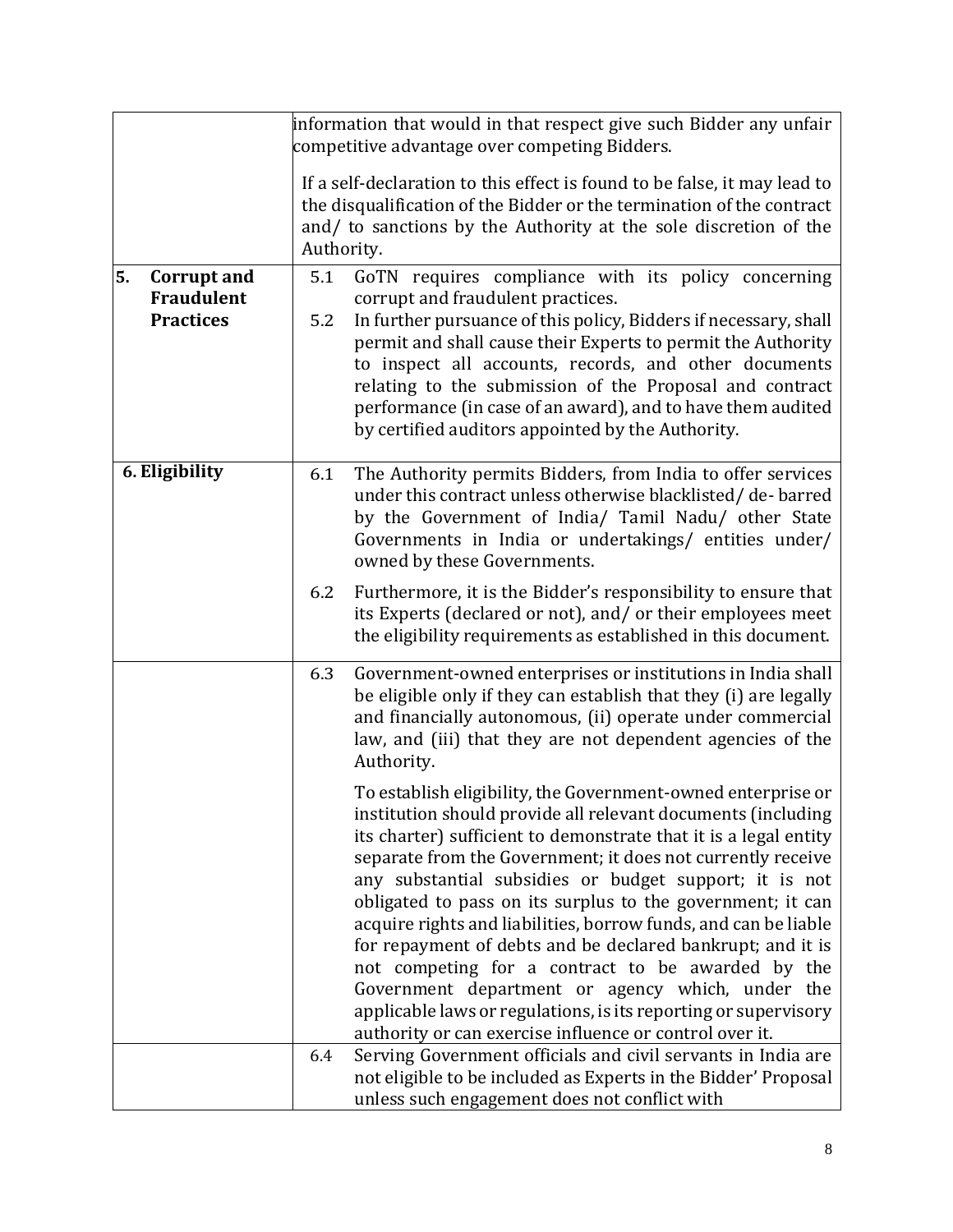| | |
|---|---|
| | information that would in that respect give such Bidder any unfair competitive advantage over competing Bidders.<br><br>If a self-declaration to this effect is found to be false, it may lead to the disqualification of the Bidder or the termination of the contract and/ to sanctions by the Authority at the sole discretion of the Authority. |
| **5. Corrupt and Fraudulent Practices** | 5.1 GoTN requires compliance with its policy concerning corrupt and fraudulent practices.<br>5.2 In further pursuance of this policy, Bidders if necessary, shall permit and shall cause their Experts to permit the Authority to inspect all accounts, records, and other documents relating to the submission of the Proposal and contract performance (in case of an award), and to have them audited by certified auditors appointed by the Authority. |
| **6. Eligibility** | 6.1 The Authority permits Bidders, from India to offer services under this contract unless otherwise blacklisted/ de- barred by the Government of India/ Tamil Nadu/ other State Governments in India or undertakings/ entities under/ owned by these Governments.<br><br>6.2 Furthermore, it is the Bidder's responsibility to ensure that its Experts (declared or not), and/ or their employees meet the eligibility requirements as established in this document. |
| | 6.3 Government-owned enterprises or institutions in India shall be eligible only if they can establish that they (i) are legally and financially autonomous, (ii) operate under commercial law, and (iii) that they are not dependent agencies of the Authority.<br><br>To establish eligibility, the Government-owned enterprise or institution should provide all relevant documents (including its charter) sufficient to demonstrate that it is a legal entity separate from the Government; it does not currently receive any substantial subsidies or budget support; it is not obligated to pass on its surplus to the government; it can acquire rights and liabilities, borrow funds, and can be liable for repayment of debts and be declared bankrupt; and it is not competing for a contract to be awarded by the Government department or agency which, under the applicable laws or regulations, is its reporting or supervisory authority or can exercise influence or control over it. |
| | 6.4 Serving Government officials and civil servants in India are not eligible to be included as Experts in the Bidder' Proposal unless such engagement does not conflict with |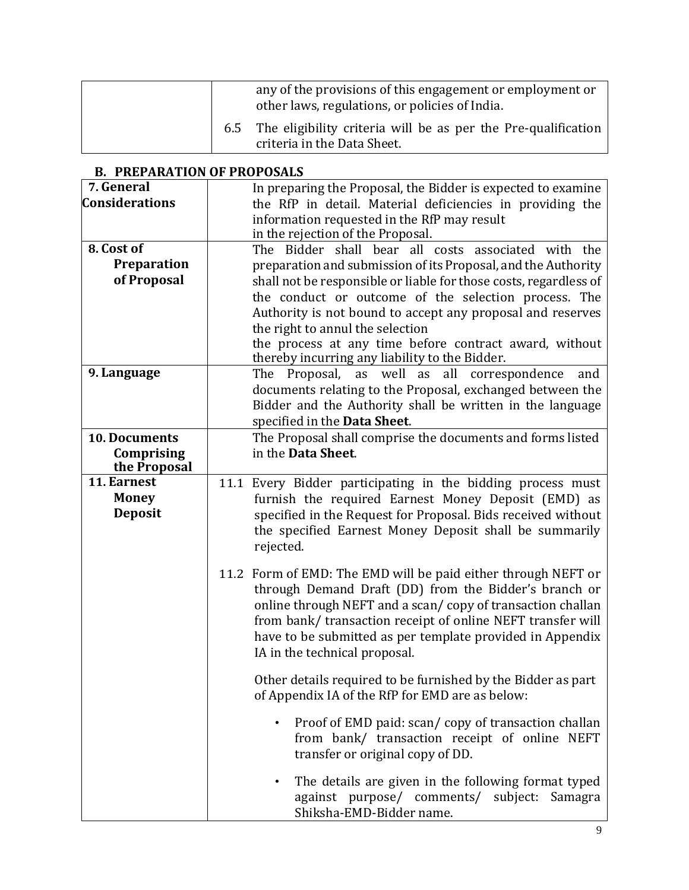| | |
|---|---|
| | any of the provisions of this engagement or employment or other laws, regulations, or policies of India. |
| | 6.5 The eligibility criteria will be as per the Pre-qualification criteria in the Data Sheet. |

## B. PREPARATION OF PROPOSALS

| | |
|---|---|
| **7. General Considerations** | In preparing the Proposal, the Bidder is expected to examine the RfP in detail. Material deficiencies in providing the information requested in the RfP may result in the rejection of the Proposal. |
| **8. Cost of Preparation of Proposal** | The Bidder shall bear all costs associated with the preparation and submission of its Proposal, and the Authority shall not be responsible or liable for those costs, regardless of the conduct or outcome of the selection process. The Authority is not bound to accept any proposal and reserves the right to annul the selection the process at any time before contract award, without thereby incurring any liability to the Bidder. |
| **9. Language** | The Proposal, as well as all correspondence and documents relating to the Proposal, exchanged between the Bidder and the Authority shall be written in the language specified in the **Data Sheet**. |
| **10. Documents Comprising the Proposal** | The Proposal shall comprise the documents and forms listed in the **Data Sheet**. |
| **11. Earnest Money Deposit** | 11.1 Every Bidder participating in the bidding process must furnish the required Earnest Money Deposit (EMD) as specified in the Request for Proposal. Bids received without the specified Earnest Money Deposit shall be summarily rejected.<br><br>11.2 Form of EMD: The EMD will be paid either through NEFT or through Demand Draft (DD) from the Bidder's branch or online through NEFT and a scan/ copy of transaction challan from bank/ transaction receipt of online NEFT transfer will have to be submitted as per template provided in Appendix IA in the technical proposal.<br><br>Other details required to be furnished by the Bidder as part of Appendix IA of the RfP for EMD are as below:<br><br>• Proof of EMD paid: scan/ copy of transaction challan from bank/ transaction receipt of online NEFT transfer or original copy of DD.<br><br>• The details are given in the following format typed against purpose/ comments/ subject: Samagra Shiksha-EMD-Bidder name. |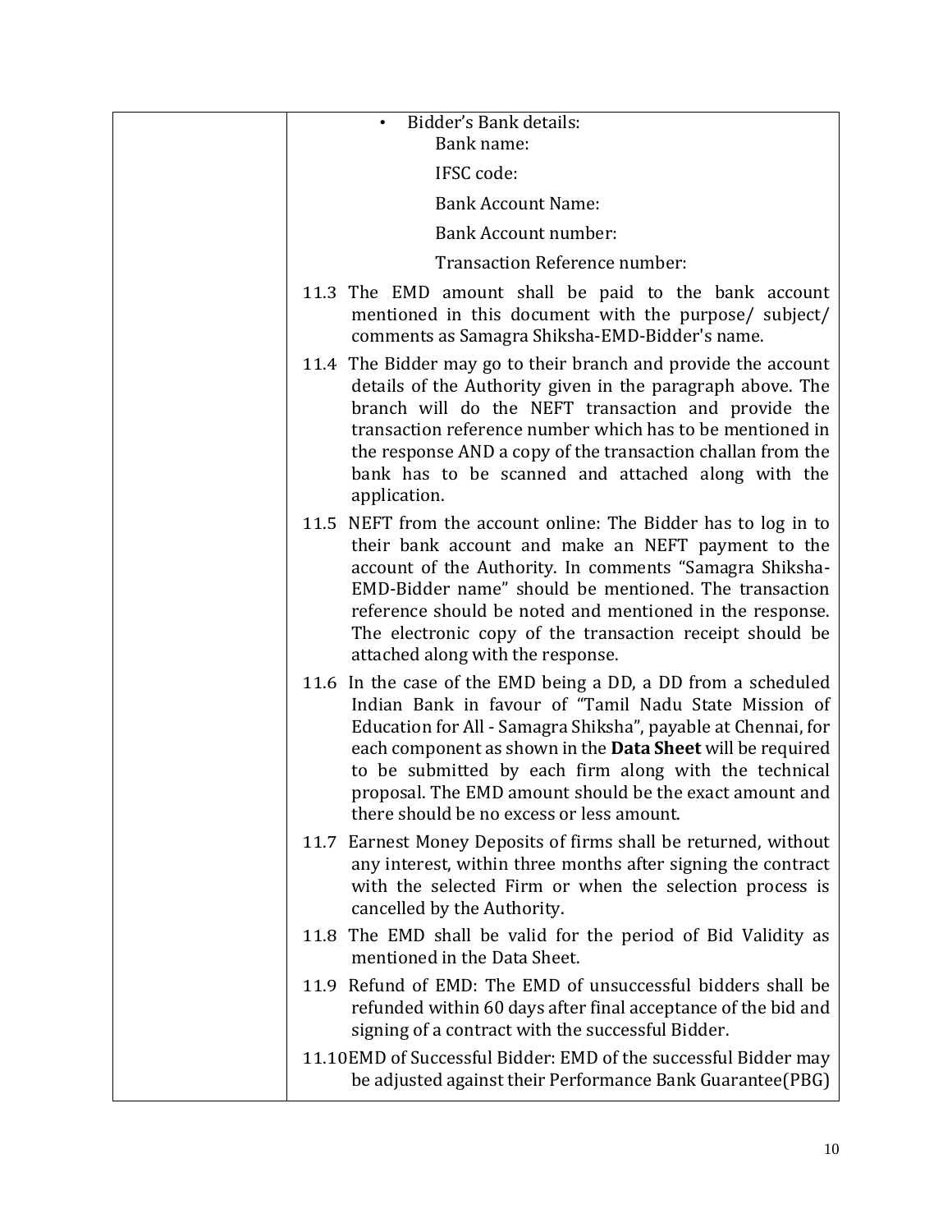| | • Bidder's Bank details:<br>Bank name:<br>IFSC code:<br>Bank Account Name:<br>Bank Account number:<br>Transaction Reference number:<br><br>11.3 The EMD amount shall be paid to the bank account mentioned in this document with the purpose/ subject/ comments as Samagra Shiksha-EMD-Bidder's name.<br><br>11.4 The Bidder may go to their branch and provide the account details of the Authority given in the paragraph above. The branch will do the NEFT transaction and provide the transaction reference number which has to be mentioned in the response AND a copy of the transaction challan from the bank has to be scanned and attached along with the application.<br><br>11.5 NEFT from the account online: The Bidder has to log in to their bank account and make an NEFT payment to the account of the Authority. In comments "Samagra Shiksha-EMD-Bidder name" should be mentioned. The transaction reference should be noted and mentioned in the response. The electronic copy of the transaction receipt should be attached along with the response.<br><br>11.6 In the case of the EMD being a DD, a DD from a scheduled Indian Bank in favour of "Tamil Nadu State Mission of Education for All - Samagra Shiksha", payable at Chennai, for each component as shown in the **Data Sheet** will be required to be submitted by each firm along with the technical proposal. The EMD amount should be the exact amount and there should be no excess or less amount.<br><br>11.7 Earnest Money Deposits of firms shall be returned, without any interest, within three months after signing the contract with the selected Firm or when the selection process is cancelled by the Authority.<br><br>11.8 The EMD shall be valid for the period of Bid Validity as mentioned in the Data Sheet.<br><br>11.9 Refund of EMD: The EMD of unsuccessful bidders shall be refunded within 60 days after final acceptance of the bid and signing of a contract with the successful Bidder.<br><br>11.10 EMD of Successful Bidder: EMD of the successful Bidder may be adjusted against their Performance Bank Guarantee(PBG) |
|---|---|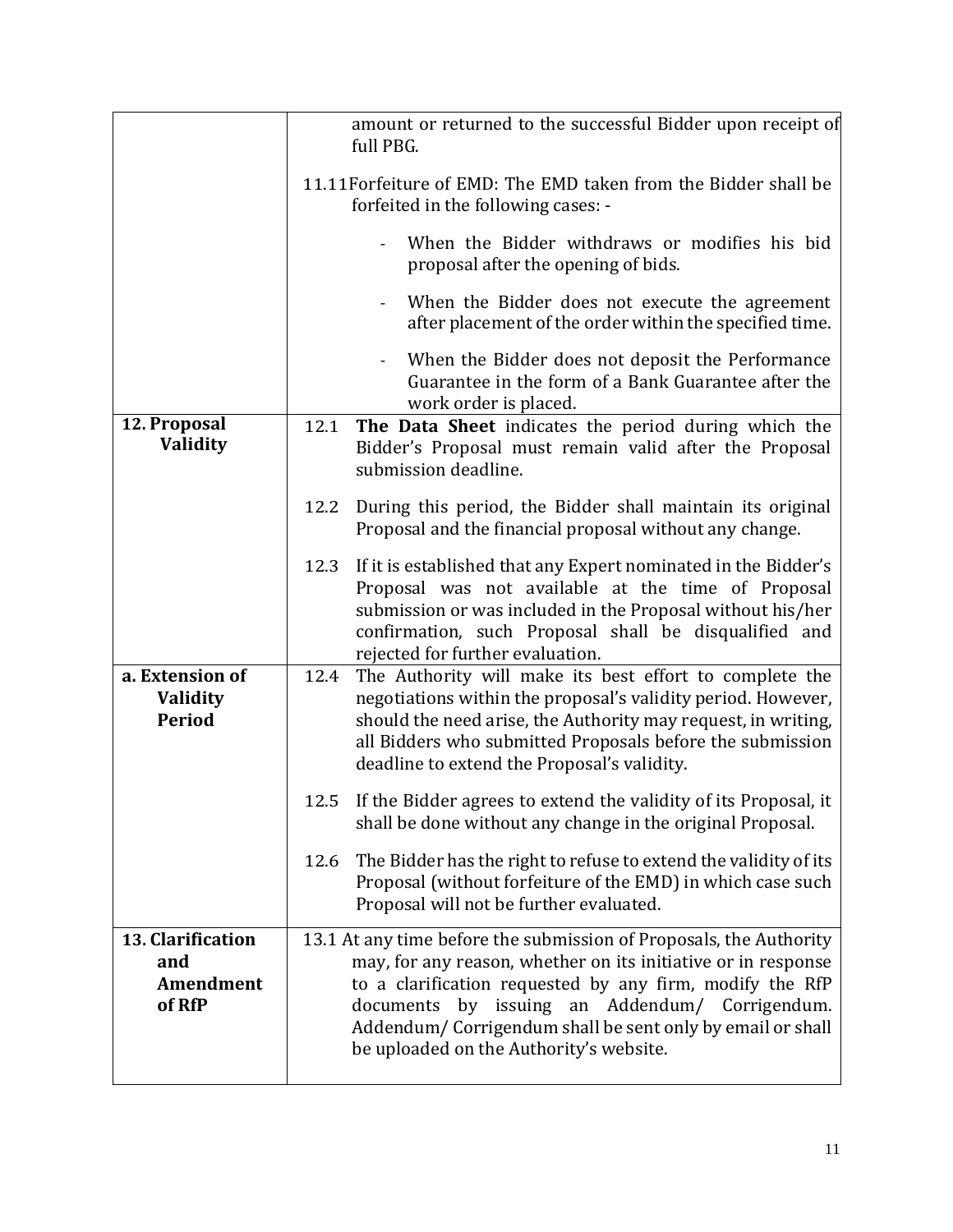| | |
|---|---|
| | amount or returned to the successful Bidder upon receipt of full PBG.<br><br>11.11 Forfeiture of EMD: The EMD taken from the Bidder shall be forfeited in the following cases: -<br><br>- When the Bidder withdraws or modifies his bid proposal after the opening of bids.<br>- When the Bidder does not execute the agreement after placement of the order within the specified time.<br>- When the Bidder does not deposit the Performance Guarantee in the form of a Bank Guarantee after the work order is placed. |
| **12. Proposal Validity** | 12.1 **The Data Sheet** indicates the period during which the Bidder's Proposal must remain valid after the Proposal submission deadline.<br><br>12.2 During this period, the Bidder shall maintain its original Proposal and the financial proposal without any change.<br><br>12.3 If it is established that any Expert nominated in the Bidder's Proposal was not available at the time of Proposal submission or was included in the Proposal without his/her confirmation, such Proposal shall be disqualified and rejected for further evaluation. |
| **a. Extension of Validity Period** | 12.4 The Authority will make its best effort to complete the negotiations within the proposal's validity period. However, should the need arise, the Authority may request, in writing, all Bidders who submitted Proposals before the submission deadline to extend the Proposal's validity.<br><br>12.5 If the Bidder agrees to extend the validity of its Proposal, it shall be done without any change in the original Proposal.<br><br>12.6 The Bidder has the right to refuse to extend the validity of its Proposal (without forfeiture of the EMD) in which case such Proposal will not be further evaluated. |
| **13. Clarification and Amendment of RfP** | 13.1 At any time before the submission of Proposals, the Authority may, for any reason, whether on its initiative or in response to a clarification requested by any firm, modify the RfP documents by issuing an Addendum/ Corrigendum. Addendum/ Corrigendum shall be sent only by email or shall be uploaded on the Authority's website. |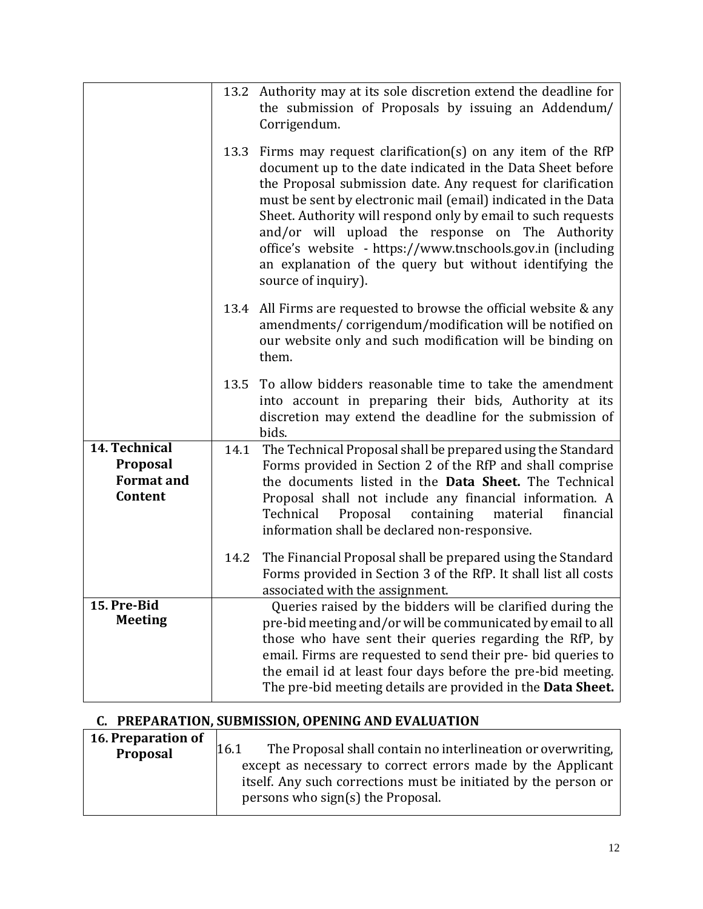| | |
|---|---|
| | 13.2 Authority may at its sole discretion extend the deadline for the submission of Proposals by issuing an Addendum/ Corrigendum.<br><br>13.3 Firms may request clarification(s) on any item of the RfP document up to the date indicated in the Data Sheet before the Proposal submission date. Any request for clarification must be sent by electronic mail (email) indicated in the Data Sheet. Authority will respond only by email to such requests and/or will upload the response on The Authority office's website - https://www.tnschools.gov.in (including an explanation of the query but without identifying the source of inquiry).<br><br>13.4 All Firms are requested to browse the official website & any amendments/ corrigendum/modification will be notified on our website only and such modification will be binding on them.<br><br>13.5 To allow bidders reasonable time to take the amendment into account in preparing their bids, Authority at its discretion may extend the deadline for the submission of bids. |
| **14. Technical Proposal Format and Content** | 14.1 The Technical Proposal shall be prepared using the Standard Forms provided in Section 2 of the RfP and shall comprise the documents listed in the **Data Sheet.** The Technical Proposal shall not include any financial information. A Technical Proposal containing material financial information shall be declared non-responsive.<br><br>14.2 The Financial Proposal shall be prepared using the Standard Forms provided in Section 3 of the RfP. It shall list all costs associated with the assignment. |
| **15. Pre-Bid Meeting** | Queries raised by the bidders will be clarified during the pre-bid meeting and/or will be communicated by email to all those who have sent their queries regarding the RfP, by email. Firms are requested to send their pre- bid queries to the email id at least four days before the pre-bid meeting. The pre-bid meeting details are provided in the **Data Sheet.** |

## C. PREPARATION, SUBMISSION, OPENING AND EVALUATION

| | |
|---|---|
| **16. Preparation of Proposal** | 16.1 The Proposal shall contain no interlineation or overwriting, except as necessary to correct errors made by the Applicant itself. Any such corrections must be initiated by the person or persons who sign(s) the Proposal. |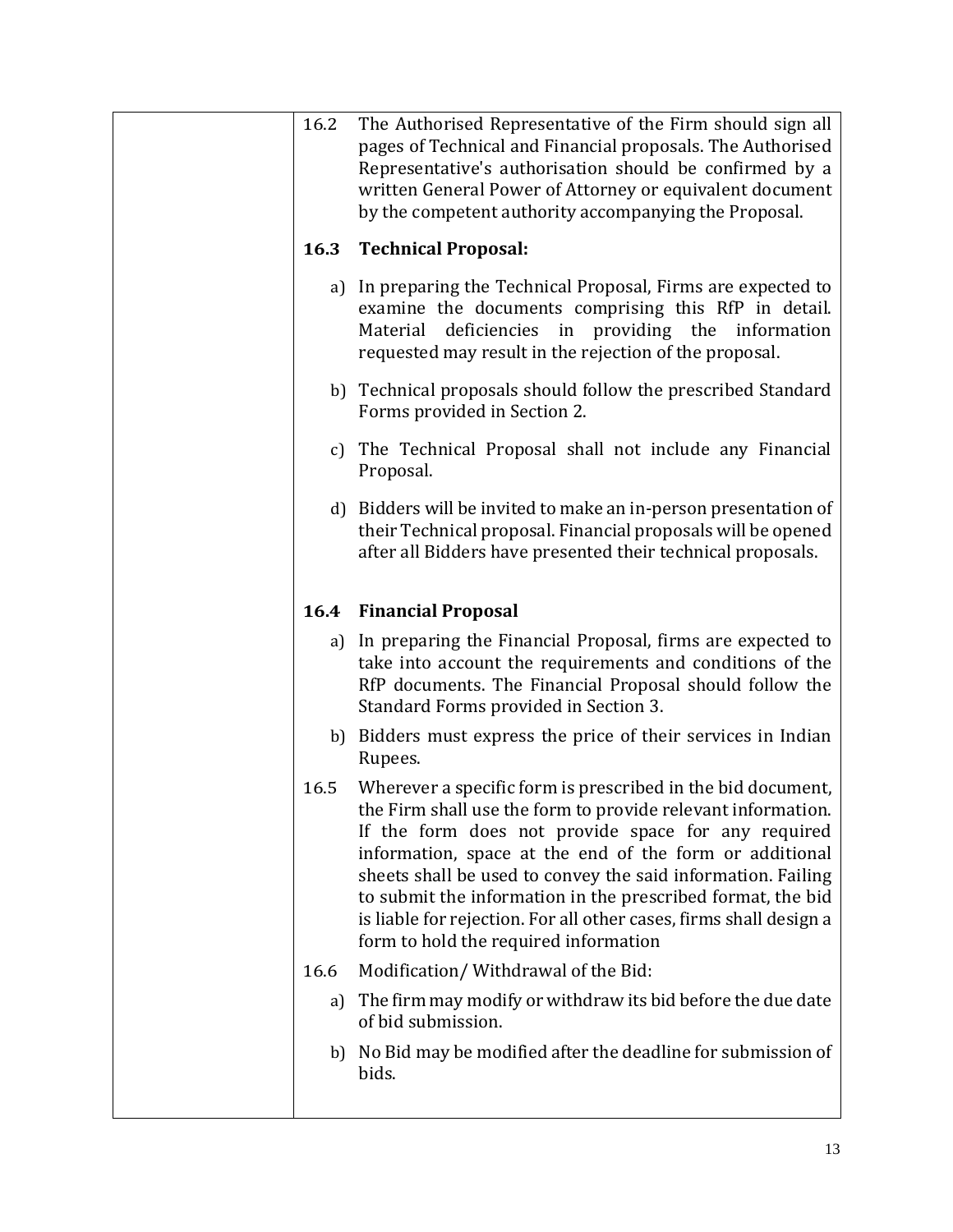| | |
|---|---|
| | 16.2 The Authorised Representative of the Firm should sign all pages of Technical and Financial proposals. The Authorised Representative's authorisation should be confirmed by a written General Power of Attorney or equivalent document by the competent authority accompanying the Proposal.<br><br>**16.3 Technical Proposal:**<br><br>a) In preparing the Technical Proposal, Firms are expected to examine the documents comprising this RfP in detail. Material deficiencies in providing the information requested may result in the rejection of the proposal.<br><br>b) Technical proposals should follow the prescribed Standard Forms provided in Section 2.<br><br>c) The Technical Proposal shall not include any Financial Proposal.<br><br>d) Bidders will be invited to make an in-person presentation of their Technical proposal. Financial proposals will be opened after all Bidders have presented their technical proposals.<br><br>**16.4 Financial Proposal**<br><br>a) In preparing the Financial Proposal, firms are expected to take into account the requirements and conditions of the RfP documents. The Financial Proposal should follow the Standard Forms provided in Section 3.<br><br>b) Bidders must express the price of their services in Indian Rupees.<br><br>16.5 Wherever a specific form is prescribed in the bid document, the Firm shall use the form to provide relevant information. If the form does not provide space for any required information, space at the end of the form or additional sheets shall be used to convey the said information. Failing to submit the information in the prescribed format, the bid is liable for rejection. For all other cases, firms shall design a form to hold the required information<br><br>16.6 Modification/ Withdrawal of the Bid:<br><br>a) The firm may modify or withdraw its bid before the due date of bid submission.<br><br>b) No Bid may be modified after the deadline for submission of bids. |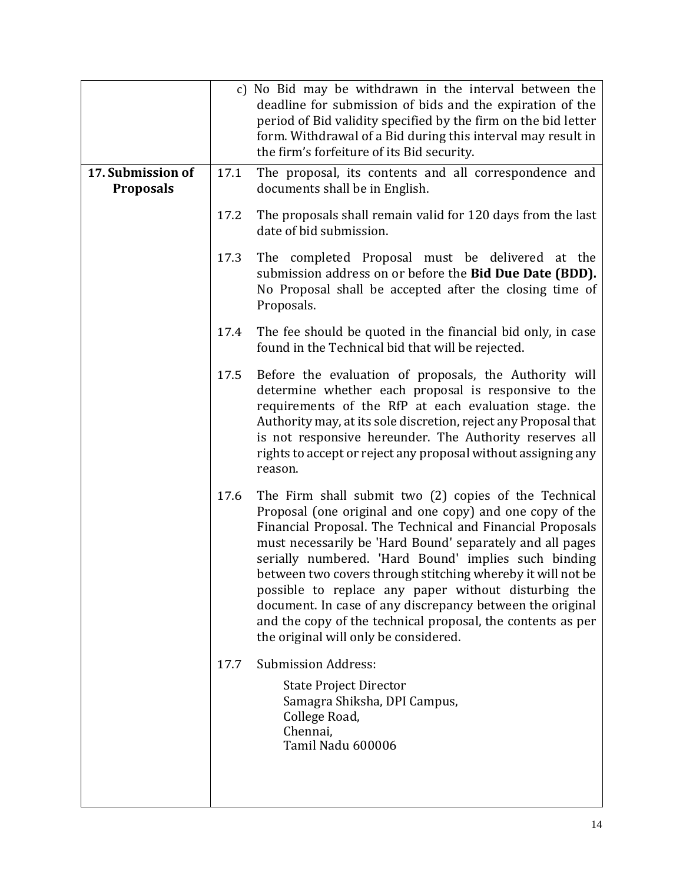| | |
|---|---|
| | c) No Bid may be withdrawn in the interval between the deadline for submission of bids and the expiration of the period of Bid validity specified by the firm on the bid letter form. Withdrawal of a Bid during this interval may result in the firm's forfeiture of its Bid security. |
| **17. Submission of Proposals** | 17.1 The proposal, its contents and all correspondence and documents shall be in English.<br><br>17.2 The proposals shall remain valid for 120 days from the last date of bid submission.<br><br>17.3 The completed Proposal must be delivered at the submission address on or before the **Bid Due Date (BDD).** No Proposal shall be accepted after the closing time of Proposals.<br><br>17.4 The fee should be quoted in the financial bid only, in case found in the Technical bid that will be rejected.<br><br>17.5 Before the evaluation of proposals, the Authority will determine whether each proposal is responsive to the requirements of the RfP at each evaluation stage. the Authority may, at its sole discretion, reject any Proposal that is not responsive hereunder. The Authority reserves all rights to accept or reject any proposal without assigning any reason.<br><br>17.6 The Firm shall submit two (2) copies of the Technical Proposal (one original and one copy) and one copy of the Financial Proposal. The Technical and Financial Proposals must necessarily be 'Hard Bound' separately and all pages serially numbered. 'Hard Bound' implies such binding between two covers through stitching whereby it will not be possible to replace any paper without disturbing the document. In case of any discrepancy between the original and the copy of the technical proposal, the contents as per the original will only be considered.<br><br>17.7 Submission Address:<br>State Project Director<br>Samagra Shiksha, DPI Campus,<br>College Road,<br>Chennai,<br>Tamil Nadu 600006 |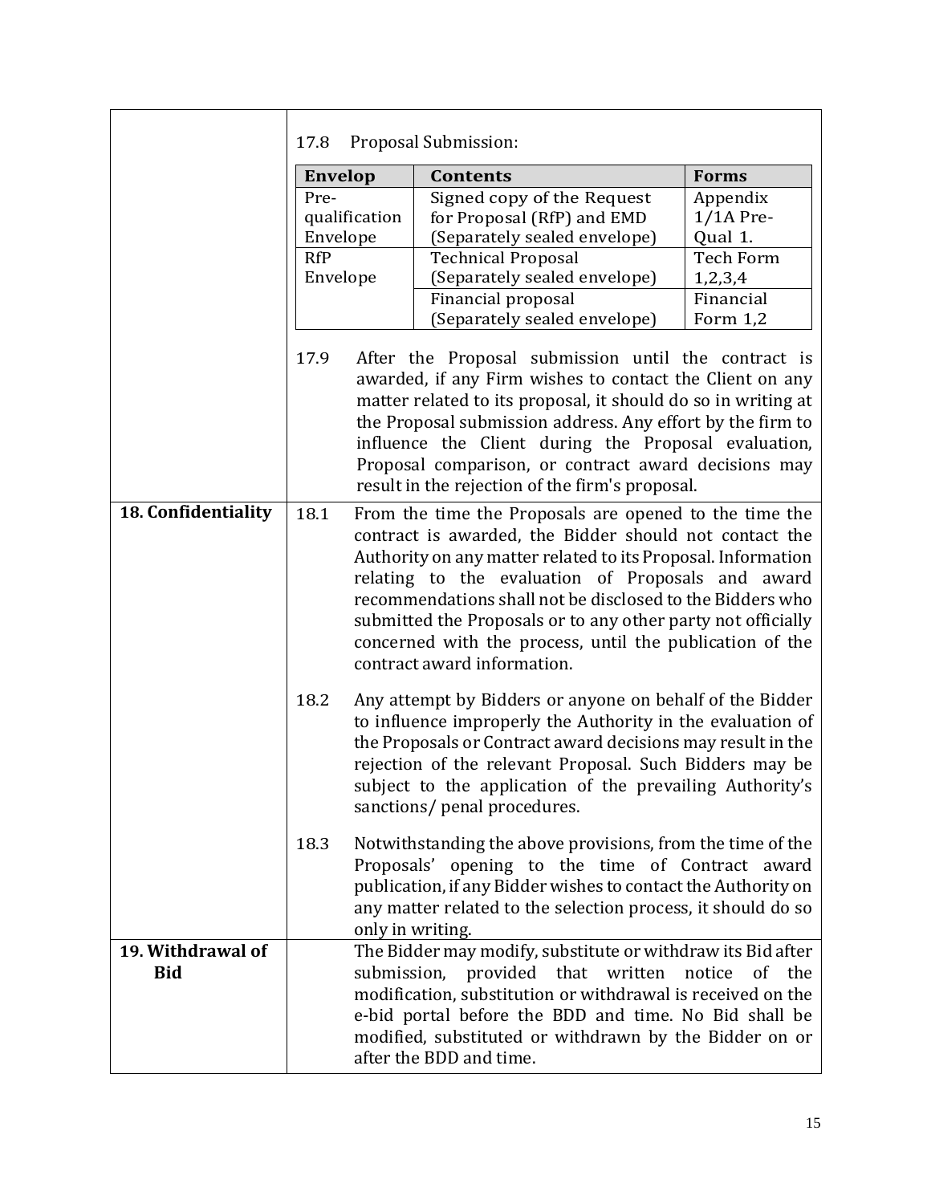17.8 Proposal Submission:

| Envelop | Contents | Forms |
|---|---|---|
| Pre-qualification Envelope | Signed copy of the Request for Proposal (RfP) and EMD (Separately sealed envelope) | Appendix 1/1A Pre-Qual 1. |
| RfP Envelope | Technical Proposal (Separately sealed envelope) | Tech Form 1,2,3,4 |
| | Financial proposal (Separately sealed envelope) | Financial Form 1,2 |

17.9 After the Proposal submission until the contract is awarded, if any Firm wishes to contact the Client on any matter related to its proposal, it should do so in writing at the Proposal submission address. Any effort by the firm to influence the Client during the Proposal evaluation, Proposal comparison, or contract award decisions may result in the rejection of the firm's proposal.

**18. Confidentiality**

18.1 From the time the Proposals are opened to the time the contract is awarded, the Bidder should not contact the Authority on any matter related to its Proposal. Information relating to the evaluation of Proposals and award recommendations shall not be disclosed to the Bidders who submitted the Proposals or to any other party not officially concerned with the process, until the publication of the contract award information.

18.2 Any attempt by Bidders or anyone on behalf of the Bidder to influence improperly the Authority in the evaluation of the Proposals or Contract award decisions may result in the rejection of the relevant Proposal. Such Bidders may be subject to the application of the prevailing Authority's sanctions/ penal procedures.

18.3 Notwithstanding the above provisions, from the time of the Proposals' opening to the time of Contract award publication, if any Bidder wishes to contact the Authority on any matter related to the selection process, it should do so only in writing.

**19. Withdrawal of Bid**

The Bidder may modify, substitute or withdraw its Bid after submission, provided that written notice of the modification, substitution or withdrawal is received on the e-bid portal before the BDD and time. No Bid shall be modified, substituted or withdrawn by the Bidder on or after the BDD and time.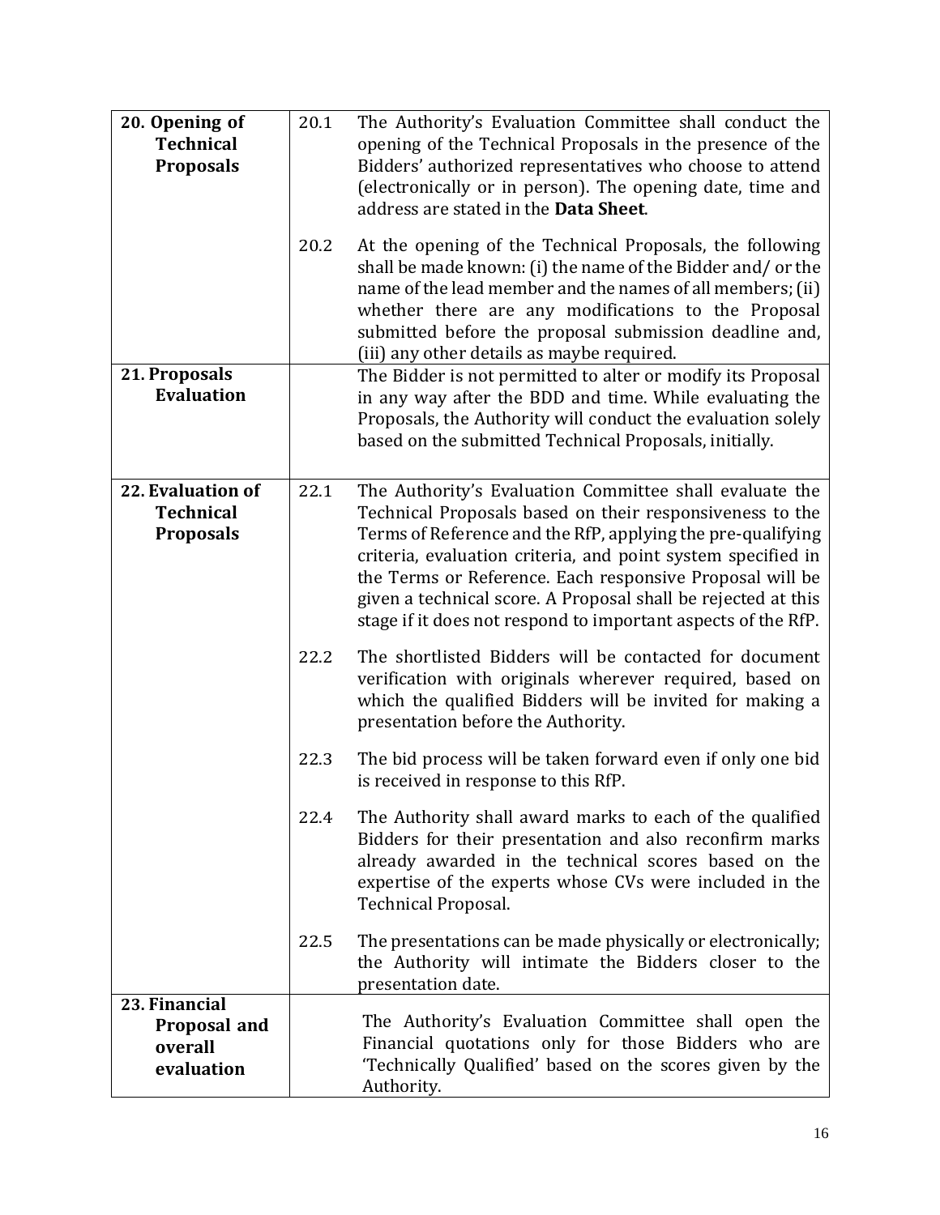| | | |
|---|---|---|
| **20. Opening of Technical Proposals** | 20.1 | The Authority's Evaluation Committee shall conduct the opening of the Technical Proposals in the presence of the Bidders' authorized representatives who choose to attend (electronically or in person). The opening date, time and address are stated in the **Data Sheet**. |
| | 20.2 | At the opening of the Technical Proposals, the following shall be made known: (i) the name of the Bidder and/ or the name of the lead member and the names of all members; (ii) whether there are any modifications to the Proposal submitted before the proposal submission deadline and, (iii) any other details as maybe required. |
| **21. Proposals Evaluation** | | The Bidder is not permitted to alter or modify its Proposal in any way after the BDD and time. While evaluating the Proposals, the Authority will conduct the evaluation solely based on the submitted Technical Proposals, initially. |
| **22. Evaluation of Technical Proposals** | 22.1 | The Authority's Evaluation Committee shall evaluate the Technical Proposals based on their responsiveness to the Terms of Reference and the RfP, applying the pre-qualifying criteria, evaluation criteria, and point system specified in the Terms or Reference. Each responsive Proposal will be given a technical score. A Proposal shall be rejected at this stage if it does not respond to important aspects of the RfP. |
| | 22.2 | The shortlisted Bidders will be contacted for document verification with originals wherever required, based on which the qualified Bidders will be invited for making a presentation before the Authority. |
| | 22.3 | The bid process will be taken forward even if only one bid is received in response to this RfP. |
| | 22.4 | The Authority shall award marks to each of the qualified Bidders for their presentation and also reconfirm marks already awarded in the technical scores based on the expertise of the experts whose CVs were included in the Technical Proposal. |
| | 22.5 | The presentations can be made physically or electronically; the Authority will intimate the Bidders closer to the presentation date. |
| **23. Financial Proposal and overall evaluation** | | The Authority's Evaluation Committee shall open the Financial quotations only for those Bidders who are 'Technically Qualified' based on the scores given by the Authority. |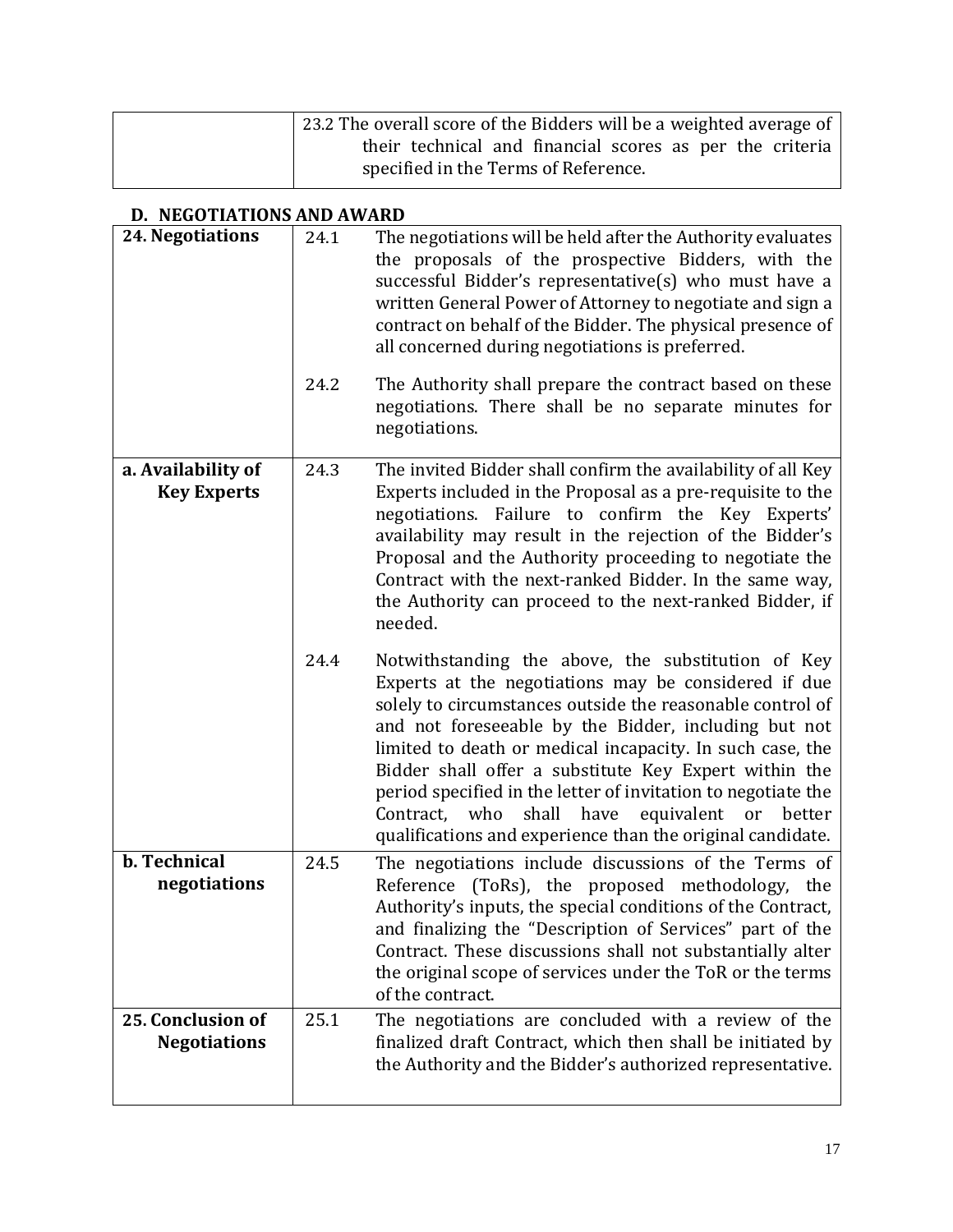| | 23.2 The overall score of the Bidders will be a weighted average of their technical and financial scores as per the criteria specified in the Terms of Reference. |
|---|---|

### D. NEGOTIATIONS AND AWARD

| | | |
|---|---|---|
| **24. Negotiations** | 24.1 | The negotiations will be held after the Authority evaluates the proposals of the prospective Bidders, with the successful Bidder's representative(s) who must have a written General Power of Attorney to negotiate and sign a contract on behalf of the Bidder. The physical presence of all concerned during negotiations is preferred. |
| | 24.2 | The Authority shall prepare the contract based on these negotiations. There shall be no separate minutes for negotiations. |
| **a. Availability of Key Experts** | 24.3 | The invited Bidder shall confirm the availability of all Key Experts included in the Proposal as a pre-requisite to the negotiations. Failure to confirm the Key Experts' availability may result in the rejection of the Bidder's Proposal and the Authority proceeding to negotiate the Contract with the next-ranked Bidder. In the same way, the Authority can proceed to the next-ranked Bidder, if needed. |
| | 24.4 | Notwithstanding the above, the substitution of Key Experts at the negotiations may be considered if due solely to circumstances outside the reasonable control of and not foreseeable by the Bidder, including but not limited to death or medical incapacity. In such case, the Bidder shall offer a substitute Key Expert within the period specified in the letter of invitation to negotiate the Contract, who shall have equivalent or better qualifications and experience than the original candidate. |
| **b. Technical negotiations** | 24.5 | The negotiations include discussions of the Terms of Reference (ToRs), the proposed methodology, the Authority's inputs, the special conditions of the Contract, and finalizing the "Description of Services" part of the Contract. These discussions shall not substantially alter the original scope of services under the ToR or the terms of the contract. |
| **25. Conclusion of Negotiations** | 25.1 | The negotiations are concluded with a review of the finalized draft Contract, which then shall be initiated by the Authority and the Bidder's authorized representative. |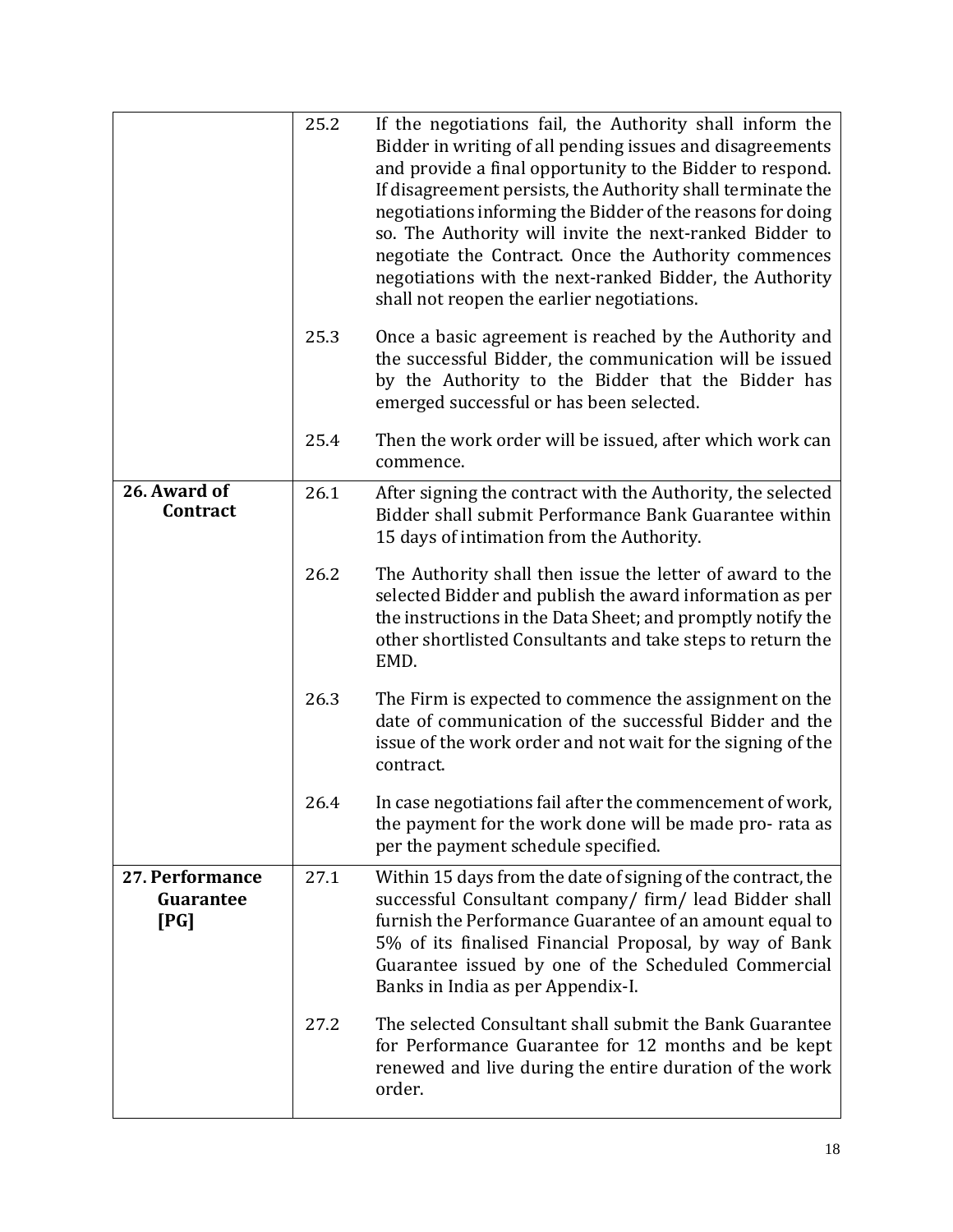| | | |
|---|---|---|
| | 25.2 | If the negotiations fail, the Authority shall inform the Bidder in writing of all pending issues and disagreements and provide a final opportunity to the Bidder to respond. If disagreement persists, the Authority shall terminate the negotiations informing the Bidder of the reasons for doing so. The Authority will invite the next-ranked Bidder to negotiate the Contract. Once the Authority commences negotiations with the next-ranked Bidder, the Authority shall not reopen the earlier negotiations. |
| | 25.3 | Once a basic agreement is reached by the Authority and the successful Bidder, the communication will be issued by the Authority to the Bidder that the Bidder has emerged successful or has been selected. |
| | 25.4 | Then the work order will be issued, after which work can commence. |
| **26. Award of Contract** | 26.1 | After signing the contract with the Authority, the selected Bidder shall submit Performance Bank Guarantee within 15 days of intimation from the Authority. |
| | 26.2 | The Authority shall then issue the letter of award to the selected Bidder and publish the award information as per the instructions in the Data Sheet; and promptly notify the other shortlisted Consultants and take steps to return the EMD. |
| | 26.3 | The Firm is expected to commence the assignment on the date of communication of the successful Bidder and the issue of the work order and not wait for the signing of the contract. |
| | 26.4 | In case negotiations fail after the commencement of work, the payment for the work done will be made pro- rata as per the payment schedule specified. |
| **27. Performance Guarantee [PG]** | 27.1 | Within 15 days from the date of signing of the contract, the successful Consultant company/ firm/ lead Bidder shall furnish the Performance Guarantee of an amount equal to 5% of its finalised Financial Proposal, by way of Bank Guarantee issued by one of the Scheduled Commercial Banks in India as per Appendix-I. |
| | 27.2 | The selected Consultant shall submit the Bank Guarantee for Performance Guarantee for 12 months and be kept renewed and live during the entire duration of the work order. |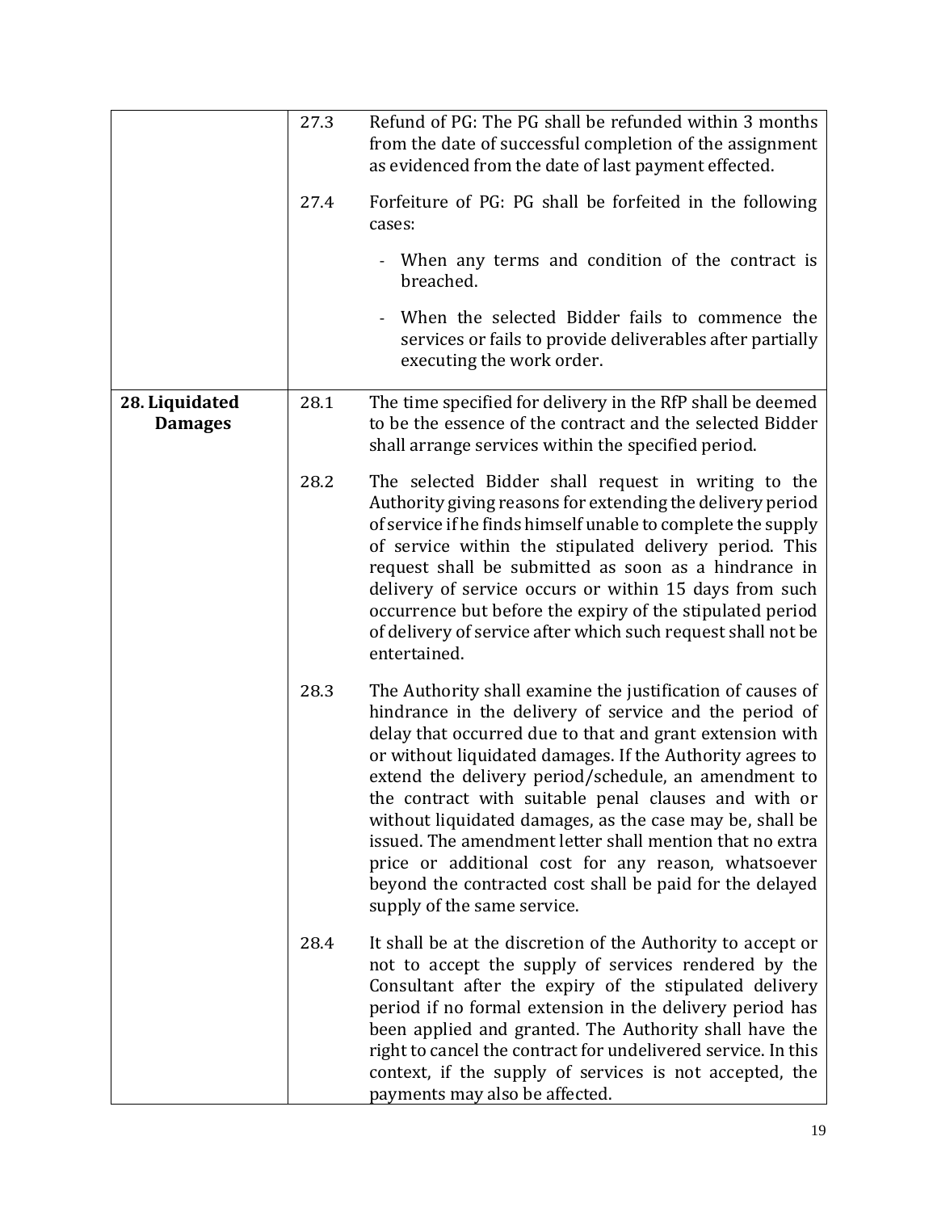| | | |
|---|---|---|
| | 27.3 | Refund of PG: The PG shall be refunded within 3 months from the date of successful completion of the assignment as evidenced from the date of last payment effected. |
| | 27.4 | Forfeiture of PG: PG shall be forfeited in the following cases:<br><br>- When any terms and condition of the contract is breached.<br>- When the selected Bidder fails to commence the services or fails to provide deliverables after partially executing the work order. |
| **28. Liquidated Damages** | 28.1 | The time specified for delivery in the RfP shall be deemed to be the essence of the contract and the selected Bidder shall arrange services within the specified period. |
| | 28.2 | The selected Bidder shall request in writing to the Authority giving reasons for extending the delivery period of service if he finds himself unable to complete the supply of service within the stipulated delivery period. This request shall be submitted as soon as a hindrance in delivery of service occurs or within 15 days from such occurrence but before the expiry of the stipulated period of delivery of service after which such request shall not be entertained. |
| | 28.3 | The Authority shall examine the justification of causes of hindrance in the delivery of service and the period of delay that occurred due to that and grant extension with or without liquidated damages. If the Authority agrees to extend the delivery period/schedule, an amendment to the contract with suitable penal clauses and with or without liquidated damages, as the case may be, shall be issued. The amendment letter shall mention that no extra price or additional cost for any reason, whatsoever beyond the contracted cost shall be paid for the delayed supply of the same service. |
| | 28.4 | It shall be at the discretion of the Authority to accept or not to accept the supply of services rendered by the Consultant after the expiry of the stipulated delivery period if no formal extension in the delivery period has been applied and granted. The Authority shall have the right to cancel the contract for undelivered service. In this context, if the supply of services is not accepted, the payments may also be affected. |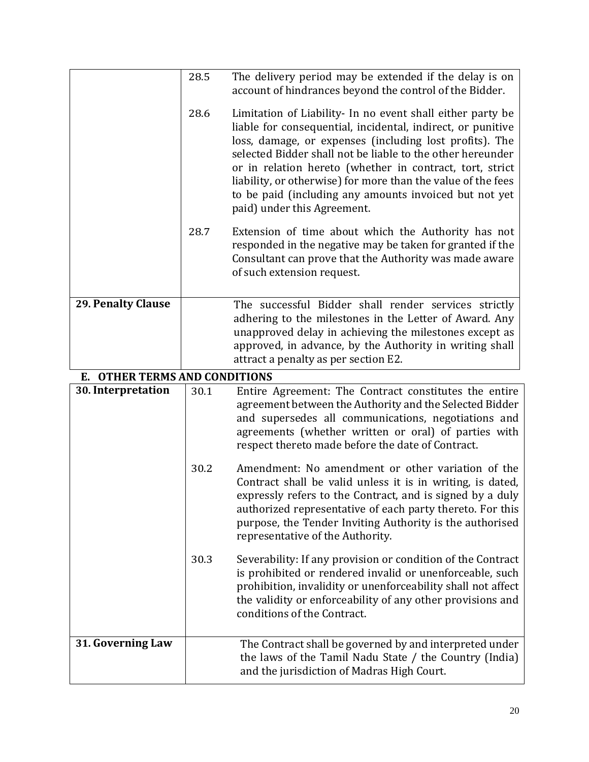| | | |
|---|---|---|
| | 28.5 | The delivery period may be extended if the delay is on account of hindrances beyond the control of the Bidder. |
| | 28.6 | Limitation of Liability- In no event shall either party be liable for consequential, incidental, indirect, or punitive loss, damage, or expenses (including lost profits). The selected Bidder shall not be liable to the other hereunder or in relation hereto (whether in contract, tort, strict liability, or otherwise) for more than the value of the fees to be paid (including any amounts invoiced but not yet paid) under this Agreement. |
| | 28.7 | Extension of time about which the Authority has not responded in the negative may be taken for granted if the Consultant can prove that the Authority was made aware of such extension request. |
| **29. Penalty Clause** | | The successful Bidder shall render services strictly adhering to the milestones in the Letter of Award. Any unapproved delay in achieving the milestones except as approved, in advance, by the Authority in writing shall attract a penalty as per section E2. |

## E. OTHER TERMS AND CONDITIONS

| | | |
|---|---|---|
| **30. Interpretation** | 30.1 | Entire Agreement: The Contract constitutes the entire agreement between the Authority and the Selected Bidder and supersedes all communications, negotiations and agreements (whether written or oral) of parties with respect thereto made before the date of Contract. |
| | 30.2 | Amendment: No amendment or other variation of the Contract shall be valid unless it is in writing, is dated, expressly refers to the Contract, and is signed by a duly authorized representative of each party thereto. For this purpose, the Tender Inviting Authority is the authorised representative of the Authority. |
| | 30.3 | Severability: If any provision or condition of the Contract is prohibited or rendered invalid or unenforceable, such prohibition, invalidity or unenforceability shall not affect the validity or enforceability of any other provisions and conditions of the Contract. |
| **31. Governing Law** | | The Contract shall be governed by and interpreted under the laws of the Tamil Nadu State / the Country (India) and the jurisdiction of Madras High Court. |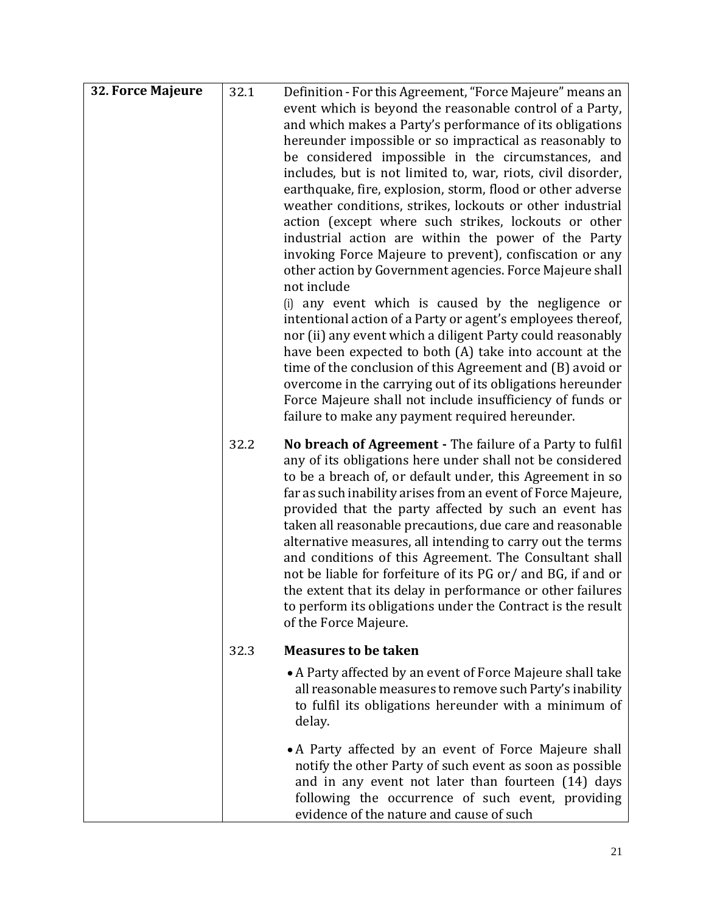| **32. Force Majeure** | 32.1 | Definition - For this Agreement, "Force Majeure" means an event which is beyond the reasonable control of a Party, and which makes a Party's performance of its obligations hereunder impossible or so impractical as reasonably to be considered impossible in the circumstances, and includes, but is not limited to, war, riots, civil disorder, earthquake, fire, explosion, storm, flood or other adverse weather conditions, strikes, lockouts or other industrial action (except where such strikes, lockouts or other industrial action are within the power of the Party invoking Force Majeure to prevent), confiscation or any other action by Government agencies. Force Majeure shall not include<br>(i) any event which is caused by the negligence or intentional action of a Party or agent's employees thereof, nor (ii) any event which a diligent Party could reasonably have been expected to both (A) take into account at the time of the conclusion of this Agreement and (B) avoid or overcome in the carrying out of its obligations hereunder Force Majeure shall not include insufficiency of funds or failure to make any payment required hereunder. |
|---|---|---|
| | 32.2 | **No breach of Agreement -** The failure of a Party to fulfil any of its obligations here under shall not be considered to be a breach of, or default under, this Agreement in so far as such inability arises from an event of Force Majeure, provided that the party affected by such an event has taken all reasonable precautions, due care and reasonable alternative measures, all intending to carry out the terms and conditions of this Agreement. The Consultant shall not be liable for forfeiture of its PG or/ and BG, if and or the extent that its delay in performance or other failures to perform its obligations under the Contract is the result of the Force Majeure. |
| | 32.3 | **Measures to be taken**<br>• A Party affected by an event of Force Majeure shall take all reasonable measures to remove such Party's inability to fulfil its obligations hereunder with a minimum of delay.<br>• A Party affected by an event of Force Majeure shall notify the other Party of such event as soon as possible and in any event not later than fourteen (14) days following the occurrence of such event, providing evidence of the nature and cause of such |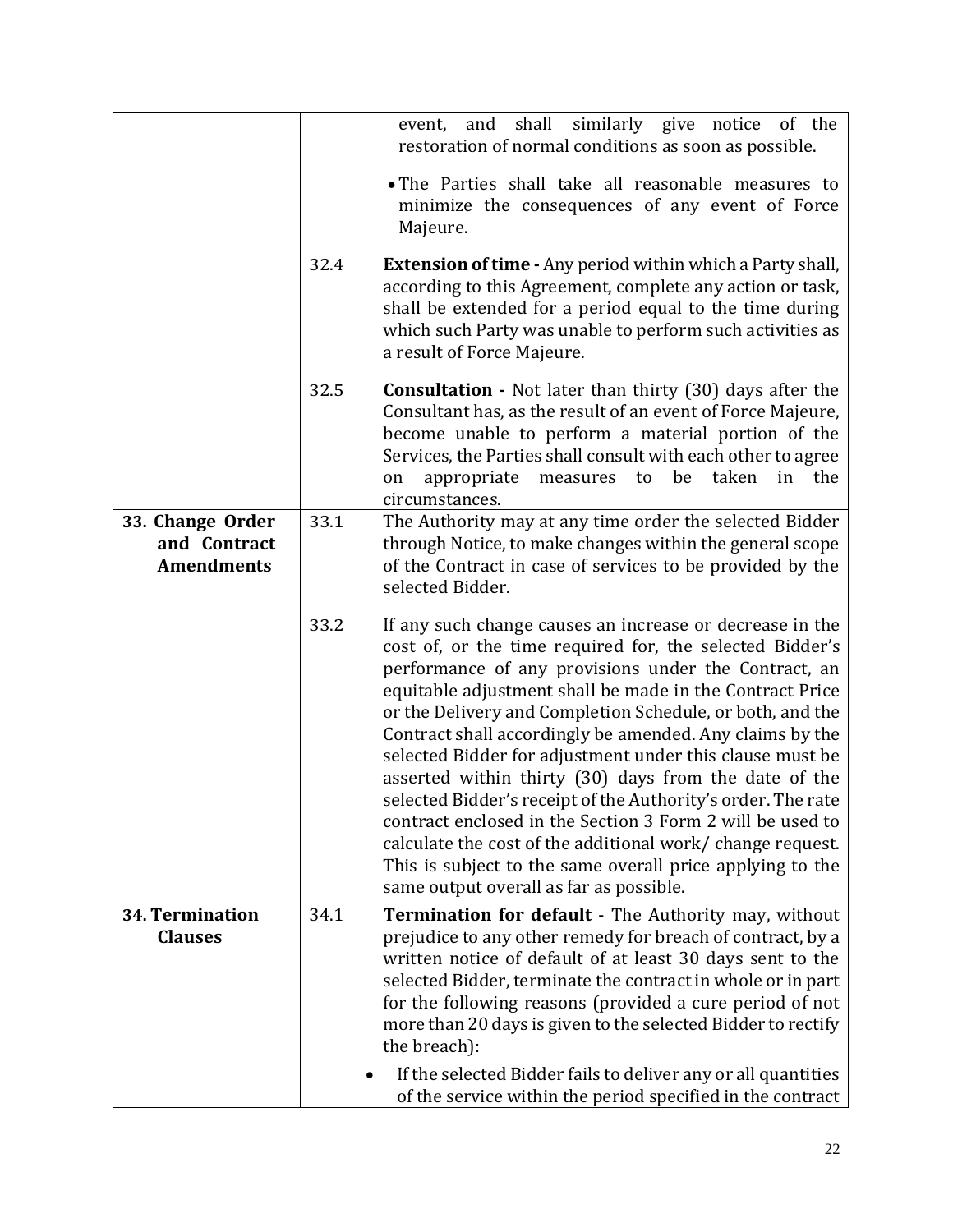| | | |
|---|---|---|
| | | event, and shall similarly give notice of the restoration of normal conditions as soon as possible.<br><br>• The Parties shall take all reasonable measures to minimize the consequences of any event of Force Majeure. |
| | 32.4 | **Extension of time -** Any period within which a Party shall, according to this Agreement, complete any action or task, shall be extended for a period equal to the time during which such Party was unable to perform such activities as a result of Force Majeure. |
| | 32.5 | **Consultation -** Not later than thirty (30) days after the Consultant has, as the result of an event of Force Majeure, become unable to perform a material portion of the Services, the Parties shall consult with each other to agree on appropriate measures to be taken in the circumstances. |
| **33. Change Order and Contract Amendments** | 33.1 | The Authority may at any time order the selected Bidder through Notice, to make changes within the general scope of the Contract in case of services to be provided by the selected Bidder. |
| | 33.2 | If any such change causes an increase or decrease in the cost of, or the time required for, the selected Bidder's performance of any provisions under the Contract, an equitable adjustment shall be made in the Contract Price or the Delivery and Completion Schedule, or both, and the Contract shall accordingly be amended. Any claims by the selected Bidder for adjustment under this clause must be asserted within thirty (30) days from the date of the selected Bidder's receipt of the Authority's order. The rate contract enclosed in the Section 3 Form 2 will be used to calculate the cost of the additional work/ change request. This is subject to the same overall price applying to the same output overall as far as possible. |
| **34. Termination Clauses** | 34.1 | **Termination for default** - The Authority may, without prejudice to any other remedy for breach of contract, by a written notice of default of at least 30 days sent to the selected Bidder, terminate the contract in whole or in part for the following reasons (provided a cure period of not more than 20 days is given to the selected Bidder to rectify the breach):<br><br>• If the selected Bidder fails to deliver any or all quantities of the service within the period specified in the contract |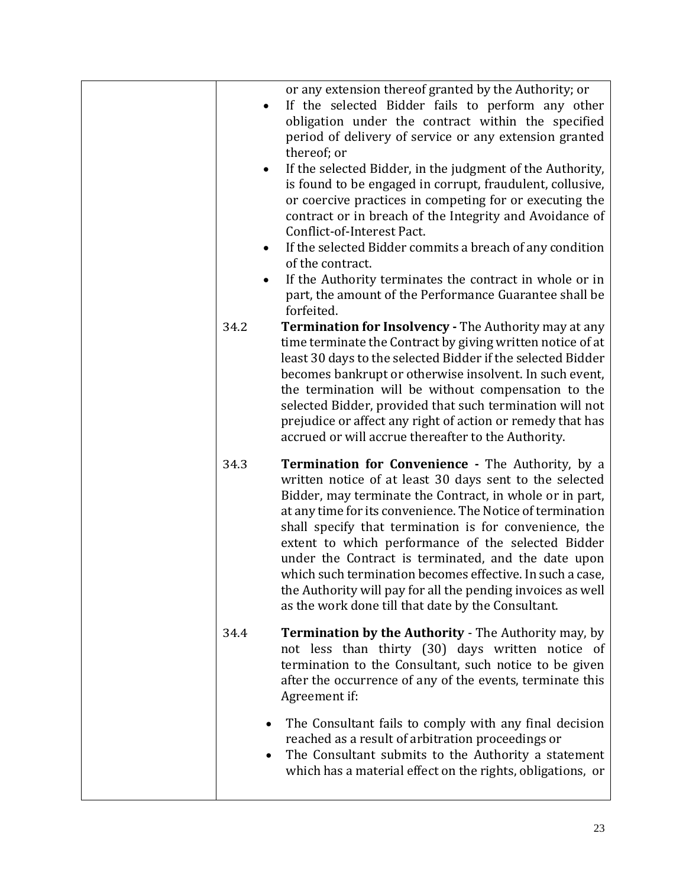or any extension thereof granted by the Authority; or

- If the selected Bidder fails to perform any other obligation under the contract within the specified period of delivery of service or any extension granted thereof; or
- If the selected Bidder, in the judgment of the Authority, is found to be engaged in corrupt, fraudulent, collusive, or coercive practices in competing for or executing the contract or in breach of the Integrity and Avoidance of Conflict-of-Interest Pact.
- If the selected Bidder commits a breach of any condition of the contract.
- If the Authority terminates the contract in whole or in part, the amount of the Performance Guarantee shall be forfeited.

34.2 **Termination for Insolvency -** The Authority may at any time terminate the Contract by giving written notice of at least 30 days to the selected Bidder if the selected Bidder becomes bankrupt or otherwise insolvent. In such event, the termination will be without compensation to the selected Bidder, provided that such termination will not prejudice or affect any right of action or remedy that has accrued or will accrue thereafter to the Authority.

34.3 **Termination for Convenience -** The Authority, by a written notice of at least 30 days sent to the selected Bidder, may terminate the Contract, in whole or in part, at any time for its convenience. The Notice of termination shall specify that termination is for convenience, the extent to which performance of the selected Bidder under the Contract is terminated, and the date upon which such termination becomes effective. In such a case, the Authority will pay for all the pending invoices as well as the work done till that date by the Consultant.

34.4 **Termination by the Authority** - The Authority may, by not less than thirty (30) days written notice of termination to the Consultant, such notice to be given after the occurrence of any of the events, terminate this Agreement if:

- The Consultant fails to comply with any final decision reached as a result of arbitration proceedings or
- The Consultant submits to the Authority a statement which has a material effect on the rights, obligations, or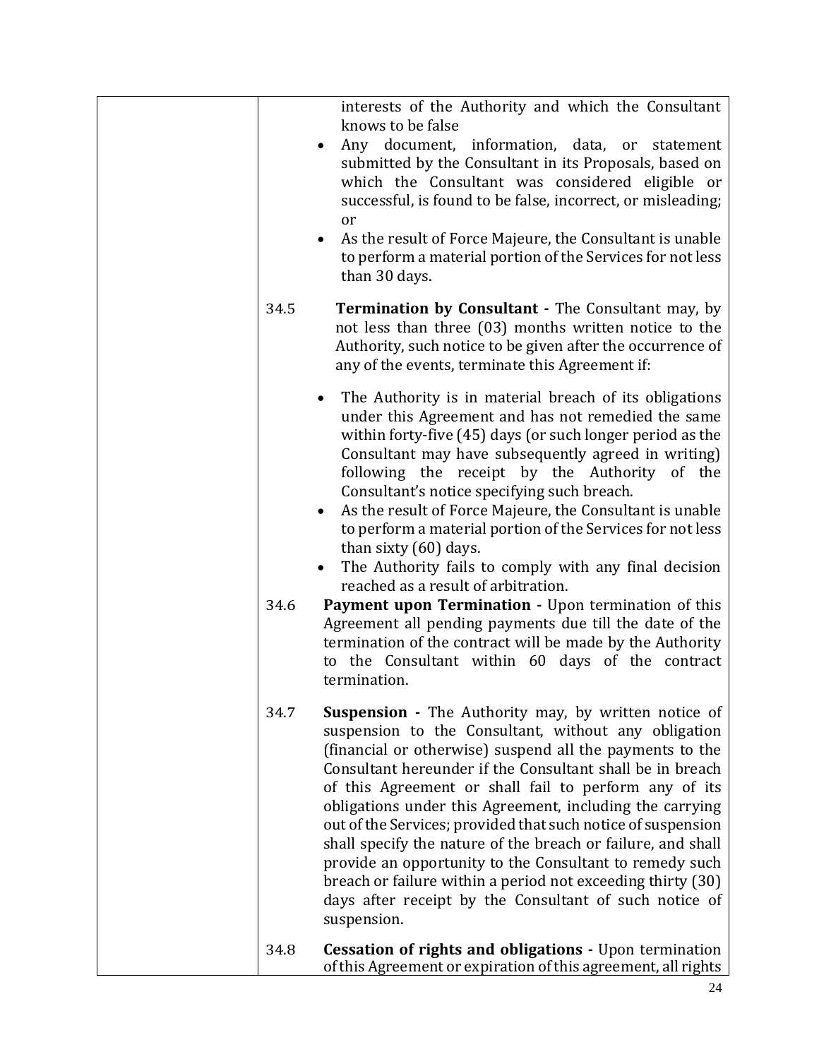interests of the Authority and which the Consultant knows to be false

- Any document, information, data, or statement submitted by the Consultant in its Proposals, based on which the Consultant was considered eligible or successful, is found to be false, incorrect, or misleading; or
- As the result of Force Majeure, the Consultant is unable to perform a material portion of the Services for not less than 30 days.

34.5 **Termination by Consultant -** The Consultant may, by not less than three (03) months written notice to the Authority, such notice to be given after the occurrence of any of the events, terminate this Agreement if:

- The Authority is in material breach of its obligations under this Agreement and has not remedied the same within forty-five (45) days (or such longer period as the Consultant may have subsequently agreed in writing) following the receipt by the Authority of the Consultant's notice specifying such breach.
- As the result of Force Majeure, the Consultant is unable to perform a material portion of the Services for not less than sixty (60) days.
- The Authority fails to comply with any final decision reached as a result of arbitration.

34.6 **Payment upon Termination -** Upon termination of this Agreement all pending payments due till the date of the termination of the contract will be made by the Authority to the Consultant within 60 days of the contract termination.

34.7 **Suspension -** The Authority may, by written notice of suspension to the Consultant, without any obligation (financial or otherwise) suspend all the payments to the Consultant hereunder if the Consultant shall be in breach of this Agreement or shall fail to perform any of its obligations under this Agreement, including the carrying out of the Services; provided that such notice of suspension shall specify the nature of the breach or failure, and shall provide an opportunity to the Consultant to remedy such breach or failure within a period not exceeding thirty (30) days after receipt by the Consultant of such notice of suspension.

34.8 **Cessation of rights and obligations -** Upon termination of this Agreement or expiration of this agreement, all rights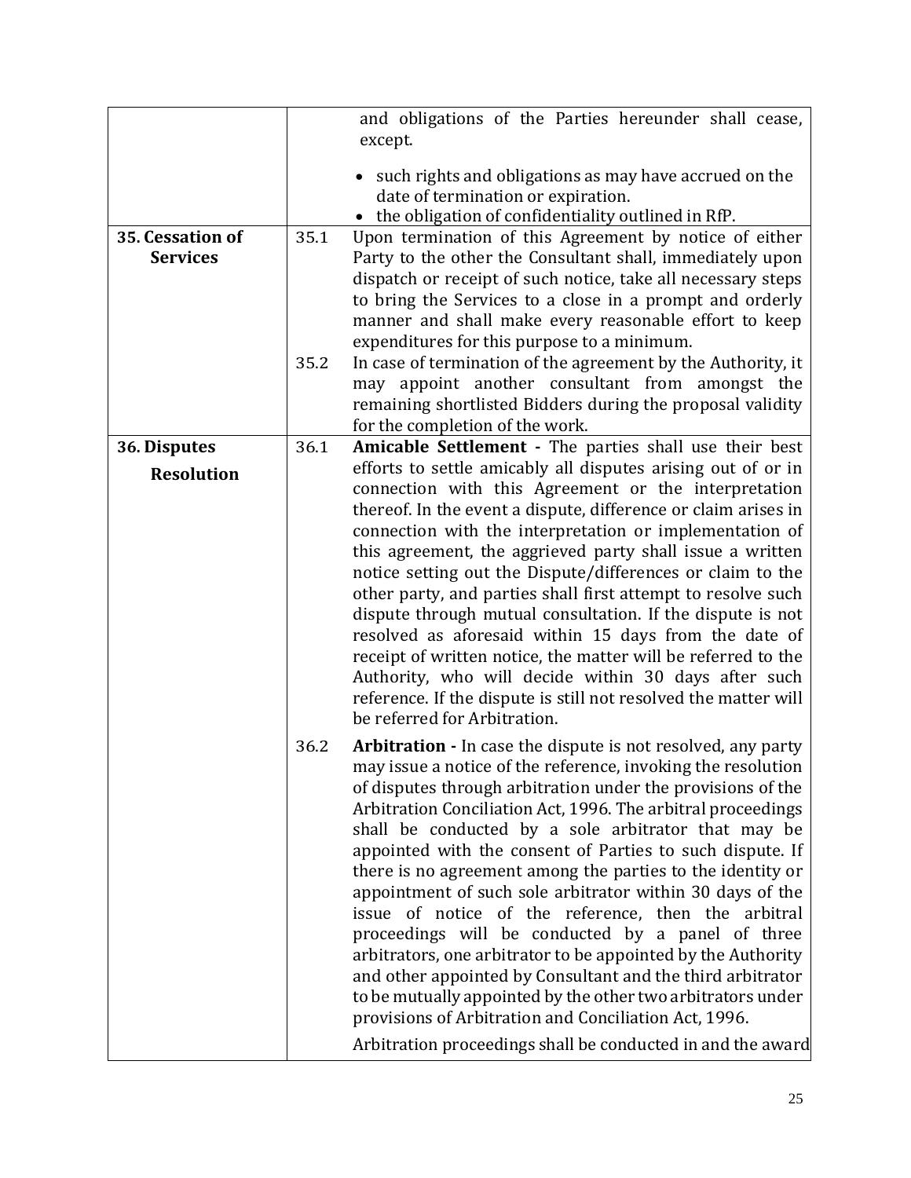| | | |
|---|---|---|
| | | and obligations of the Parties hereunder shall cease, except.<br><br>• such rights and obligations as may have accrued on the date of termination or expiration.<br>• the obligation of confidentiality outlined in RfP. |
| **35. Cessation of Services** | 35.1 | Upon termination of this Agreement by notice of either Party to the other the Consultant shall, immediately upon dispatch or receipt of such notice, take all necessary steps to bring the Services to a close in a prompt and orderly manner and shall make every reasonable effort to keep expenditures for this purpose to a minimum. |
| | 35.2 | In case of termination of the agreement by the Authority, it may appoint another consultant from amongst the remaining shortlisted Bidders during the proposal validity for the completion of the work. |
| **36. Disputes Resolution** | 36.1 | **Amicable Settlement -** The parties shall use their best efforts to settle amicably all disputes arising out of or in connection with this Agreement or the interpretation thereof. In the event a dispute, difference or claim arises in connection with the interpretation or implementation of this agreement, the aggrieved party shall issue a written notice setting out the Dispute/differences or claim to the other party, and parties shall first attempt to resolve such dispute through mutual consultation. If the dispute is not resolved as aforesaid within 15 days from the date of receipt of written notice, the matter will be referred to the Authority, who will decide within 30 days after such reference. If the dispute is still not resolved the matter will be referred for Arbitration. |
| | 36.2 | **Arbitration -** In case the dispute is not resolved, any party may issue a notice of the reference, invoking the resolution of disputes through arbitration under the provisions of the Arbitration Conciliation Act, 1996. The arbitral proceedings shall be conducted by a sole arbitrator that may be appointed with the consent of Parties to such dispute. If there is no agreement among the parties to the identity or appointment of such sole arbitrator within 30 days of the issue of notice of the reference, then the arbitral proceedings will be conducted by a panel of three arbitrators, one arbitrator to be appointed by the Authority and other appointed by Consultant and the third arbitrator to be mutually appointed by the other two arbitrators under provisions of Arbitration and Conciliation Act, 1996.<br><br>Arbitration proceedings shall be conducted in and the award |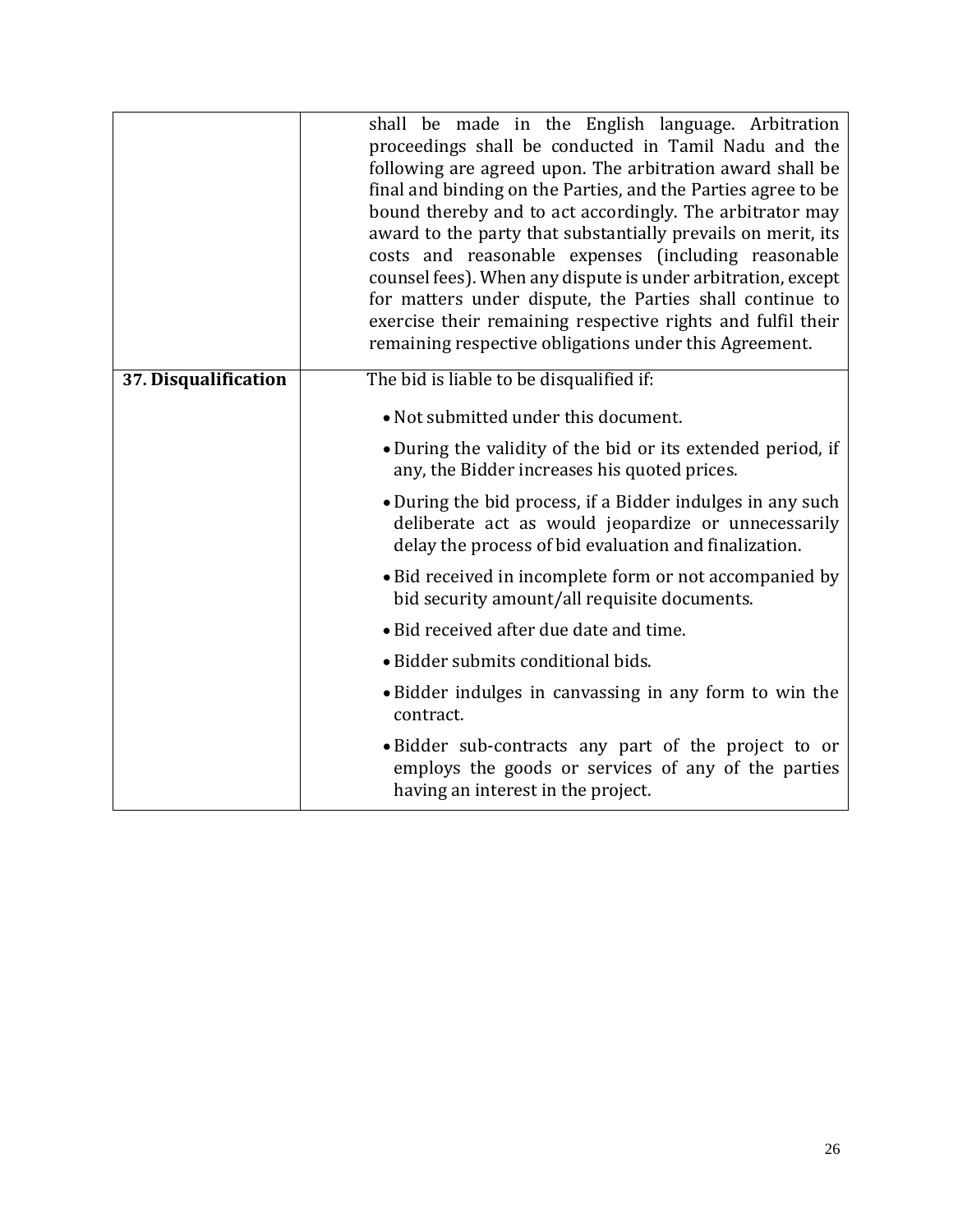| | |
|---|---|
| | shall be made in the English language. Arbitration proceedings shall be conducted in Tamil Nadu and the following are agreed upon. The arbitration award shall be final and binding on the Parties, and the Parties agree to be bound thereby and to act accordingly. The arbitrator may award to the party that substantially prevails on merit, its costs and reasonable expenses (including reasonable counsel fees). When any dispute is under arbitration, except for matters under dispute, the Parties shall continue to exercise their remaining respective rights and fulfil their remaining respective obligations under this Agreement. |
| **37. Disqualification** | The bid is liable to be disqualified if:<br>• Not submitted under this document.<br>• During the validity of the bid or its extended period, if any, the Bidder increases his quoted prices.<br>• During the bid process, if a Bidder indulges in any such deliberate act as would jeopardize or unnecessarily delay the process of bid evaluation and finalization.<br>• Bid received in incomplete form or not accompanied by bid security amount/all requisite documents.<br>• Bid received after due date and time.<br>• Bidder submits conditional bids.<br>• Bidder indulges in canvassing in any form to win the contract.<br>• Bidder sub-contracts any part of the project to or employs the goods or services of any of the parties having an interest in the project. |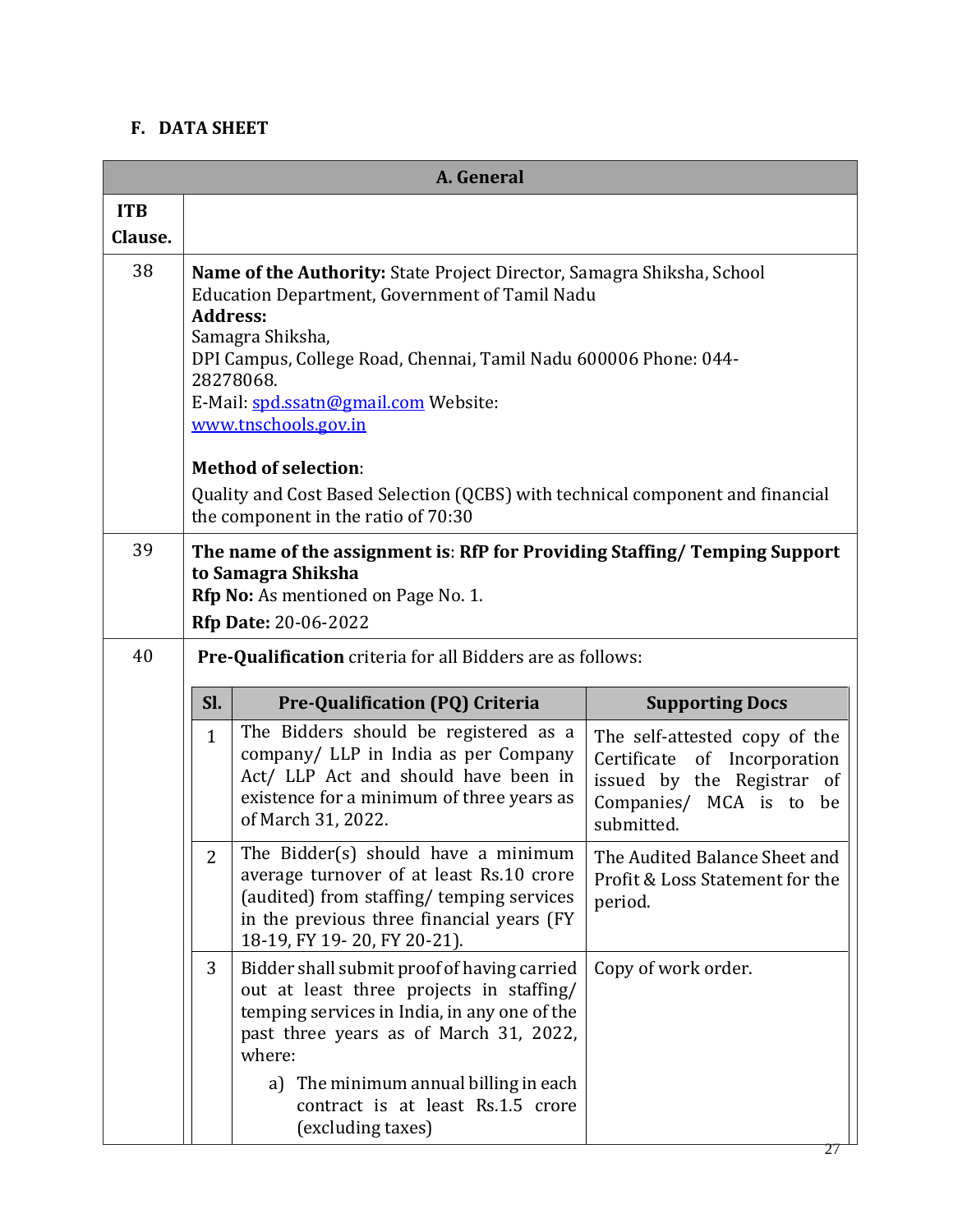## F. DATA SHEET

| A. General | |
|---|---|
| **ITB Clause.** | |
| 38 | **Name of the Authority:** State Project Director, Samagra Shiksha, School Education Department, Government of Tamil Nadu<br>**Address:**<br>Samagra Shiksha,<br>DPI Campus, College Road, Chennai, Tamil Nadu 600006 Phone: 044-28278068.<br>E-Mail: spd.ssatn@gmail.com Website: www.tnschools.gov.in<br><br>**Method of selection**:<br>Quality and Cost Based Selection (QCBS) with technical component and financial the component in the ratio of 70:30 |
| 39 | **The name of the assignment is**: **RfP for Providing Staffing/ Temping Support to Samagra Shiksha**<br>**Rfp No:** As mentioned on Page No. 1.<br>**Rfp Date:** 20-06-2022 |
| 40 | **Pre-Qualification** criteria for all Bidders are as follows: |

| Sl. | Pre-Qualification (PQ) Criteria | Supporting Docs |
|---|---|---|
| 1 | The Bidders should be registered as a company/ LLP in India as per Company Act/ LLP Act and should have been in existence for a minimum of three years as of March 31, 2022. | The self-attested copy of the Certificate of Incorporation issued by the Registrar of Companies/ MCA is to be submitted. |
| 2 | The Bidder(s) should have a minimum average turnover of at least Rs.10 crore (audited) from staffing/ temping services in the previous three financial years (FY 18-19, FY 19- 20, FY 20-21). | The Audited Balance Sheet and Profit & Loss Statement for the period. |
| 3 | Bidder shall submit proof of having carried out at least three projects in staffing/ temping services in India, in any one of the past three years as of March 31, 2022, where:<br>a) The minimum annual billing in each contract is at least Rs.1.5 crore (excluding taxes) | Copy of work order. |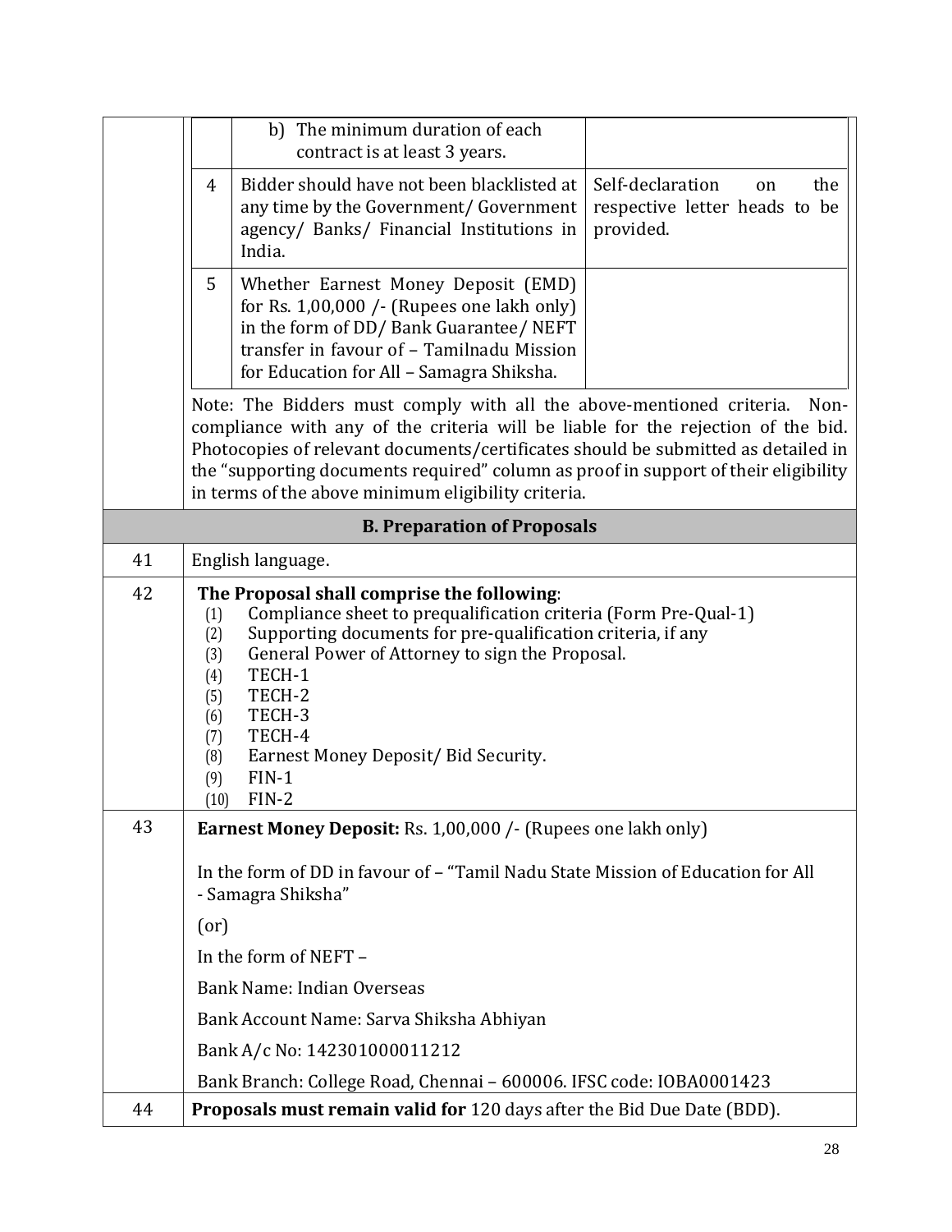| | | | |
|---|---|---|---|
| | | b) The minimum duration of each contract is at least 3 years. | |
| | 4 | Bidder should have not been blacklisted at any time by the Government/ Government agency/ Banks/ Financial Institutions in India. | Self-declaration on the respective letter heads to be provided. |
| | 5 | Whether Earnest Money Deposit (EMD) for Rs. 1,00,000 /- (Rupees one lakh only) in the form of DD/ Bank Guarantee/ NEFT transfer in favour of – Tamilnadu Mission for Education for All – Samagra Shiksha. | |
| | Note: The Bidders must comply with all the above-mentioned criteria. Non-compliance with any of the criteria will be liable for the rejection of the bid. Photocopies of relevant documents/certificates should be submitted as detailed in the "supporting documents required" column as proof in support of their eligibility in terms of the above minimum eligibility criteria. | | |

| | **B. Preparation of Proposals** |
|---|---|
| 41 | English language. |
| 42 | **The Proposal shall comprise the following**:<br>(1) Compliance sheet to prequalification criteria (Form Pre-Qual-1)<br>(2) Supporting documents for pre-qualification criteria, if any<br>(3) General Power of Attorney to sign the Proposal.<br>(4) TECH-1<br>(5) TECH-2<br>(6) TECH-3<br>(7) TECH-4<br>(8) Earnest Money Deposit/ Bid Security.<br>(9) FIN-1<br>(10) FIN-2 |
| 43 | **Earnest Money Deposit:** Rs. 1,00,000 /- (Rupees one lakh only)<br><br>In the form of DD in favour of – "Tamil Nadu State Mission of Education for All - Samagra Shiksha"<br><br>(or)<br><br>In the form of NEFT –<br><br>Bank Name: Indian Overseas<br><br>Bank Account Name: Sarva Shiksha Abhiyan<br><br>Bank A/c No: 142301000011212<br><br>Bank Branch: College Road, Chennai – 600006. IFSC code: IOBA0001423 |
| 44 | **Proposals must remain valid for** 120 days after the Bid Due Date (BDD). |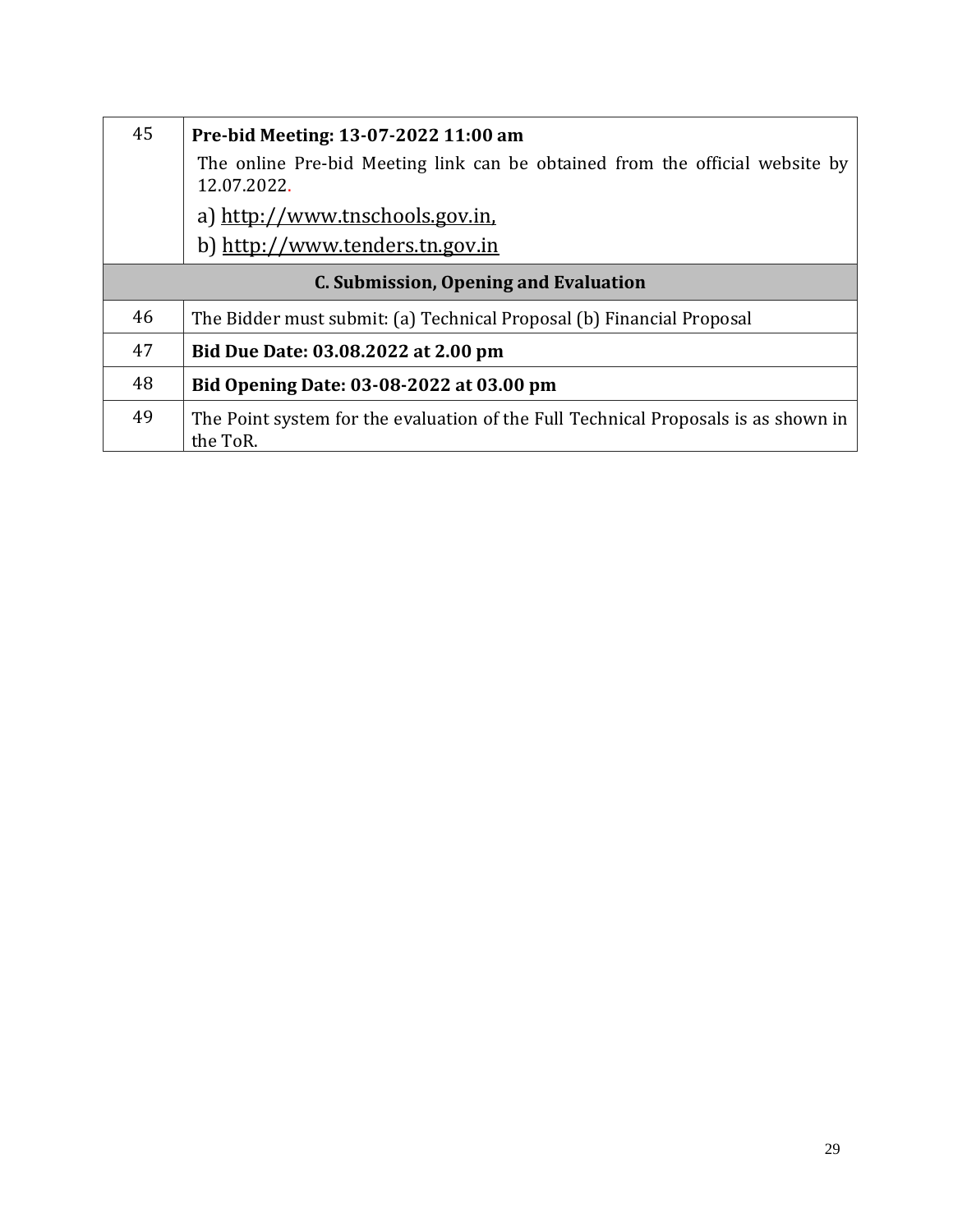| 45 | **Pre-bid Meeting: 13-07-2022 11:00 am**<br>The online Pre-bid Meeting link can be obtained from the official website by 12.07.2022.<br>a) http://www.tnschools.gov.in,<br>b) http://www.tenders.tn.gov.in |
|---|---|
| **C. Submission, Opening and Evaluation** | |
| 46 | The Bidder must submit: (a) Technical Proposal (b) Financial Proposal |
| 47 | **Bid Due Date: 03.08.2022 at 2.00 pm** |
| 48 | **Bid Opening Date: 03-08-2022 at 03.00 pm** |
| 49 | The Point system for the evaluation of the Full Technical Proposals is as shown in the ToR. |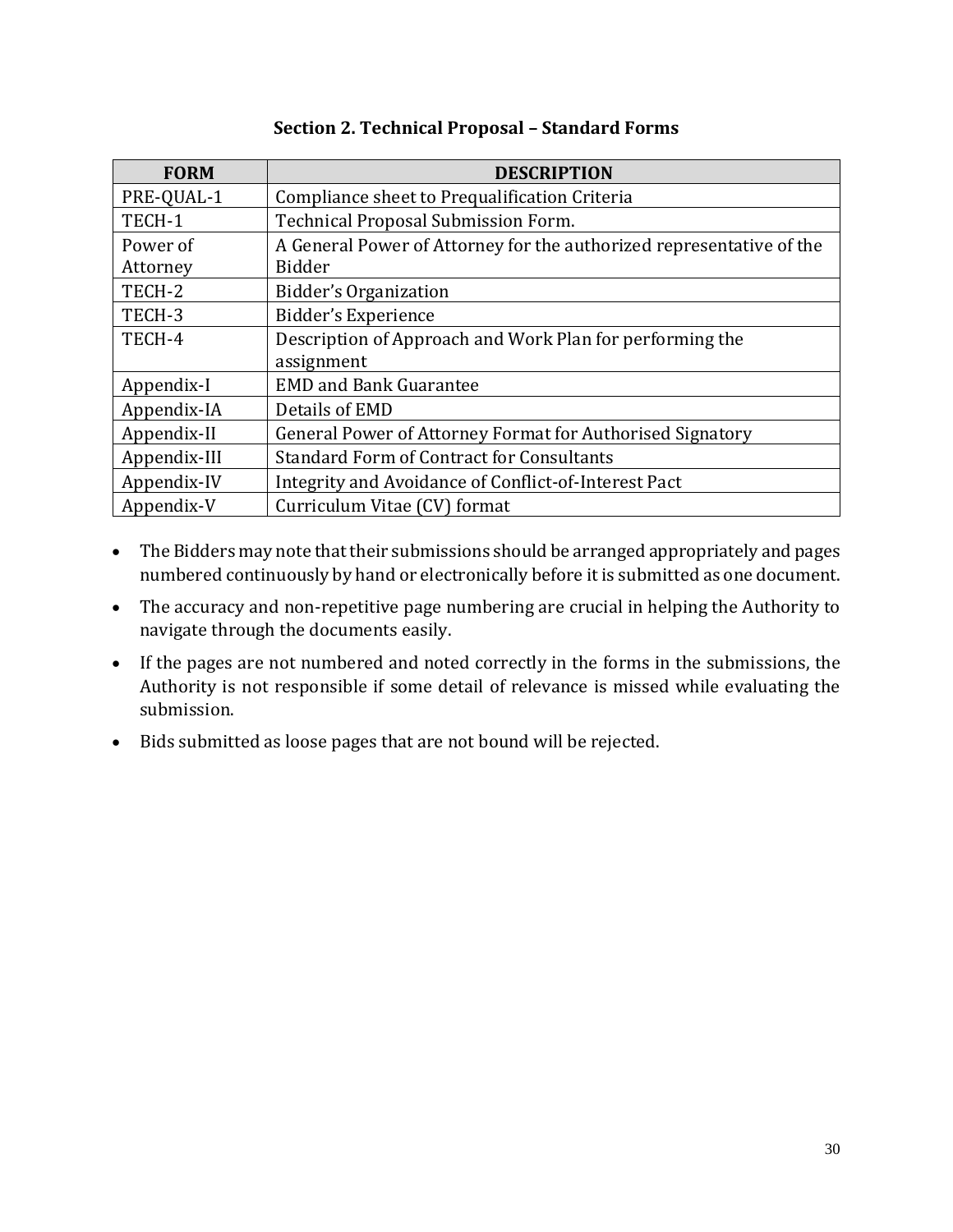## Section 2. Technical Proposal – Standard Forms

| FORM | DESCRIPTION |
|---|---|
| PRE-QUAL-1 | Compliance sheet to Prequalification Criteria |
| TECH-1 | Technical Proposal Submission Form. |
| Power of Attorney | A General Power of Attorney for the authorized representative of the Bidder |
| TECH-2 | Bidder's Organization |
| TECH-3 | Bidder's Experience |
| TECH-4 | Description of Approach and Work Plan for performing the assignment |
| Appendix-I | EMD and Bank Guarantee |
| Appendix-IA | Details of EMD |
| Appendix-II | General Power of Attorney Format for Authorised Signatory |
| Appendix-III | Standard Form of Contract for Consultants |
| Appendix-IV | Integrity and Avoidance of Conflict-of-Interest Pact |
| Appendix-V | Curriculum Vitae (CV) format |

- The Bidders may note that their submissions should be arranged appropriately and pages numbered continuously by hand or electronically before it is submitted as one document.
- The accuracy and non-repetitive page numbering are crucial in helping the Authority to navigate through the documents easily.
- If the pages are not numbered and noted correctly in the forms in the submissions, the Authority is not responsible if some detail of relevance is missed while evaluating the submission.
- Bids submitted as loose pages that are not bound will be rejected.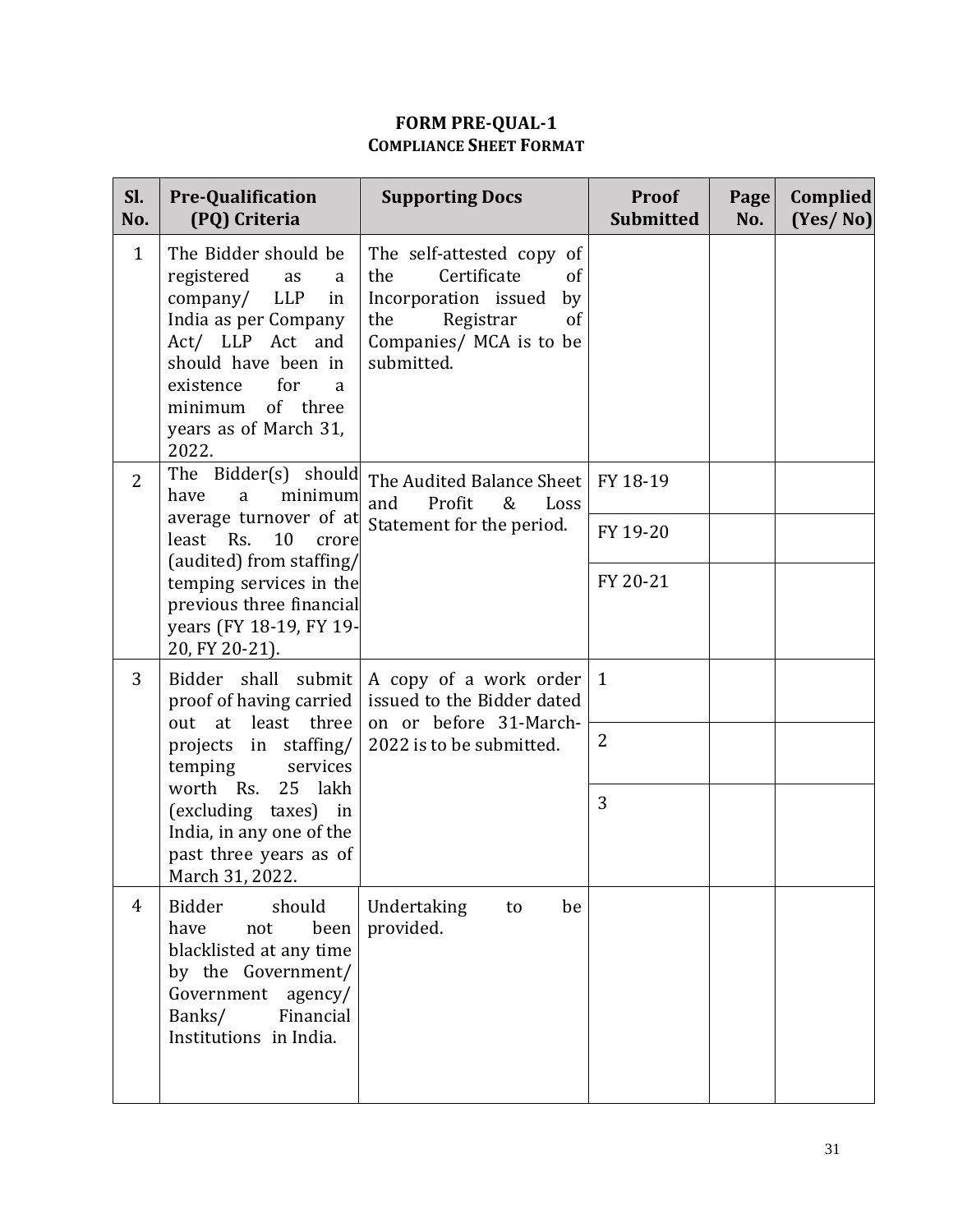**FORM PRE-QUAL-1**
**COMPLIANCE SHEET FORMAT**

| Sl. No. | Pre-Qualification (PQ) Criteria | Supporting Docs | Proof Submitted | Page No. | Complied (Yes/ No) |
|---|---|---|---|---|---|
| 1 | The Bidder should be registered as a company/ LLP in India as per Company Act/ LLP Act and should have been in existence for a minimum of three years as of March 31, 2022. | The self-attested copy of the Certificate of Incorporation issued by the Registrar of Companies/ MCA is to be submitted. | | | |
| 2 | The Bidder(s) should have a minimum average turnover of at least Rs. 10 crore (audited) from staffing/ temping services in the previous three financial years (FY 18-19, FY 19-20, FY 20-21). | The Audited Balance Sheet and Profit & Loss Statement for the period. | FY 18-19 | | |
| | | | FY 19-20 | | |
| | | | FY 20-21 | | |
| 3 | Bidder shall submit proof of having carried out at least three projects in staffing/ temping services worth Rs. 25 lakh (excluding taxes) in India, in any one of the past three years as of March 31, 2022. | A copy of a work order issued to the Bidder dated on or before 31-March-2022 is to be submitted. | 1 | | |
| | | | 2 | | |
| | | | 3 | | |
| 4 | Bidder should have not been blacklisted at any time by the Government/ Government agency/ Banks/ Financial Institutions in India. | Undertaking to be provided. | | | |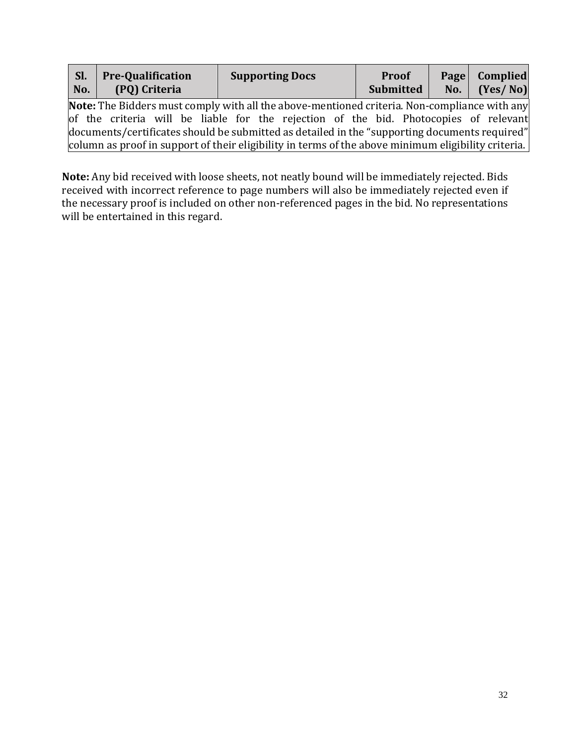| Sl. No. | Pre-Qualification (PQ) Criteria | Supporting Docs | Proof Submitted | Page No. | Complied (Yes/ No) |
|---|---|---|---|---|---|
| **Note:** The Bidders must comply with all the above-mentioned criteria. Non-compliance with any of the criteria will be liable for the rejection of the bid. Photocopies of relevant documents/certificates should be submitted as detailed in the "supporting documents required" column as proof in support of their eligibility in terms of the above minimum eligibility criteria. | | | | | |

**Note:** Any bid received with loose sheets, not neatly bound will be immediately rejected. Bids received with incorrect reference to page numbers will also be immediately rejected even if the necessary proof is included on other non-referenced pages in the bid. No representations will be entertained in this regard.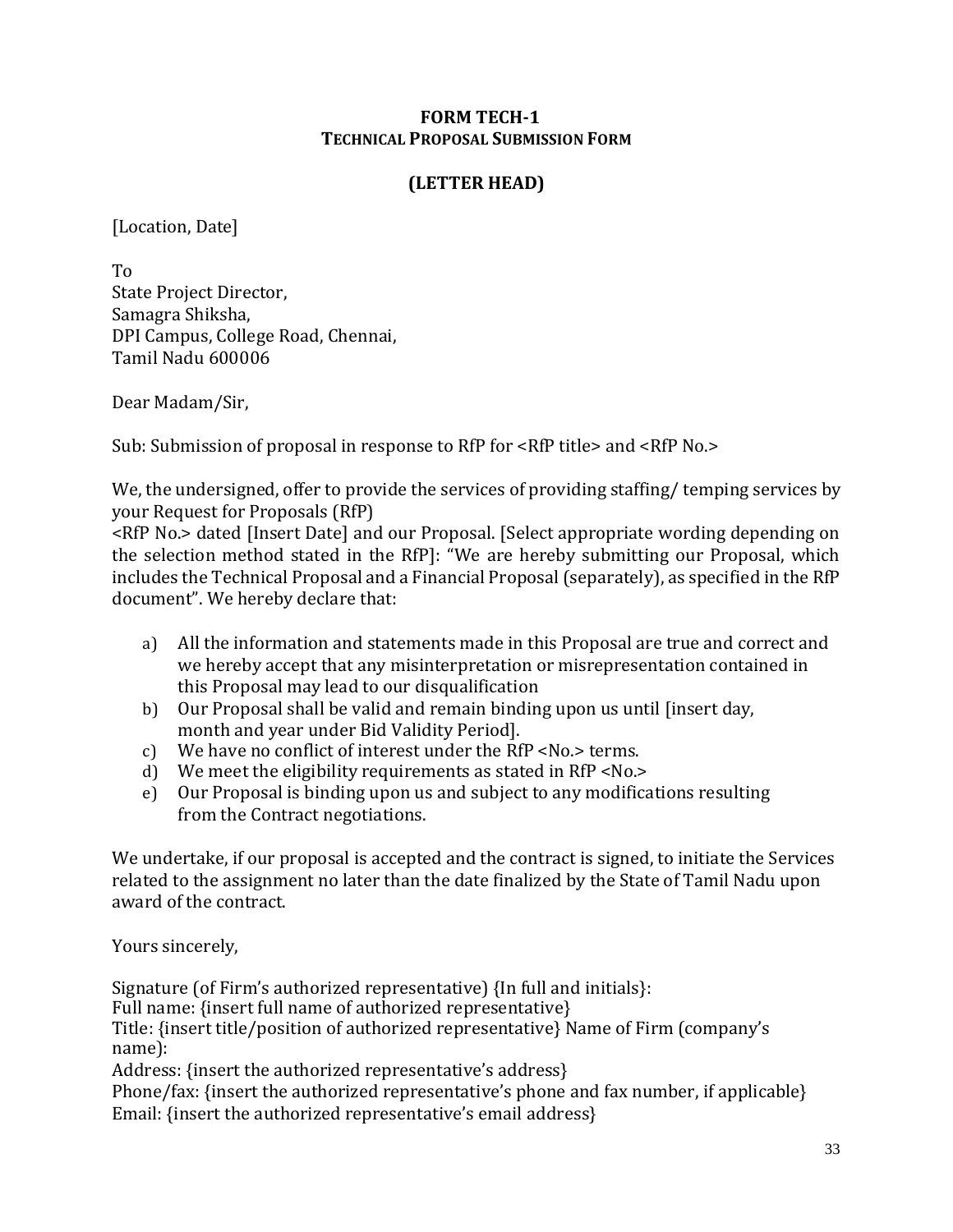## FORM TECH-1
### TECHNICAL PROPOSAL SUBMISSION FORM

### (LETTER HEAD)

[Location, Date]

To
State Project Director,
Samagra Shiksha,
DPI Campus, College Road, Chennai,
Tamil Nadu 600006

Dear Madam/Sir,

Sub: Submission of proposal in response to RfP for <RfP title> and <RfP No.>

We, the undersigned, offer to provide the services of providing staffing/ temping services by your Request for Proposals (RfP)
<RfP No.> dated [Insert Date] and our Proposal. [Select appropriate wording depending on the selection method stated in the RfP]: "We are hereby submitting our Proposal, which includes the Technical Proposal and a Financial Proposal (separately), as specified in the RfP document". We hereby declare that:

a) All the information and statements made in this Proposal are true and correct and we hereby accept that any misinterpretation or misrepresentation contained in this Proposal may lead to our disqualification
b) Our Proposal shall be valid and remain binding upon us until [insert day, month and year under Bid Validity Period].
c) We have no conflict of interest under the RfP <No.> terms.
d) We meet the eligibility requirements as stated in RfP <No.>
e) Our Proposal is binding upon us and subject to any modifications resulting from the Contract negotiations.

We undertake, if our proposal is accepted and the contract is signed, to initiate the Services related to the assignment no later than the date finalized by the State of Tamil Nadu upon award of the contract.

Yours sincerely,

Signature (of Firm's authorized representative) {In full and initials}:
Full name: {insert full name of authorized representative}
Title: {insert title/position of authorized representative} Name of Firm (company's name):
Address: {insert the authorized representative's address}
Phone/fax: {insert the authorized representative's phone and fax number, if applicable}
Email: {insert the authorized representative's email address}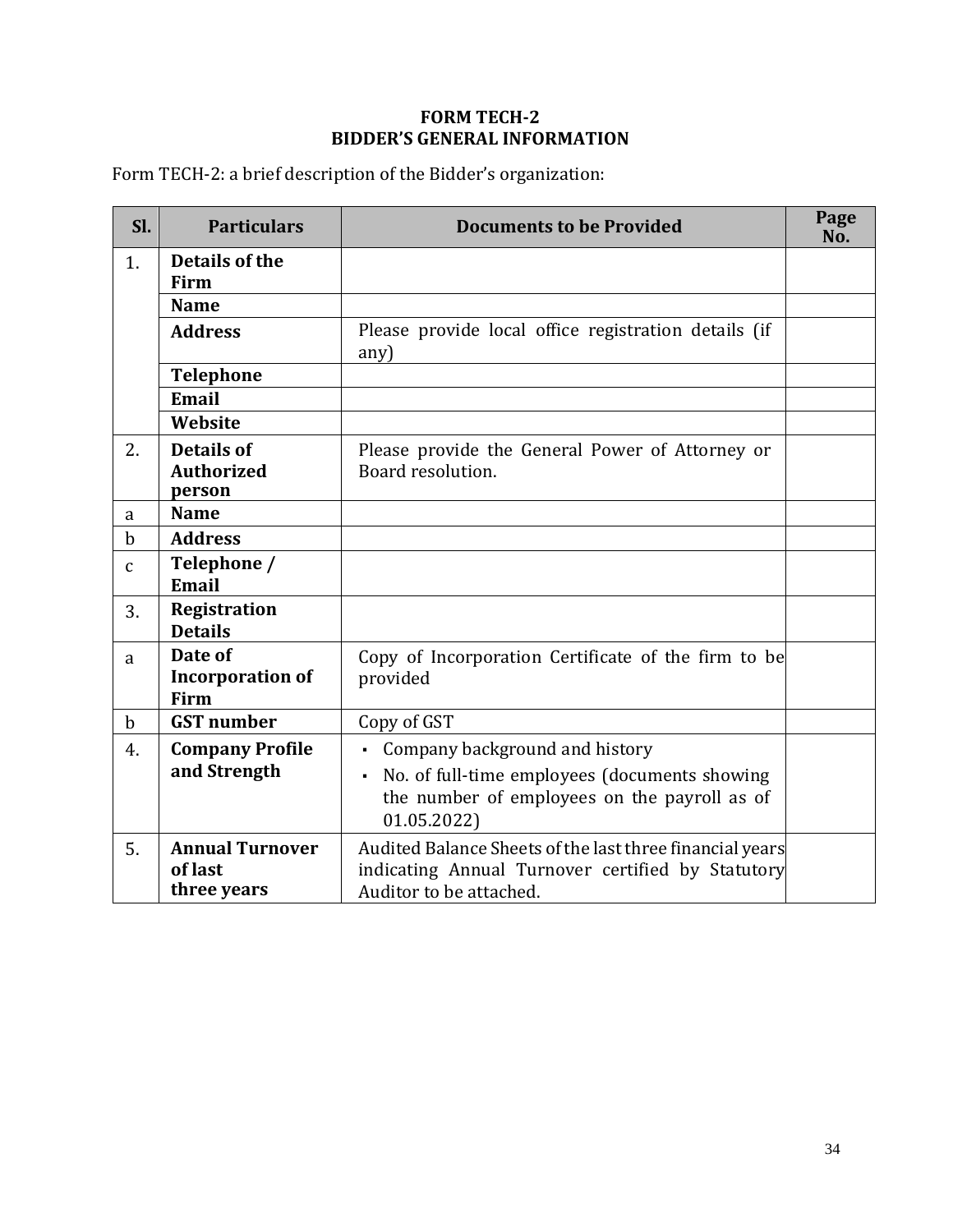# FORM TECH-2
## BIDDER'S GENERAL INFORMATION

Form TECH-2: a brief description of the Bidder's organization:

| Sl. | Particulars | Documents to be Provided | Page No. |
|---|---|---|---|
| 1. | **Details of the Firm** | | |
| | **Name** | | |
| | **Address** | Please provide local office registration details (if any) | |
| | **Telephone** | | |
| | **Email** | | |
| | **Website** | | |
| 2. | **Details of Authorized person** | Please provide the General Power of Attorney or Board resolution. | |
| a | **Name** | | |
| b | **Address** | | |
| c | **Telephone / Email** | | |
| 3. | **Registration Details** | | |
| a | **Date of Incorporation of Firm** | Copy of Incorporation Certificate of the firm to be provided | |
| b | **GST number** | Copy of GST | |
| 4. | **Company Profile and Strength** | ▪ Company background and history<br>▪ No. of full-time employees (documents showing the number of employees on the payroll as of 01.05.2022) | |
| 5. | **Annual Turnover of last three years** | Audited Balance Sheets of the last three financial years indicating Annual Turnover certified by Statutory Auditor to be attached. | |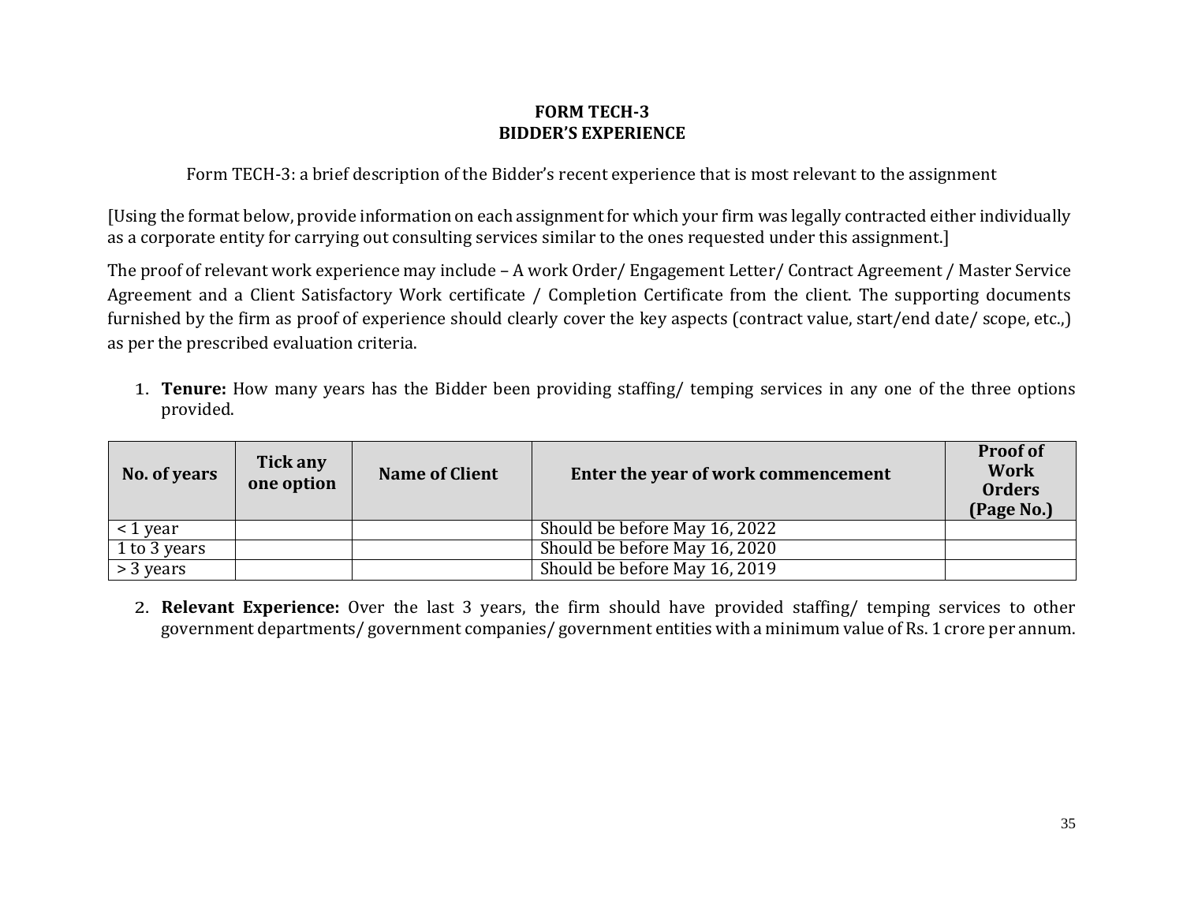**FORM TECH-3**
**BIDDER'S EXPERIENCE**

Form TECH-3: a brief description of the Bidder's recent experience that is most relevant to the assignment

[Using the format below, provide information on each assignment for which your firm was legally contracted either individually as a corporate entity for carrying out consulting services similar to the ones requested under this assignment.]

The proof of relevant work experience may include – A work Order/ Engagement Letter/ Contract Agreement / Master Service Agreement and a Client Satisfactory Work certificate / Completion Certificate from the client. The supporting documents furnished by the firm as proof of experience should clearly cover the key aspects (contract value, start/end date/ scope, etc.,) as per the prescribed evaluation criteria.

1. **Tenure:** How many years has the Bidder been providing staffing/ temping services in any one of the three options provided.

| No. of years | Tick any one option | Name of Client | Enter the year of work commencement | Proof of Work Orders (Page No.) |
|---|---|---|---|---|
| < 1 year | | | Should be before May 16, 2022 | |
| 1 to 3 years | | | Should be before May 16, 2020 | |
| > 3 years | | | Should be before May 16, 2019 | |

2. **Relevant Experience:** Over the last 3 years, the firm should have provided staffing/ temping services to other government departments/ government companies/ government entities with a minimum value of Rs. 1 crore per annum.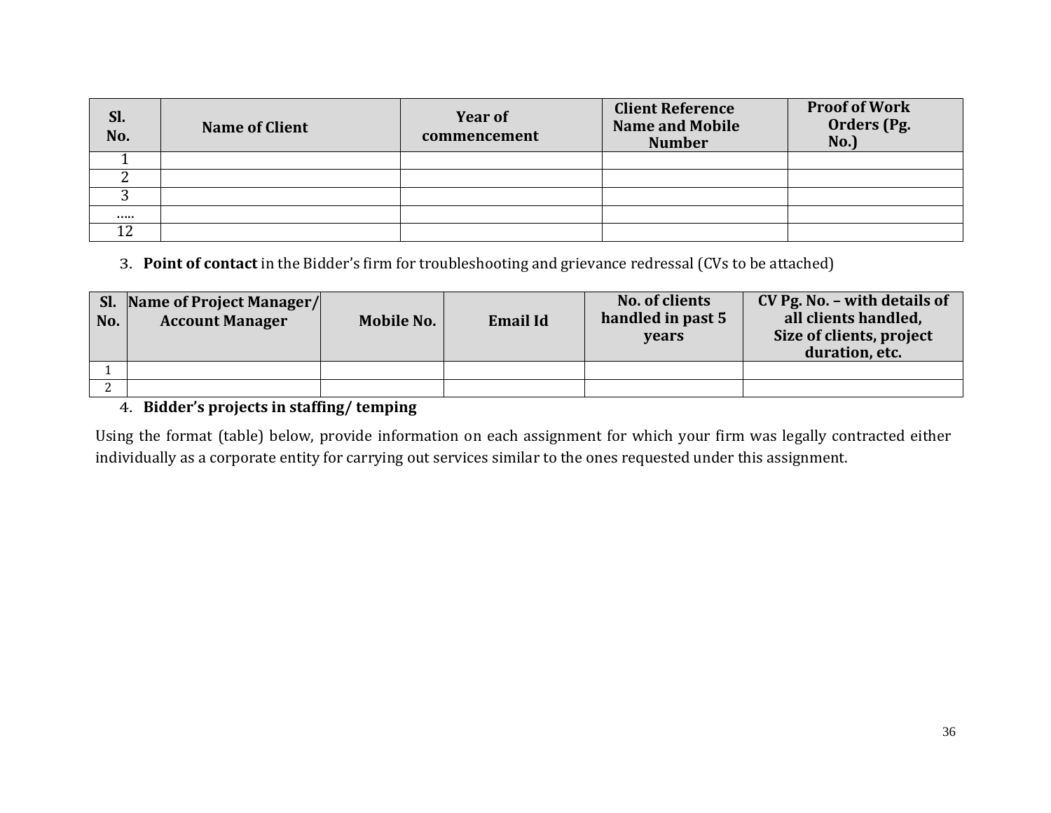| Sl. No. | Name of Client | Year of commencement | Client Reference Name and Mobile Number | Proof of Work Orders (Pg. No.) |
|---|---|---|---|---|
| 1 | | | | |
| 2 | | | | |
| 3 | | | | |
| ..... | | | | |
| 12 | | | | |

3. **Point of contact** in the Bidder's firm for troubleshooting and grievance redressal (CVs to be attached)

| Sl. No. | Name of Project Manager/ Account Manager | Mobile No. | Email Id | No. of clients handled in past 5 years | CV Pg. No. – with details of all clients handled, Size of clients, project duration, etc. |
|---|---|---|---|---|---|
| 1 | | | | | |
| 2 | | | | | |

4. **Bidder's projects in staffing/ temping**

Using the format (table) below, provide information on each assignment for which your firm was legally contracted either individually as a corporate entity for carrying out services similar to the ones requested under this assignment.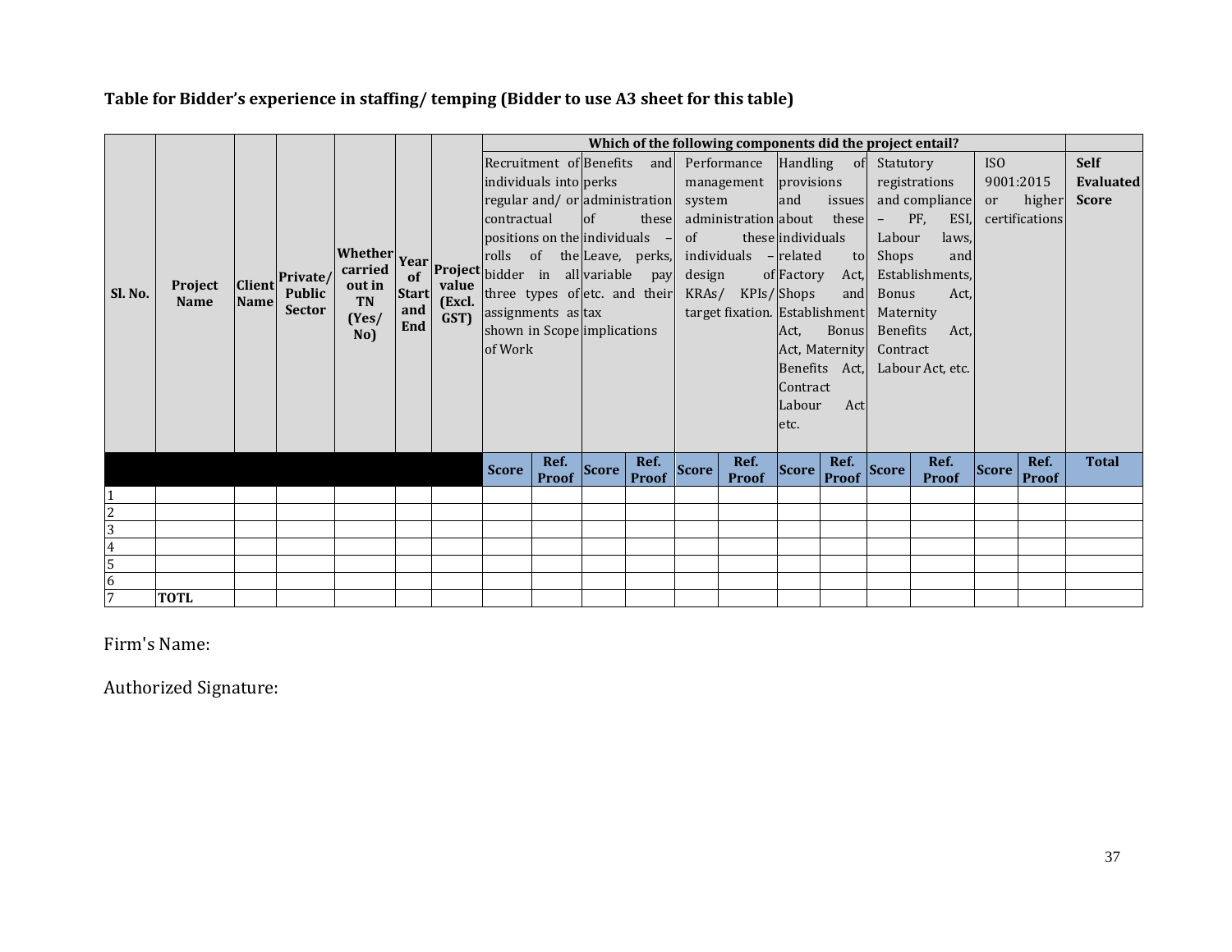**Table for Bidder's experience in staffing/ temping (Bidder to use A3 sheet for this table)**

| Sl. No. | Project Name | Client Name | Private/ Public Sector | Whether carried out in TN (Yes/ No) | Year of Start and End | Project value (Excl. GST) | Which of the following components did the project entail? | | | | | | | | | | | | Self Evaluated Score |
|---|---|---|---|---|---|---|---|---|---|---|---|---|---|---|---|---|---|---|---|
| | | | | | | | Recruitment of individuals into regular and/ or contractual positions on the rolls of the bidder in all three types of assignments as shown in Scope of Work | | Benefits and perks administration of these individuals – Leave, perks, variable pay etc. and their tax implications | | Performance management system administration of individuals – design of KRAs/ KPIs/ target fixation. | | Handling of provisions and issues about these individuals related to Factory Act, Shops and Establishment Act, Bonus Act, Maternity Benefits Act, Contract Labour Act etc. | | Statutory registrations and compliance – PF, ESI, Labour laws, Shops and Establishments, Bonus Act, Maternity Benefits Act, Contract Labour Act, etc. | | ISO 9001:2015 or higher certifications | | |
| | | | | | | | Score | Ref. Proof | Score | Ref. Proof | Score | Ref. Proof | Score | Ref. Proof | Score | Ref. Proof | Score | Ref. Proof | Total |
| 1 | | | | | | | | | | | | | | | | | | | |
| 2 | | | | | | | | | | | | | | | | | | | |
| 3 | | | | | | | | | | | | | | | | | | | |
| 4 | | | | | | | | | | | | | | | | | | | |
| 5 | | | | | | | | | | | | | | | | | | | |
| 6 | | | | | | | | | | | | | | | | | | | |
| 7 | **TOTL** | | | | | | | | | | | | | | | | | | |

Firm's Name:

Authorized Signature: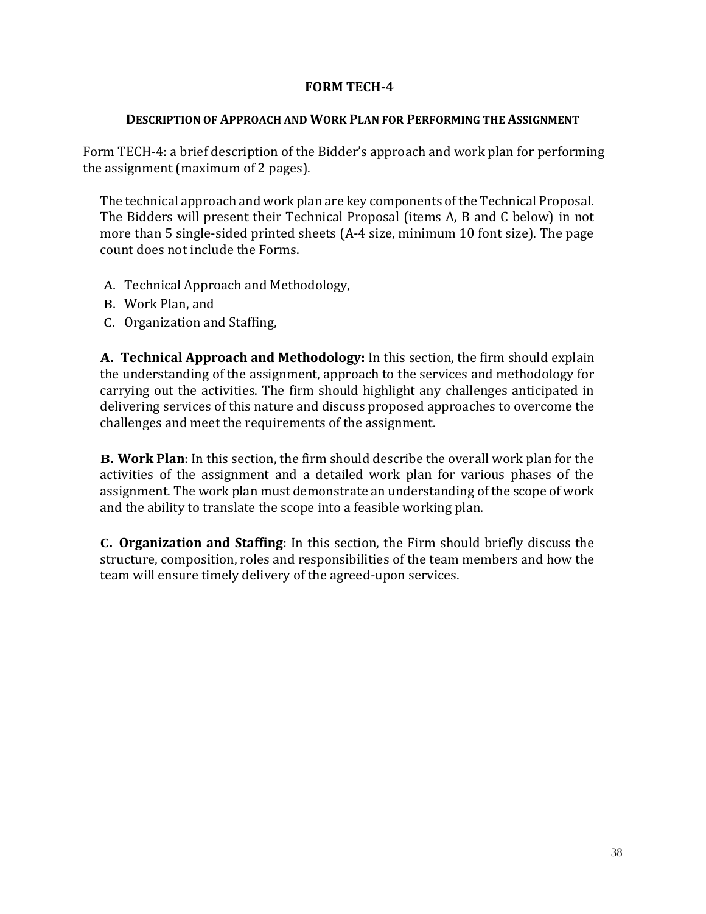## FORM TECH-4

### DESCRIPTION OF APPROACH AND WORK PLAN FOR PERFORMING THE ASSIGNMENT

Form TECH-4: a brief description of the Bidder's approach and work plan for performing the assignment (maximum of 2 pages).

The technical approach and work plan are key components of the Technical Proposal. The Bidders will present their Technical Proposal (items A, B and C below) in not more than 5 single-sided printed sheets (A-4 size, minimum 10 font size). The page count does not include the Forms.

A. Technical Approach and Methodology,
B. Work Plan, and
C. Organization and Staffing,

**A. Technical Approach and Methodology:** In this section, the firm should explain the understanding of the assignment, approach to the services and methodology for carrying out the activities. The firm should highlight any challenges anticipated in delivering services of this nature and discuss proposed approaches to overcome the challenges and meet the requirements of the assignment.

**B. Work Plan**: In this section, the firm should describe the overall work plan for the activities of the assignment and a detailed work plan for various phases of the assignment. The work plan must demonstrate an understanding of the scope of work and the ability to translate the scope into a feasible working plan.

**C. Organization and Staffing**: In this section, the Firm should briefly discuss the structure, composition, roles and responsibilities of the team members and how the team will ensure timely delivery of the agreed-upon services.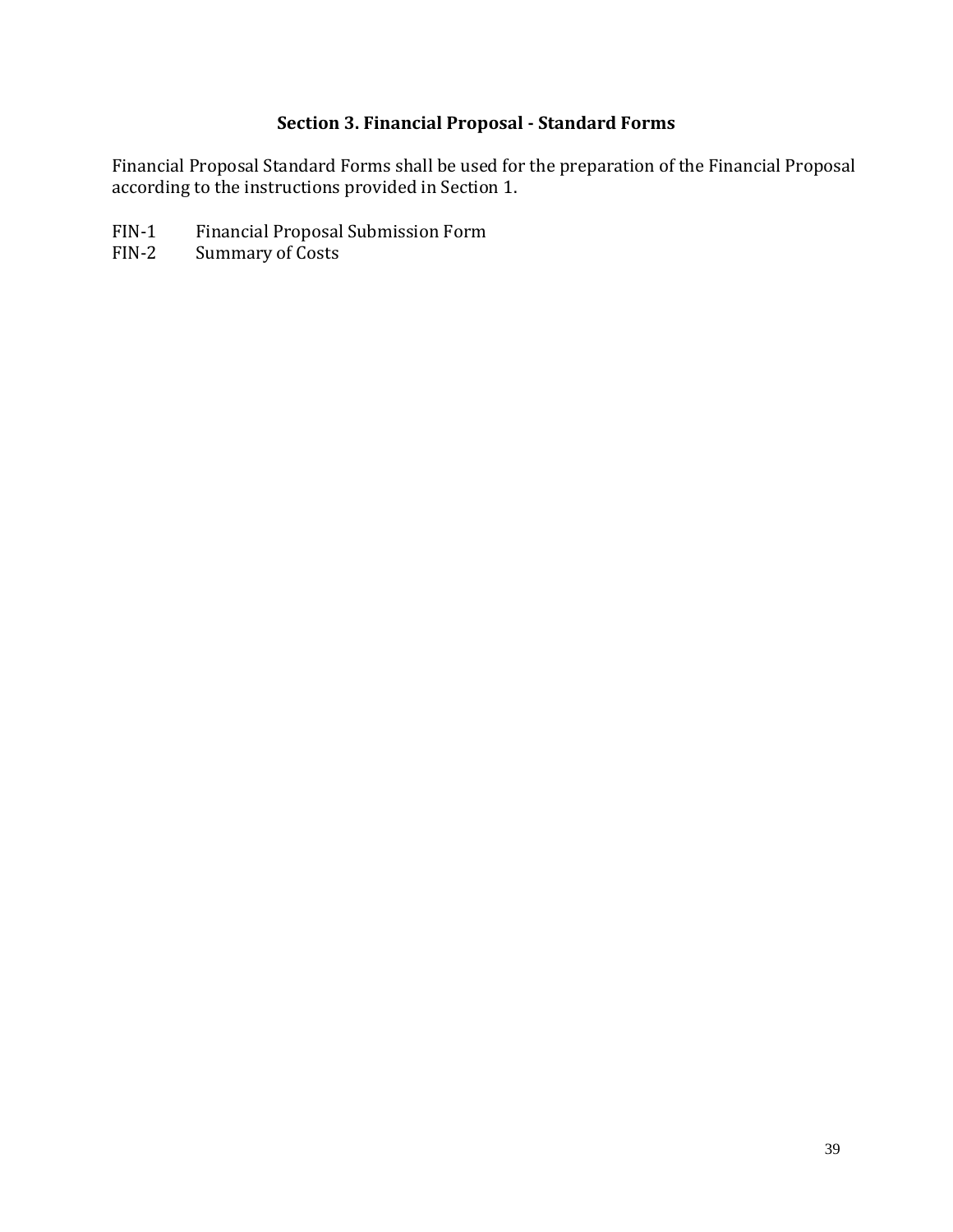## Section 3. Financial Proposal - Standard Forms

Financial Proposal Standard Forms shall be used for the preparation of the Financial Proposal according to the instructions provided in Section 1.

FIN-1 Financial Proposal Submission Form
FIN-2 Summary of Costs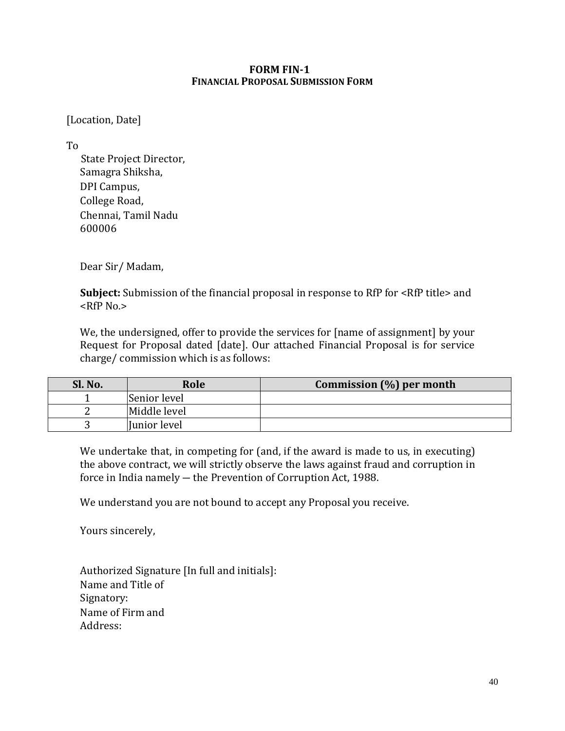# FORM FIN-1
## FINANCIAL PROPOSAL SUBMISSION FORM

[Location, Date]

To
State Project Director,
Samagra Shiksha,
DPI Campus,
College Road,
Chennai, Tamil Nadu
600006

Dear Sir/ Madam,

**Subject:** Submission of the financial proposal in response to RfP for <RfP title> and <RfP No.>

We, the undersigned, offer to provide the services for [name of assignment] by your Request for Proposal dated [date]. Our attached Financial Proposal is for service charge/ commission which is as follows:

| Sl. No. | Role | Commission (%) per month |
|---|---|---|
| 1 | Senior level | |
| 2 | Middle level | |
| 3 | Junior level | |

We undertake that, in competing for (and, if the award is made to us, in executing) the above contract, we will strictly observe the laws against fraud and corruption in force in India namely — the Prevention of Corruption Act, 1988.

We understand you are not bound to accept any Proposal you receive.

Yours sincerely,

Authorized Signature [In full and initials]:
Name and Title of Signatory:
Name of Firm and Address: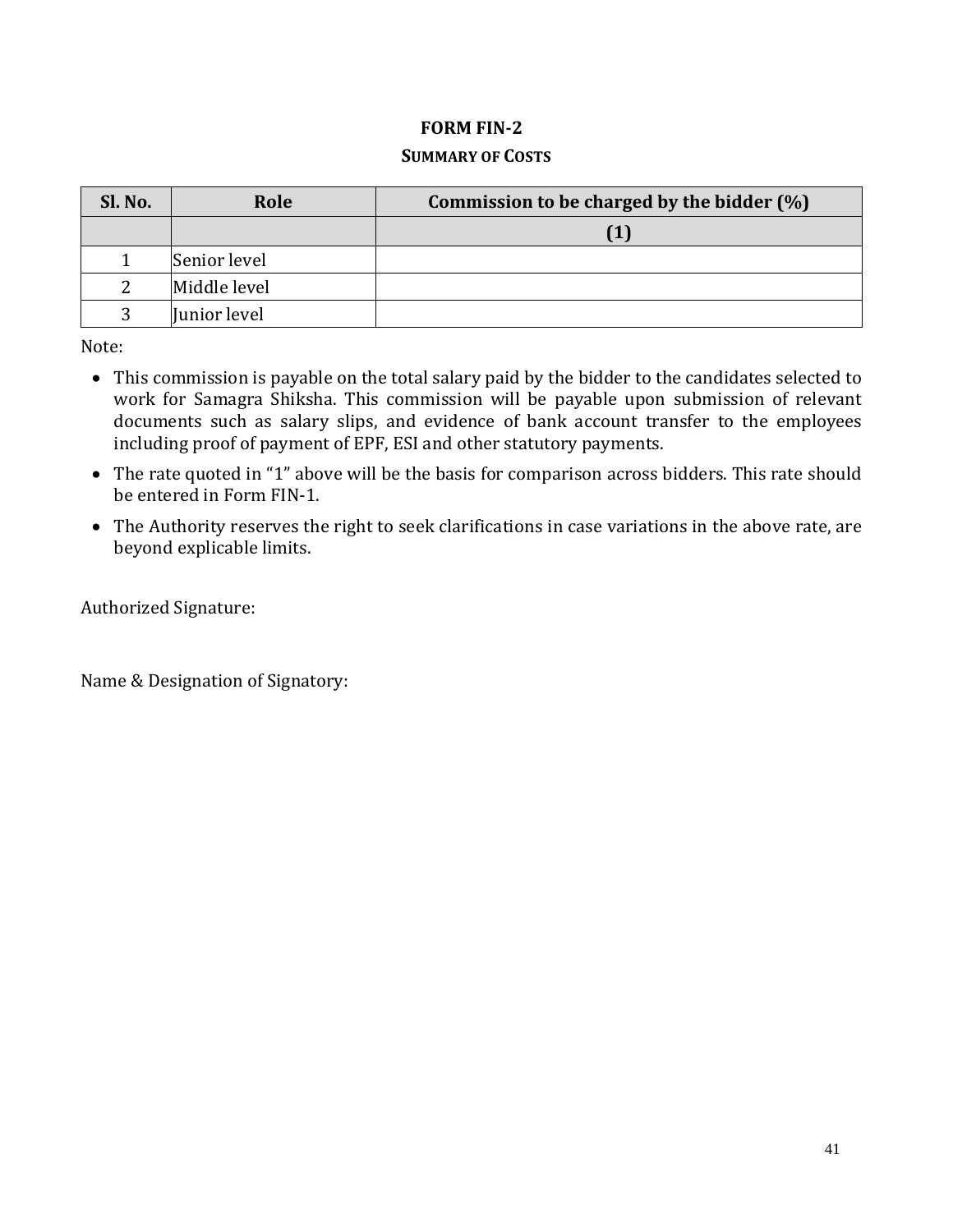# FORM FIN-2

## SUMMARY OF COSTS

| Sl. No. | Role | Commission to be charged by the bidder (%) |
|---|---|---|
| | | (1) |
| 1 | Senior level | |
| 2 | Middle level | |
| 3 | Junior level | |

Note:

- This commission is payable on the total salary paid by the bidder to the candidates selected to work for Samagra Shiksha. This commission will be payable upon submission of relevant documents such as salary slips, and evidence of bank account transfer to the employees including proof of payment of EPF, ESI and other statutory payments.
- The rate quoted in "1" above will be the basis for comparison across bidders. This rate should be entered in Form FIN-1.
- The Authority reserves the right to seek clarifications in case variations in the above rate, are beyond explicable limits.

Authorized Signature:

Name & Designation of Signatory: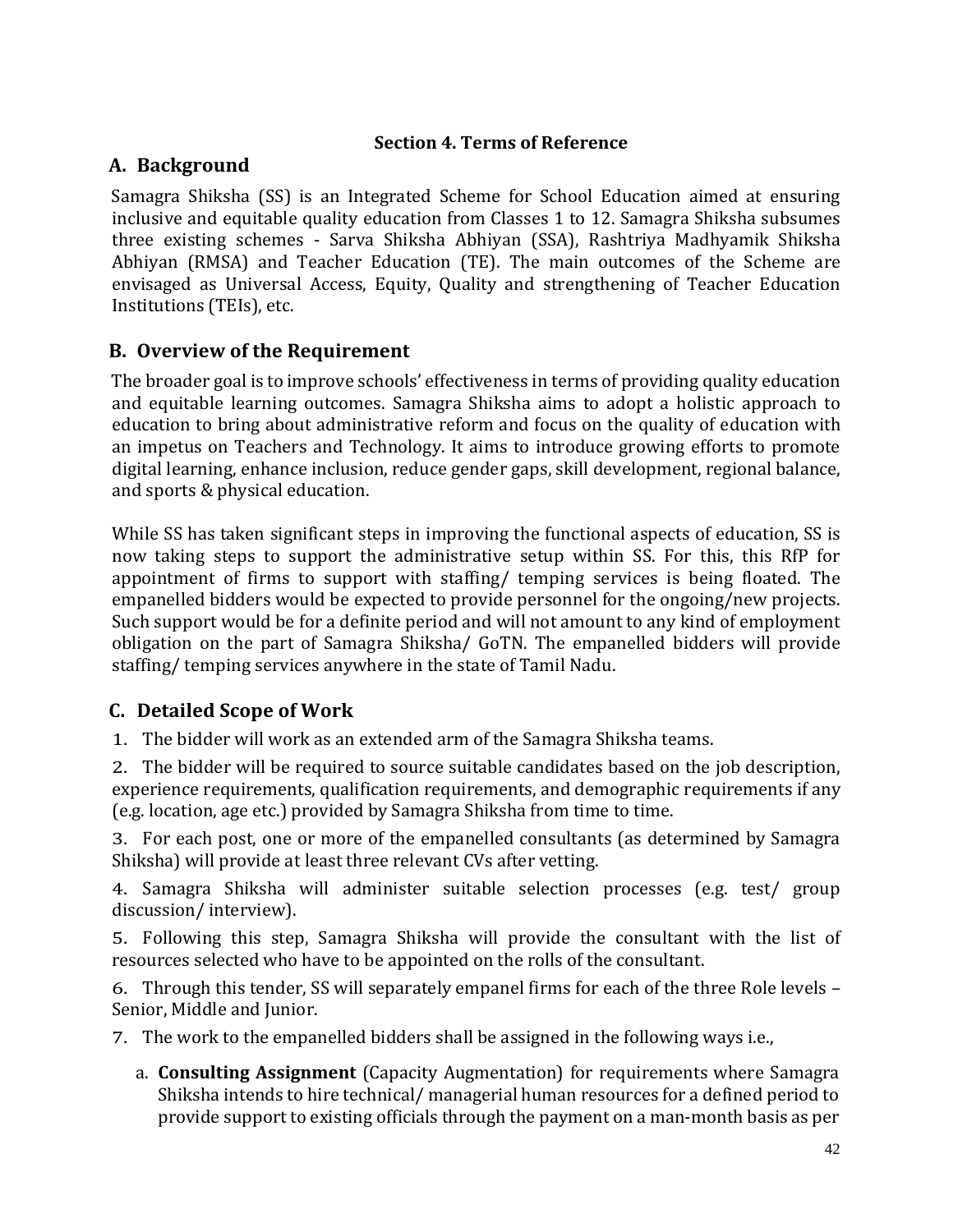## Section 4. Terms of Reference

### A. Background

Samagra Shiksha (SS) is an Integrated Scheme for School Education aimed at ensuring inclusive and equitable quality education from Classes 1 to 12. Samagra Shiksha subsumes three existing schemes - Sarva Shiksha Abhiyan (SSA), Rashtriya Madhyamik Shiksha Abhiyan (RMSA) and Teacher Education (TE). The main outcomes of the Scheme are envisaged as Universal Access, Equity, Quality and strengthening of Teacher Education Institutions (TEIs), etc.

### B. Overview of the Requirement

The broader goal is to improve schools' effectiveness in terms of providing quality education and equitable learning outcomes. Samagra Shiksha aims to adopt a holistic approach to education to bring about administrative reform and focus on the quality of education with an impetus on Teachers and Technology. It aims to introduce growing efforts to promote digital learning, enhance inclusion, reduce gender gaps, skill development, regional balance, and sports & physical education.

While SS has taken significant steps in improving the functional aspects of education, SS is now taking steps to support the administrative setup within SS. For this, this RfP for appointment of firms to support with staffing/ temping services is being floated. The empanelled bidders would be expected to provide personnel for the ongoing/new projects. Such support would be for a definite period and will not amount to any kind of employment obligation on the part of Samagra Shiksha/ GoTN. The empanelled bidders will provide staffing/ temping services anywhere in the state of Tamil Nadu.

### C. Detailed Scope of Work

1. The bidder will work as an extended arm of the Samagra Shiksha teams.
2. The bidder will be required to source suitable candidates based on the job description, experience requirements, qualification requirements, and demographic requirements if any (e.g. location, age etc.) provided by Samagra Shiksha from time to time.
3. For each post, one or more of the empanelled consultants (as determined by Samagra Shiksha) will provide at least three relevant CVs after vetting.
4. Samagra Shiksha will administer suitable selection processes (e.g. test/ group discussion/ interview).
5. Following this step, Samagra Shiksha will provide the consultant with the list of resources selected who have to be appointed on the rolls of the consultant.
6. Through this tender, SS will separately empanel firms for each of the three Role levels – Senior, Middle and Junior.
7. The work to the empanelled bidders shall be assigned in the following ways i.e.,
   a. **Consulting Assignment** (Capacity Augmentation) for requirements where Samagra Shiksha intends to hire technical/ managerial human resources for a defined period to provide support to existing officials through the payment on a man-month basis as per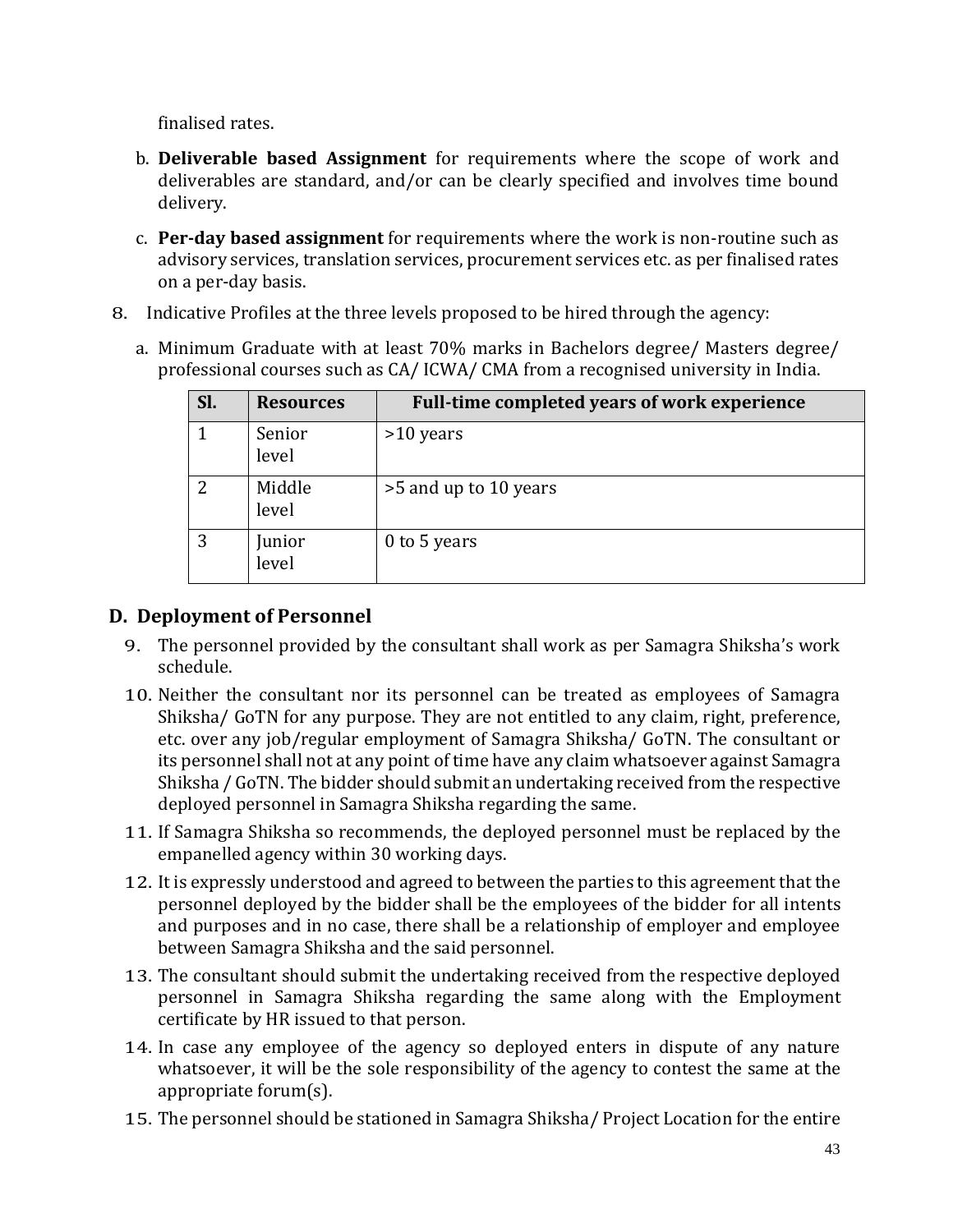finalised rates.

b. **Deliverable based Assignment** for requirements where the scope of work and deliverables are standard, and/or can be clearly specified and involves time bound delivery.

c. **Per-day based assignment** for requirements where the work is non-routine such as advisory services, translation services, procurement services etc. as per finalised rates on a per-day basis.

8. Indicative Profiles at the three levels proposed to be hired through the agency:

   a. Minimum Graduate with at least 70% marks in Bachelors degree/ Masters degree/ professional courses such as CA/ ICWA/ CMA from a recognised university in India.

| Sl. | Resources | Full-time completed years of work experience |
|---|---|---|
| 1 | Senior level | >10 years |
| 2 | Middle level | >5 and up to 10 years |
| 3 | Junior level | 0 to 5 years |

## D. Deployment of Personnel

9. The personnel provided by the consultant shall work as per Samagra Shiksha's work schedule.
10. Neither the consultant nor its personnel can be treated as employees of Samagra Shiksha/ GoTN for any purpose. They are not entitled to any claim, right, preference, etc. over any job/regular employment of Samagra Shiksha/ GoTN. The consultant or its personnel shall not at any point of time have any claim whatsoever against Samagra Shiksha / GoTN. The bidder should submit an undertaking received from the respective deployed personnel in Samagra Shiksha regarding the same.
11. If Samagra Shiksha so recommends, the deployed personnel must be replaced by the empanelled agency within 30 working days.
12. It is expressly understood and agreed to between the parties to this agreement that the personnel deployed by the bidder shall be the employees of the bidder for all intents and purposes and in no case, there shall be a relationship of employer and employee between Samagra Shiksha and the said personnel.
13. The consultant should submit the undertaking received from the respective deployed personnel in Samagra Shiksha regarding the same along with the Employment certificate by HR issued to that person.
14. In case any employee of the agency so deployed enters in dispute of any nature whatsoever, it will be the sole responsibility of the agency to contest the same at the appropriate forum(s).
15. The personnel should be stationed in Samagra Shiksha/ Project Location for the entire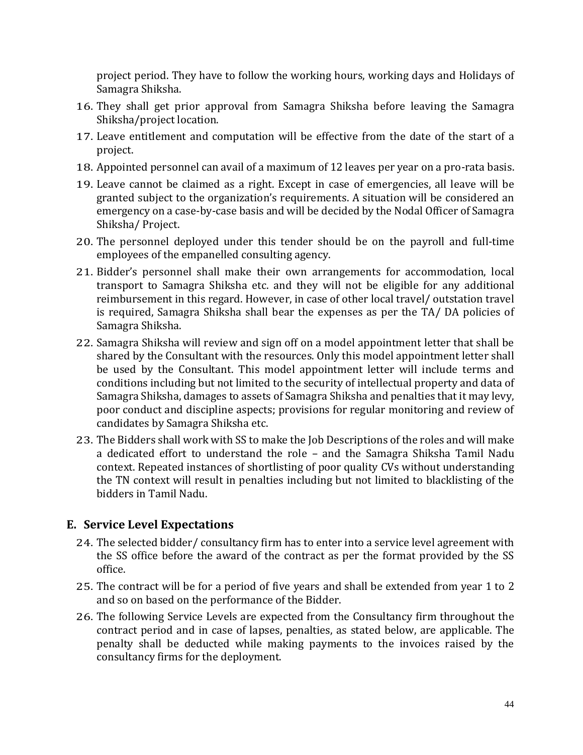project period. They have to follow the working hours, working days and Holidays of Samagra Shiksha.

16. They shall get prior approval from Samagra Shiksha before leaving the Samagra Shiksha/project location.
17. Leave entitlement and computation will be effective from the date of the start of a project.
18. Appointed personnel can avail of a maximum of 12 leaves per year on a pro-rata basis.
19. Leave cannot be claimed as a right. Except in case of emergencies, all leave will be granted subject to the organization's requirements. A situation will be considered an emergency on a case-by-case basis and will be decided by the Nodal Officer of Samagra Shiksha/ Project.
20. The personnel deployed under this tender should be on the payroll and full-time employees of the empanelled consulting agency.
21. Bidder's personnel shall make their own arrangements for accommodation, local transport to Samagra Shiksha etc. and they will not be eligible for any additional reimbursement in this regard. However, in case of other local travel/ outstation travel is required, Samagra Shiksha shall bear the expenses as per the TA/ DA policies of Samagra Shiksha.
22. Samagra Shiksha will review and sign off on a model appointment letter that shall be shared by the Consultant with the resources. Only this model appointment letter shall be used by the Consultant. This model appointment letter will include terms and conditions including but not limited to the security of intellectual property and data of Samagra Shiksha, damages to assets of Samagra Shiksha and penalties that it may levy, poor conduct and discipline aspects; provisions for regular monitoring and review of candidates by Samagra Shiksha etc.
23. The Bidders shall work with SS to make the Job Descriptions of the roles and will make a dedicated effort to understand the role – and the Samagra Shiksha Tamil Nadu context. Repeated instances of shortlisting of poor quality CVs without understanding the TN context will result in penalties including but not limited to blacklisting of the bidders in Tamil Nadu.

## E. Service Level Expectations

24. The selected bidder/ consultancy firm has to enter into a service level agreement with the SS office before the award of the contract as per the format provided by the SS office.
25. The contract will be for a period of five years and shall be extended from year 1 to 2 and so on based on the performance of the Bidder.
26. The following Service Levels are expected from the Consultancy firm throughout the contract period and in case of lapses, penalties, as stated below, are applicable. The penalty shall be deducted while making payments to the invoices raised by the consultancy firms for the deployment.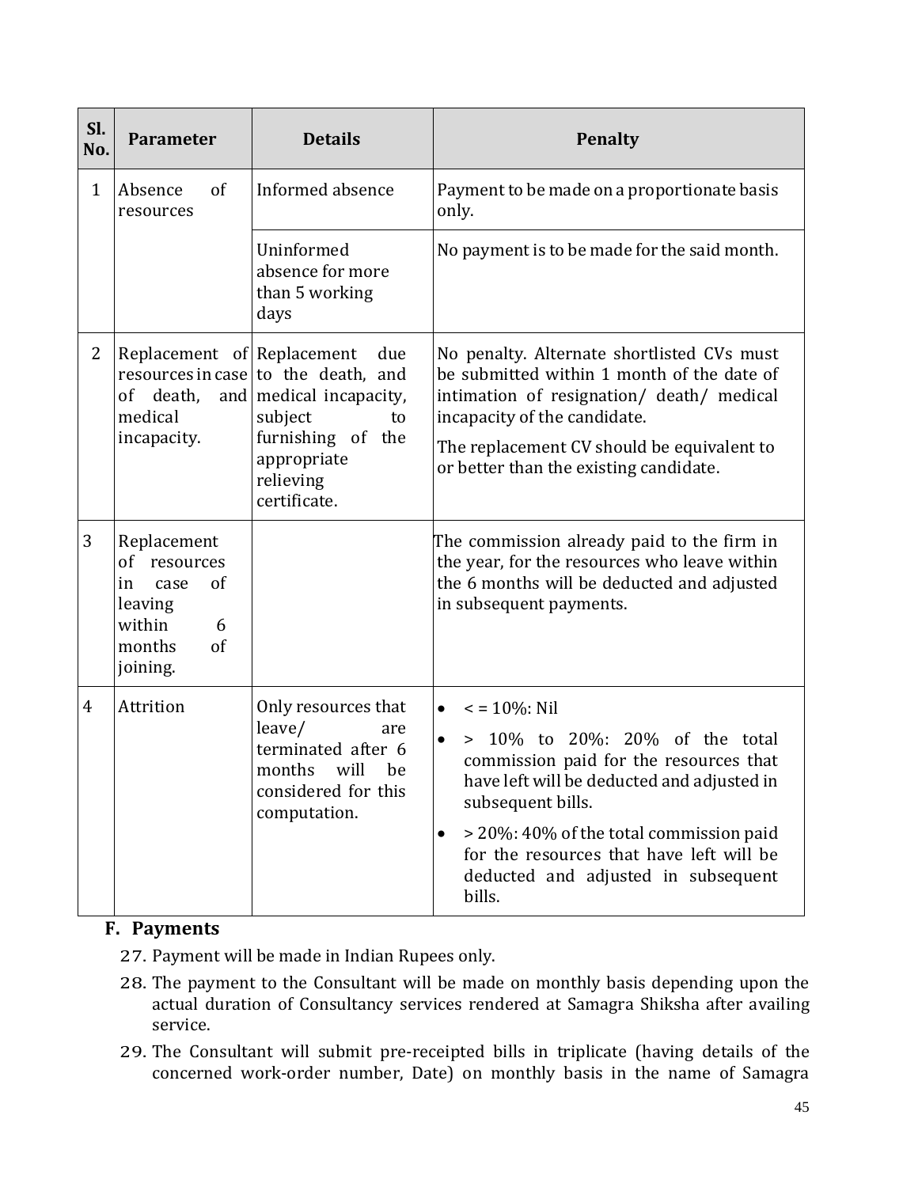| Sl. No. | Parameter | Details | Penalty |
|---|---|---|---|
| 1 | Absence of resources | Informed absence | Payment to be made on a proportionate basis only. |
| | | Uninformed absence for more than 5 working days | No payment is to be made for the said month. |
| 2 | Replacement of resources in case of death, and medical incapacity. | Replacement due to the death, and medical incapacity, subject to furnishing of the appropriate relieving certificate. | No penalty. Alternate shortlisted CVs must be submitted within 1 month of the date of intimation of resignation/ death/ medical incapacity of the candidate.<br><br>The replacement CV should be equivalent to or better than the existing candidate. |
| 3 | Replacement of resources in case of leaving within 6 months of joining. | | The commission already paid to the firm in the year, for the resources who leave within the 6 months will be deducted and adjusted in subsequent payments. |
| 4 | Attrition | Only resources that leave/ are terminated after 6 months will be considered for this computation. | • < = 10%: Nil<br>• > 10% to 20%: 20% of the total commission paid for the resources that have left will be deducted and adjusted in subsequent bills.<br>• > 20%: 40% of the total commission paid for the resources that have left will be deducted and adjusted in subsequent bills. |

## F. Payments

27. Payment will be made in Indian Rupees only.
28. The payment to the Consultant will be made on monthly basis depending upon the actual duration of Consultancy services rendered at Samagra Shiksha after availing service.
29. The Consultant will submit pre-receipted bills in triplicate (having details of the concerned work-order number, Date) on monthly basis in the name of Samagra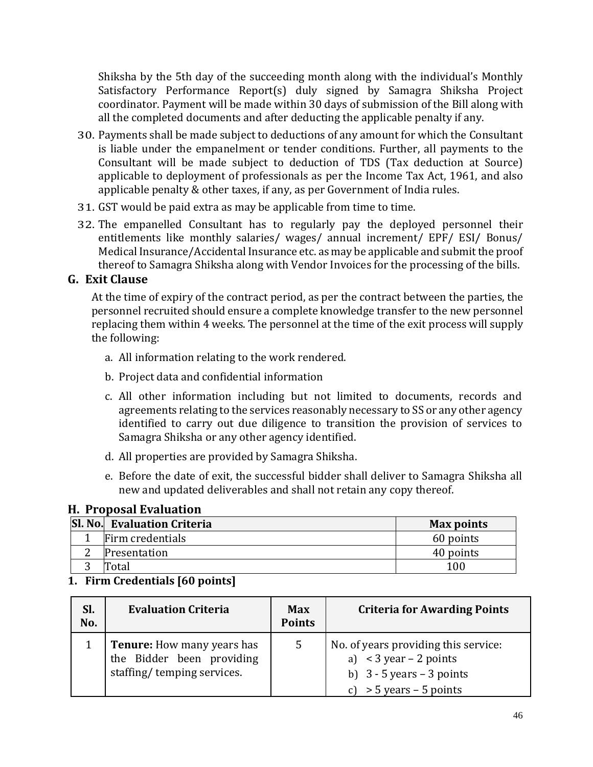Shiksha by the 5th day of the succeeding month along with the individual's Monthly Satisfactory Performance Report(s) duly signed by Samagra Shiksha Project coordinator. Payment will be made within 30 days of submission of the Bill along with all the completed documents and after deducting the applicable penalty if any.

30. Payments shall be made subject to deductions of any amount for which the Consultant is liable under the empanelment or tender conditions. Further, all payments to the Consultant will be made subject to deduction of TDS (Tax deduction at Source) applicable to deployment of professionals as per the Income Tax Act, 1961, and also applicable penalty & other taxes, if any, as per Government of India rules.
31. GST would be paid extra as may be applicable from time to time.
32. The empanelled Consultant has to regularly pay the deployed personnel their entitlements like monthly salaries/ wages/ annual increment/ EPF/ ESI/ Bonus/ Medical Insurance/Accidental Insurance etc. as may be applicable and submit the proof thereof to Samagra Shiksha along with Vendor Invoices for the processing of the bills.

## G. Exit Clause

At the time of expiry of the contract period, as per the contract between the parties, the personnel recruited should ensure a complete knowledge transfer to the new personnel replacing them within 4 weeks. The personnel at the time of the exit process will supply the following:

a. All information relating to the work rendered.

b. Project data and confidential information

c. All other information including but not limited to documents, records and agreements relating to the services reasonably necessary to SS or any other agency identified to carry out due diligence to transition the provision of services to Samagra Shiksha or any other agency identified.

d. All properties are provided by Samagra Shiksha.

e. Before the date of exit, the successful bidder shall deliver to Samagra Shiksha all new and updated deliverables and shall not retain any copy thereof.

## H. Proposal Evaluation

| Sl. No. | Evaluation Criteria | Max points |
|---|---|---|
| 1 | Firm credentials | 60 points |
| 2 | Presentation | 40 points |
| 3 | Total | 100 |

### 1. Firm Credentials [60 points]

| Sl. No. | Evaluation Criteria | Max Points | Criteria for Awarding Points |
|---|---|---|---|
| 1 | **Tenure:** How many years has the Bidder been providing staffing/ temping services. | 5 | No. of years providing this service:<br>a) < 3 year – 2 points<br>b) 3 - 5 years – 3 points<br>c) > 5 years – 5 points |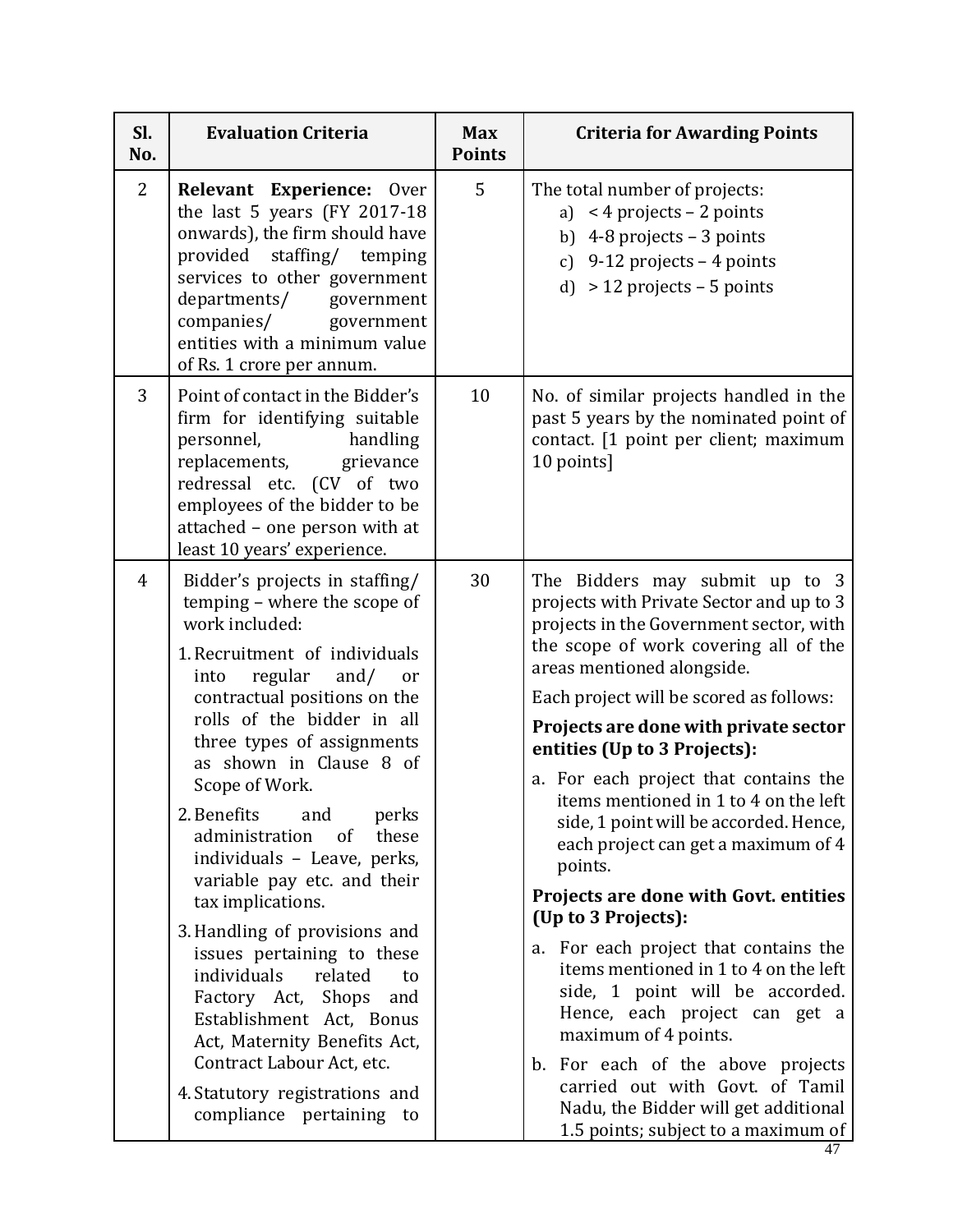| Sl. No. | Evaluation Criteria | Max Points | Criteria for Awarding Points |
|---|---|---|---|
| 2 | **Relevant Experience:** Over the last 5 years (FY 2017-18 onwards), the firm should have provided staffing/ temping services to other government departments/ government companies/ government entities with a minimum value of Rs. 1 crore per annum. | 5 | The total number of projects:<br>a) < 4 projects – 2 points<br>b) 4-8 projects – 3 points<br>c) 9-12 projects – 4 points<br>d) > 12 projects – 5 points |
| 3 | Point of contact in the Bidder's firm for identifying suitable personnel, handling replacements, grievance redressal etc. (CV of two employees of the bidder to be attached – one person with at least 10 years' experience. | 10 | No. of similar projects handled in the past 5 years by the nominated point of contact. [1 point per client; maximum 10 points] |
| 4 | Bidder's projects in staffing/ temping – where the scope of work included:<br>1. Recruitment of individuals into regular and/ or contractual positions on the rolls of the bidder in all three types of assignments as shown in Clause 8 of Scope of Work.<br>2. Benefits and perks administration of these individuals – Leave, perks, variable pay etc. and their tax implications.<br>3. Handling of provisions and issues pertaining to these individuals related to Factory Act, Shops and Establishment Act, Bonus Act, Maternity Benefits Act, Contract Labour Act, etc.<br>4. Statutory registrations and compliance pertaining to | 30 | The Bidders may submit up to 3 projects with Private Sector and up to 3 projects in the Government sector, with the scope of work covering all of the areas mentioned alongside.<br>Each project will be scored as follows:<br>**Projects are done with private sector entities (Up to 3 Projects):**<br>a. For each project that contains the items mentioned in 1 to 4 on the left side, 1 point will be accorded. Hence, each project can get a maximum of 4 points.<br>**Projects are done with Govt. entities (Up to 3 Projects):**<br>a. For each project that contains the items mentioned in 1 to 4 on the left side, 1 point will be accorded. Hence, each project can get a maximum of 4 points.<br>b. For each of the above projects carried out with Govt. of Tamil Nadu, the Bidder will get additional 1.5 points; subject to a maximum of |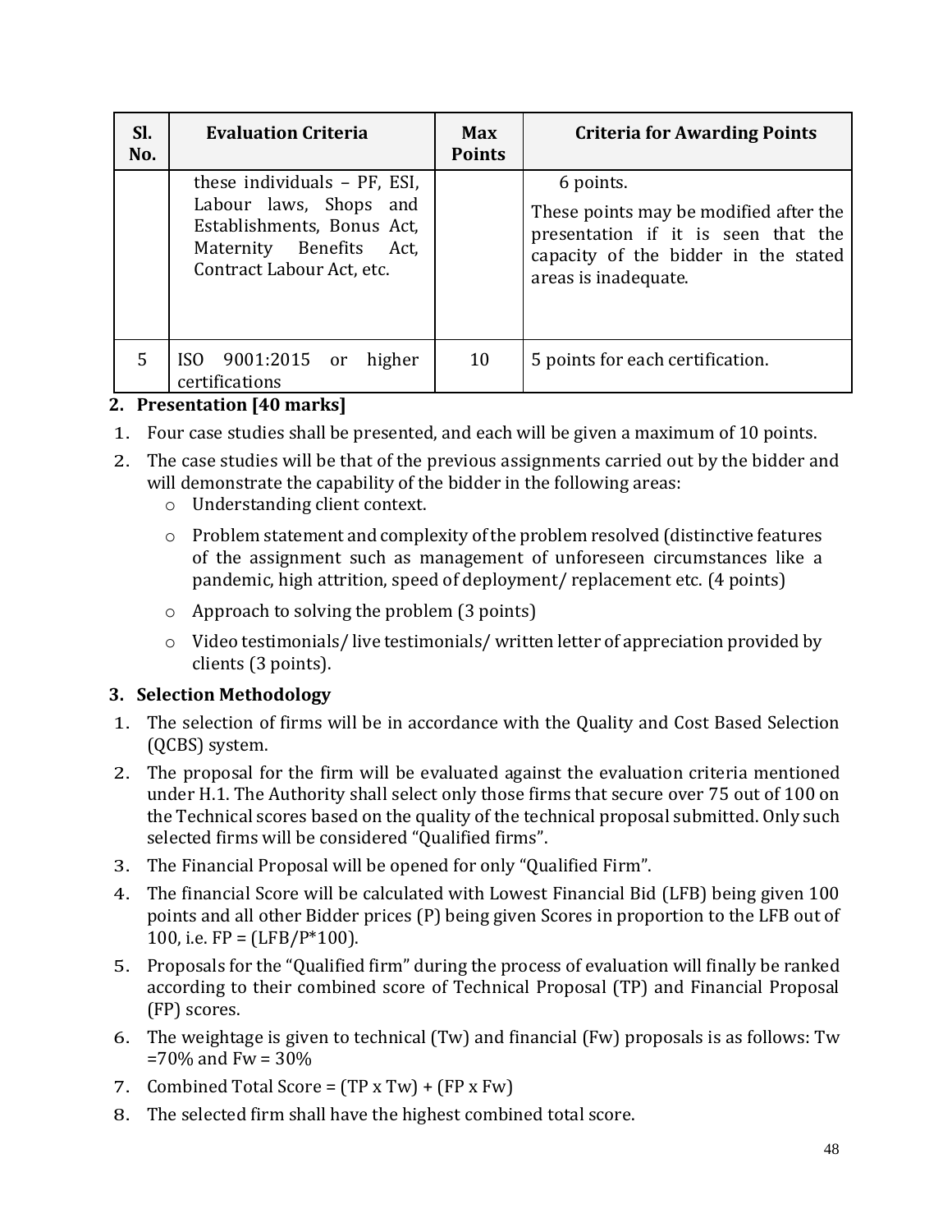| Sl. No. | Evaluation Criteria | Max Points | Criteria for Awarding Points |
|---|---|---|---|
| | these individuals – PF, ESI, Labour laws, Shops and Establishments, Bonus Act, Maternity Benefits Act, Contract Labour Act, etc. | | 6 points. These points may be modified after the presentation if it is seen that the capacity of the bidder in the stated areas is inadequate. |
| 5 | ISO 9001:2015 or higher certifications | 10 | 5 points for each certification. |

## 2. Presentation [40 marks]

1. Four case studies shall be presented, and each will be given a maximum of 10 points.
2. The case studies will be that of the previous assignments carried out by the bidder and will demonstrate the capability of the bidder in the following areas:
   - Understanding client context.
   - Problem statement and complexity of the problem resolved (distinctive features of the assignment such as management of unforeseen circumstances like a pandemic, high attrition, speed of deployment/ replacement etc. (4 points)
   - Approach to solving the problem (3 points)
   - Video testimonials/ live testimonials/ written letter of appreciation provided by clients (3 points).

## 3. Selection Methodology

1. The selection of firms will be in accordance with the Quality and Cost Based Selection (QCBS) system.
2. The proposal for the firm will be evaluated against the evaluation criteria mentioned under H.1. The Authority shall select only those firms that secure over 75 out of 100 on the Technical scores based on the quality of the technical proposal submitted. Only such selected firms will be considered "Qualified firms".
3. The Financial Proposal will be opened for only "Qualified Firm".
4. The financial Score will be calculated with Lowest Financial Bid (LFB) being given 100 points and all other Bidder prices (P) being given Scores in proportion to the LFB out of 100, i.e. FP = (LFB/P*100).
5. Proposals for the "Qualified firm" during the process of evaluation will finally be ranked according to their combined score of Technical Proposal (TP) and Financial Proposal (FP) scores.
6. The weightage is given to technical (Tw) and financial (Fw) proposals is as follows: Tw =70% and Fw = 30%
7. Combined Total Score = (TP x Tw) + (FP x Fw)
8. The selected firm shall have the highest combined total score.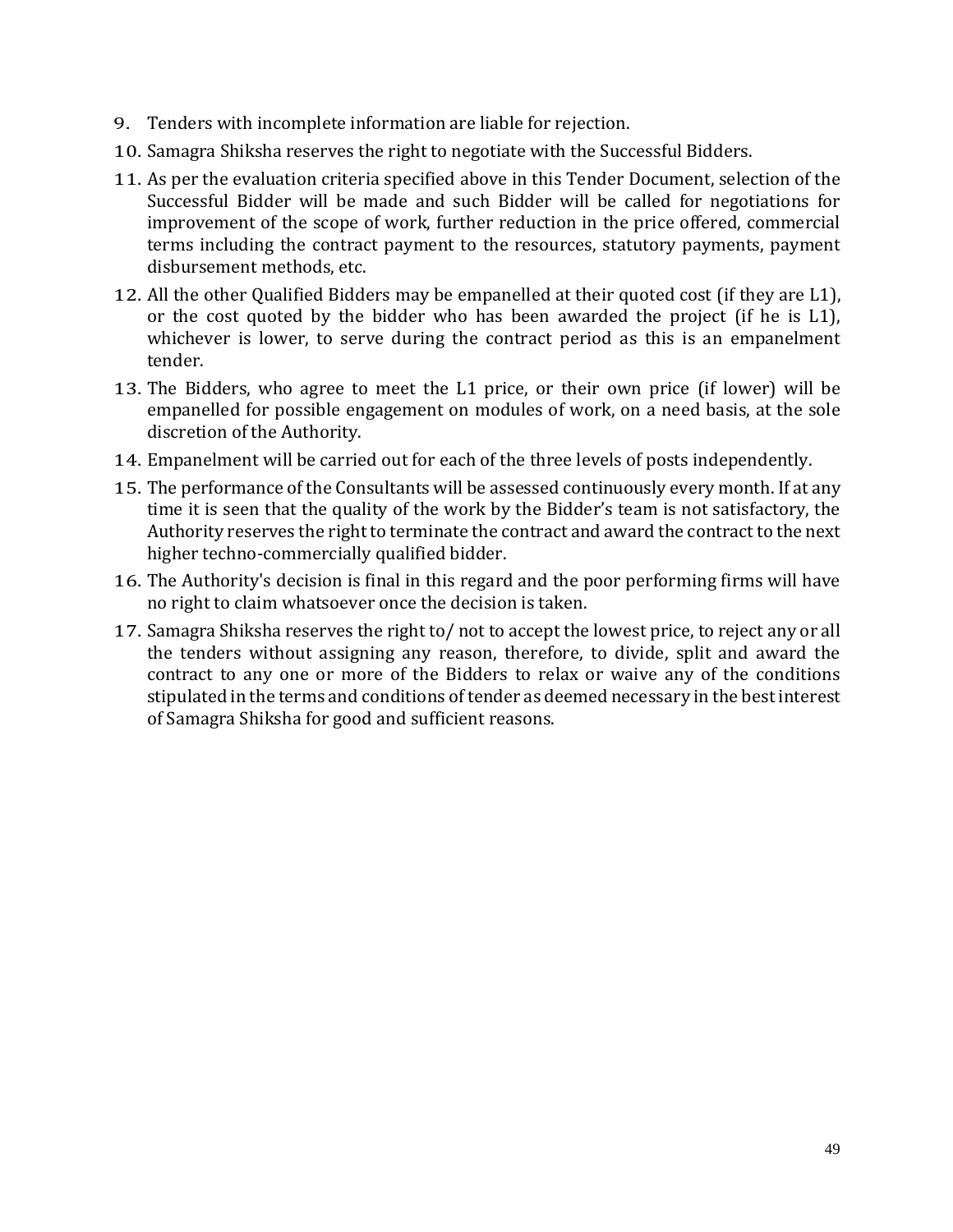9. Tenders with incomplete information are liable for rejection.
10. Samagra Shiksha reserves the right to negotiate with the Successful Bidders.
11. As per the evaluation criteria specified above in this Tender Document, selection of the Successful Bidder will be made and such Bidder will be called for negotiations for improvement of the scope of work, further reduction in the price offered, commercial terms including the contract payment to the resources, statutory payments, payment disbursement methods, etc.
12. All the other Qualified Bidders may be empanelled at their quoted cost (if they are L1), or the cost quoted by the bidder who has been awarded the project (if he is L1), whichever is lower, to serve during the contract period as this is an empanelment tender.
13. The Bidders, who agree to meet the L1 price, or their own price (if lower) will be empanelled for possible engagement on modules of work, on a need basis, at the sole discretion of the Authority.
14. Empanelment will be carried out for each of the three levels of posts independently.
15. The performance of the Consultants will be assessed continuously every month. If at any time it is seen that the quality of the work by the Bidder's team is not satisfactory, the Authority reserves the right to terminate the contract and award the contract to the next higher techno-commercially qualified bidder.
16. The Authority's decision is final in this regard and the poor performing firms will have no right to claim whatsoever once the decision is taken.
17. Samagra Shiksha reserves the right to/ not to accept the lowest price, to reject any or all the tenders without assigning any reason, therefore, to divide, split and award the contract to any one or more of the Bidders to relax or waive any of the conditions stipulated in the terms and conditions of tender as deemed necessary in the best interest of Samagra Shiksha for good and sufficient reasons.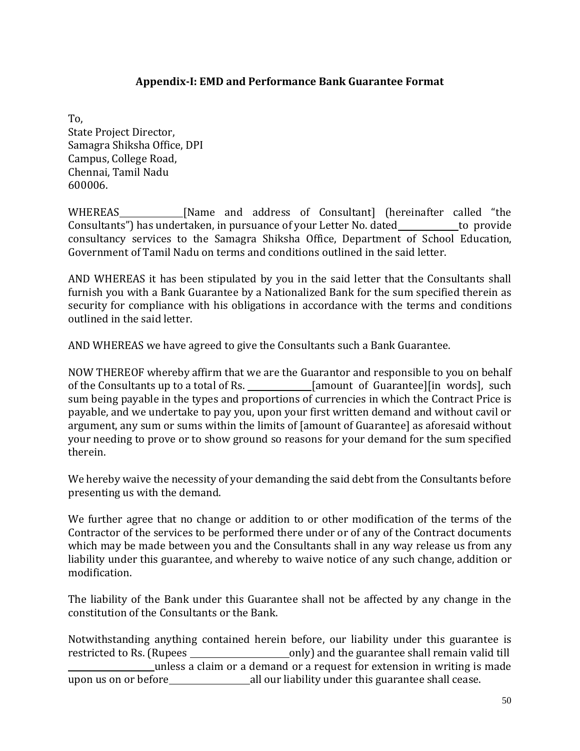## Appendix-I: EMD and Performance Bank Guarantee Format

To,
State Project Director,
Samagra Shiksha Office, DPI
Campus, College Road,
Chennai, Tamil Nadu
600006.

WHEREAS\_\_\_\_\_\_\_\_\_\_\_\_\_\_[Name and address of Consultant] (hereinafter called "the Consultants") has undertaken, in pursuance of your Letter No. dated\_\_\_\_\_\_\_\_\_\_\_\_\_to provide consultancy services to the Samagra Shiksha Office, Department of School Education, Government of Tamil Nadu on terms and conditions outlined in the said letter.

AND WHEREAS it has been stipulated by you in the said letter that the Consultants shall furnish you with a Bank Guarantee by a Nationalized Bank for the sum specified therein as security for compliance with his obligations in accordance with the terms and conditions outlined in the said letter.

AND WHEREAS we have agreed to give the Consultants such a Bank Guarantee.

NOW THEREOF whereby affirm that we are the Guarantor and responsible to you on behalf of the Consultants up to a total of Rs. \_\_\_\_\_\_\_\_\_\_\_\_\_\_[amount of Guarantee][in words], such sum being payable in the types and proportions of currencies in which the Contract Price is payable, and we undertake to pay you, upon your first written demand and without cavil or argument, any sum or sums within the limits of [amount of Guarantee] as aforesaid without your needing to prove or to show ground so reasons for your demand for the sum specified therein.

We hereby waive the necessity of your demanding the said debt from the Consultants before presenting us with the demand.

We further agree that no change or addition to or other modification of the terms of the Contractor of the services to be performed there under or of any of the Contract documents which may be made between you and the Consultants shall in any way release us from any liability under this guarantee, and whereby to waive notice of any such change, addition or modification.

The liability of the Bank under this Guarantee shall not be affected by any change in the constitution of the Consultants or the Bank.

Notwithstanding anything contained herein before, our liability under this guarantee is restricted to Rs. (Rupees \_\_\_\_\_\_\_\_\_\_\_\_\_\_\_\_\_\_\_\_\_\_only) and the guarantee shall remain valid till \_\_\_\_\_\_\_\_\_\_\_\_\_\_\_\_\_\_\_\_unless a claim or a demand or a request for extension in writing is made upon us on or before\_\_\_\_\_\_\_\_\_\_\_\_\_\_\_\_\_\_all our liability under this guarantee shall cease.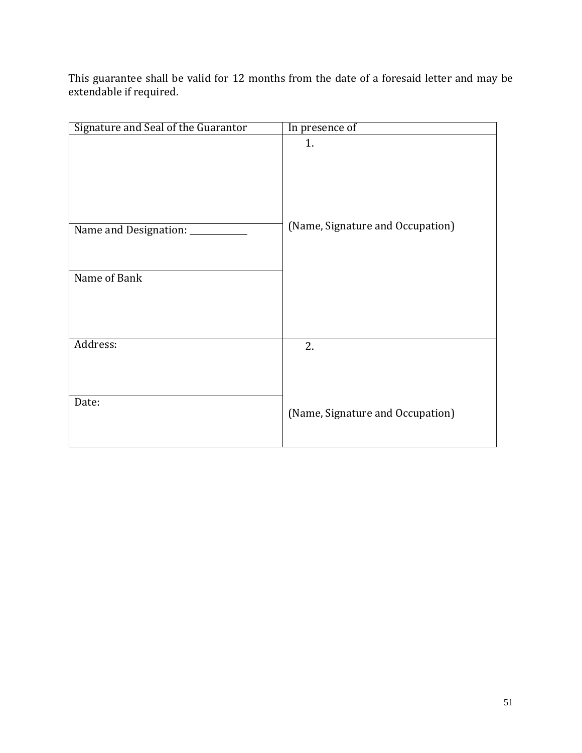This guarantee shall be valid for 12 months from the date of a foresaid letter and may be extendable if required.

| Signature and Seal of the Guarantor | In presence of |
|---|---|
| | 1. |
| Name and Designation: ____________ | (Name, Signature and Occupation) |
| Name of Bank | |
| Address: | 2. |
| Date: | (Name, Signature and Occupation) |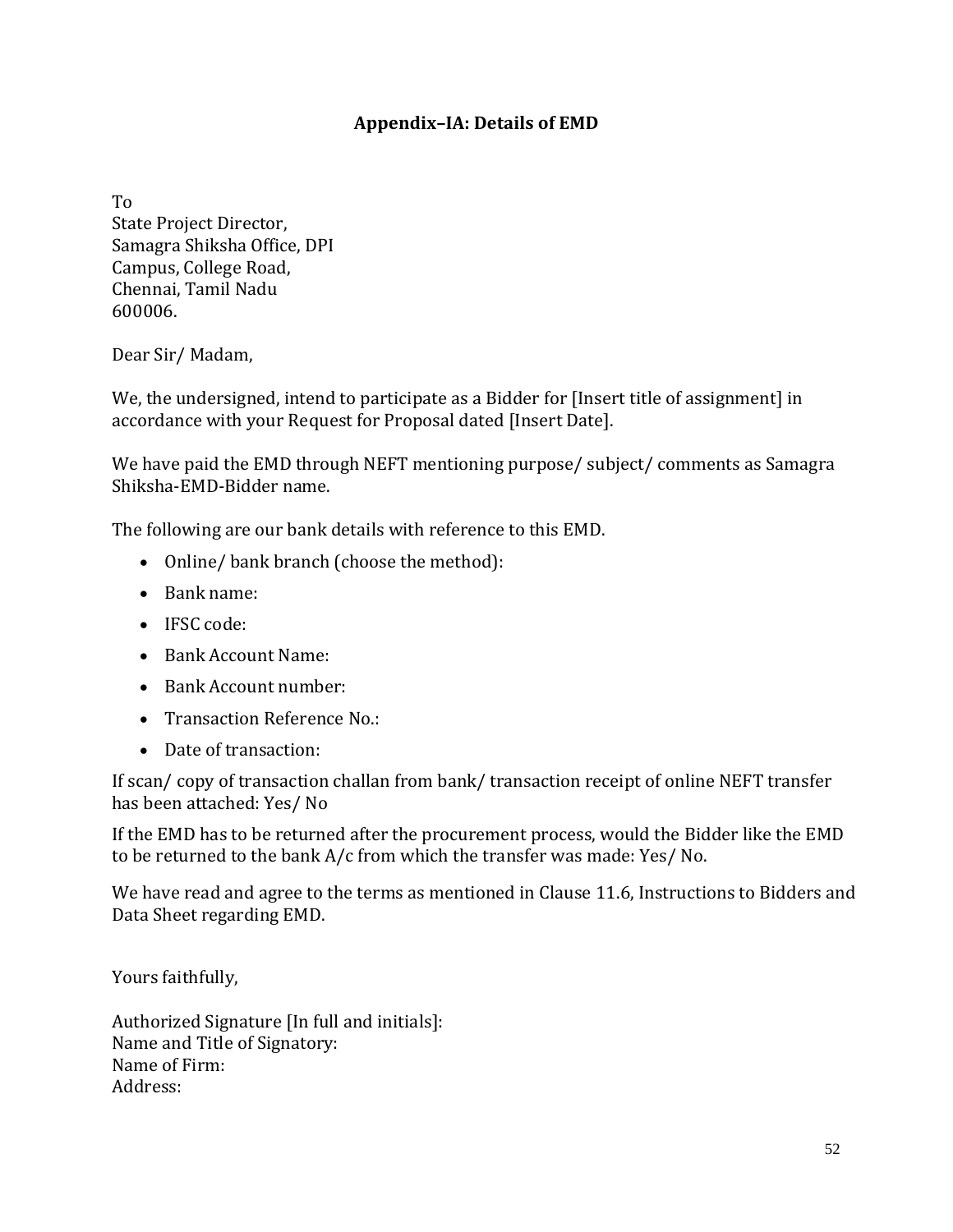## Appendix–IA: Details of EMD

To
State Project Director,
Samagra Shiksha Office, DPI
Campus, College Road,
Chennai, Tamil Nadu
600006.

Dear Sir/ Madam,

We, the undersigned, intend to participate as a Bidder for [Insert title of assignment] in accordance with your Request for Proposal dated [Insert Date].

We have paid the EMD through NEFT mentioning purpose/ subject/ comments as Samagra Shiksha-EMD-Bidder name.

The following are our bank details with reference to this EMD.

- Online/ bank branch (choose the method):
- Bank name:
- IFSC code:
- Bank Account Name:
- Bank Account number:
- Transaction Reference No.:
- Date of transaction:

If scan/ copy of transaction challan from bank/ transaction receipt of online NEFT transfer has been attached: Yes/ No

If the EMD has to be returned after the procurement process, would the Bidder like the EMD to be returned to the bank A/c from which the transfer was made: Yes/ No.

We have read and agree to the terms as mentioned in Clause 11.6, Instructions to Bidders and Data Sheet regarding EMD.

Yours faithfully,

Authorized Signature [In full and initials]:
Name and Title of Signatory:
Name of Firm:
Address: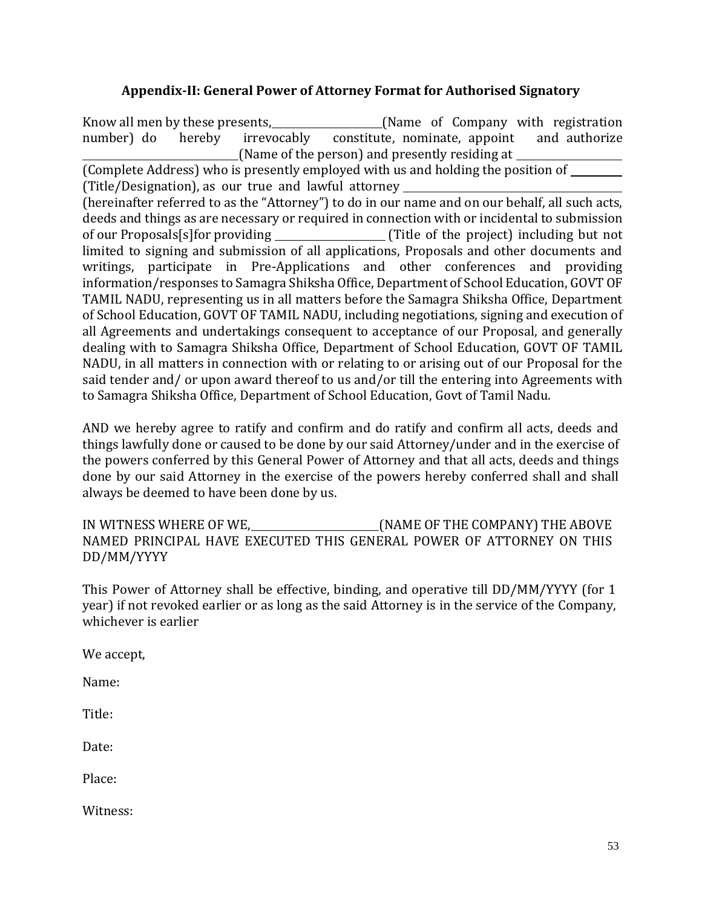### Appendix-II: General Power of Attorney Format for Authorised Signatory

Know all men by these presents,\_\_\_\_\_\_\_\_\_\_\_\_\_\_\_\_\_\_\_\_(Name of Company with registration number) do hereby irrevocably constitute, nominate, appoint and authorize \_\_\_\_\_\_\_\_\_\_\_\_\_\_\_\_\_\_\_\_\_\_\_\_\_\_\_(Name of the person) and presently residing at \_\_\_\_\_\_\_\_\_\_\_\_\_\_\_\_\_\_\_ (Complete Address) who is presently employed with us and holding the position of \_\_\_\_\_\_\_\_\_ (Title/Designation), as our true and lawful attorney \_\_\_\_\_\_\_\_\_\_\_\_\_\_\_\_\_\_\_\_\_\_\_\_\_\_\_\_\_\_\_\_\_\_\_\_\_\_\_\_ (hereinafter referred to as the "Attorney") to do in our name and on our behalf, all such acts, deeds and things as are necessary or required in connection with or incidental to submission of our Proposals[s]for providing \_\_\_\_\_\_\_\_\_\_\_\_\_\_\_\_\_\_\_\_ (Title of the project) including but not limited to signing and submission of all applications, Proposals and other documents and writings, participate in Pre-Applications and other conferences and providing information/responses to Samagra Shiksha Office, Department of School Education, GOVT OF TAMIL NADU, representing us in all matters before the Samagra Shiksha Office, Department of School Education, GOVT OF TAMIL NADU, including negotiations, signing and execution of all Agreements and undertakings consequent to acceptance of our Proposal, and generally dealing with to Samagra Shiksha Office, Department of School Education, GOVT OF TAMIL NADU, in all matters in connection with or relating to or arising out of our Proposal for the said tender and/ or upon award thereof to us and/or till the entering into Agreements with to Samagra Shiksha Office, Department of School Education, Govt of Tamil Nadu.

AND we hereby agree to ratify and confirm and do ratify and confirm all acts, deeds and things lawfully done or caused to be done by our said Attorney/under and in the exercise of the powers conferred by this General Power of Attorney and that all acts, deeds and things done by our said Attorney in the exercise of the powers hereby conferred shall and shall always be deemed to have been done by us.

IN WITNESS WHERE OF WE,\_\_\_\_\_\_\_\_\_\_\_\_\_\_\_\_\_\_\_\_\_\_\_\_(NAME OF THE COMPANY) THE ABOVE NAMED PRINCIPAL HAVE EXECUTED THIS GENERAL POWER OF ATTORNEY ON THIS DD/MM/YYYY

This Power of Attorney shall be effective, binding, and operative till DD/MM/YYYY (for 1 year) if not revoked earlier or as long as the said Attorney is in the service of the Company, whichever is earlier

We accept,

Name:

Title:

Date:

Place:

Witness: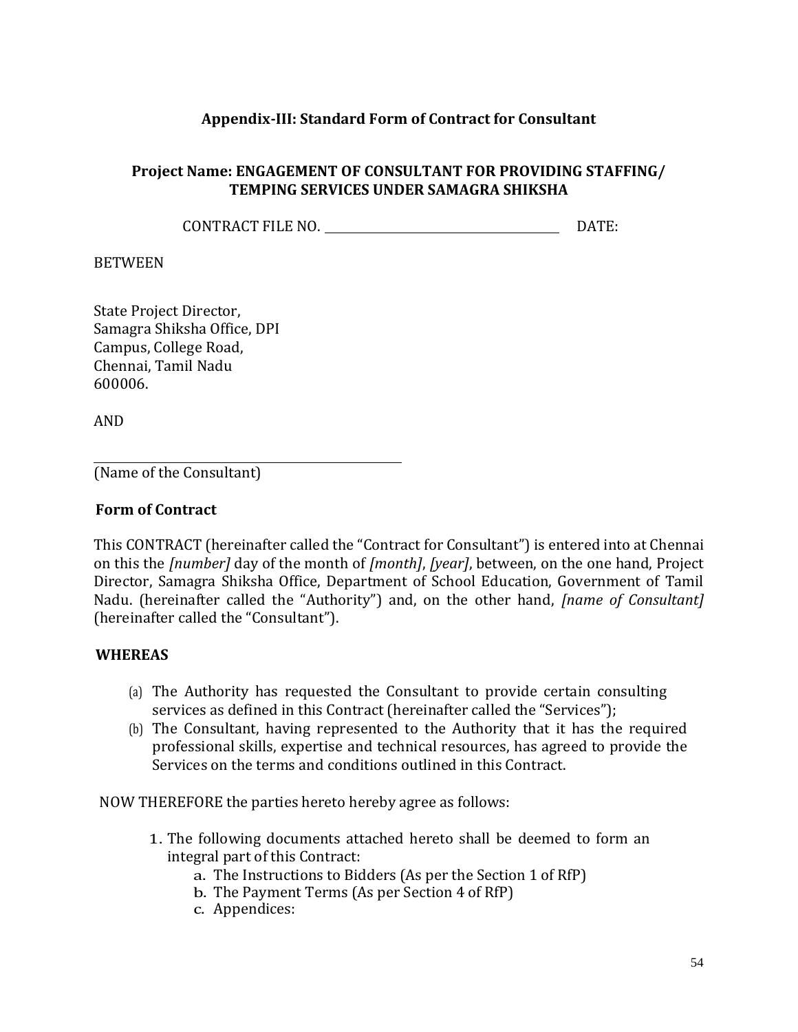# Appendix-III: Standard Form of Contract for Consultant

## Project Name: ENGAGEMENT OF CONSULTANT FOR PROVIDING STAFFING/ TEMPING SERVICES UNDER SAMAGRA SHIKSHA

CONTRACT FILE NO. ______________________________ DATE:

BETWEEN

State Project Director,
Samagra Shiksha Office, DPI
Campus, College Road,
Chennai, Tamil Nadu
600006.

AND

______________________________
(Name of the Consultant)

**Form of Contract**

This CONTRACT (hereinafter called the "Contract for Consultant") is entered into at Chennai on this the *[number]* day of the month of *[month]*, *[year]*, between, on the one hand, Project Director, Samagra Shiksha Office, Department of School Education, Government of Tamil Nadu. (hereinafter called the "Authority") and, on the other hand, *[name of Consultant]* (hereinafter called the "Consultant").

**WHEREAS**

(a) The Authority has requested the Consultant to provide certain consulting services as defined in this Contract (hereinafter called the "Services");
(b) The Consultant, having represented to the Authority that it has the required professional skills, expertise and technical resources, has agreed to provide the Services on the terms and conditions outlined in this Contract.

NOW THEREFORE the parties hereto hereby agree as follows:

1. The following documents attached hereto shall be deemed to form an integral part of this Contract:
   a. The Instructions to Bidders (As per the Section 1 of RfP)
   b. The Payment Terms (As per Section 4 of RfP)
   c. Appendices: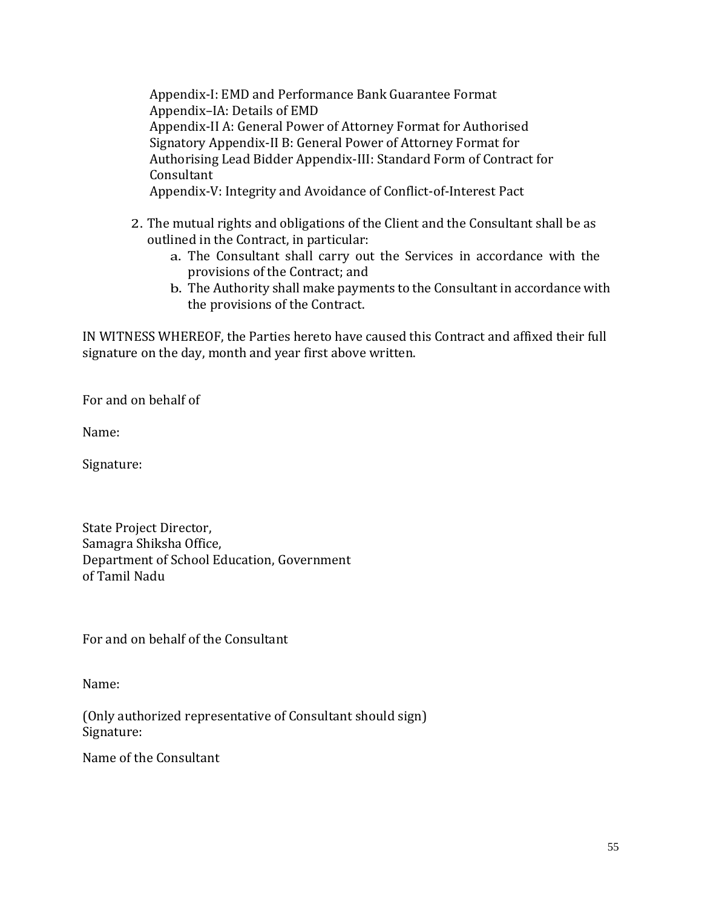Appendix-I: EMD and Performance Bank Guarantee Format
Appendix–IA: Details of EMD
Appendix-II A: General Power of Attorney Format for Authorised Signatory Appendix-II B: General Power of Attorney Format for Authorising Lead Bidder Appendix-III: Standard Form of Contract for Consultant
Appendix-V: Integrity and Avoidance of Conflict-of-Interest Pact

2. The mutual rights and obligations of the Client and the Consultant shall be as outlined in the Contract, in particular:
   a. The Consultant shall carry out the Services in accordance with the provisions of the Contract; and
   b. The Authority shall make payments to the Consultant in accordance with the provisions of the Contract.

IN WITNESS WHEREOF, the Parties hereto have caused this Contract and affixed their full signature on the day, month and year first above written.

For and on behalf of

Name:

Signature:

State Project Director,
Samagra Shiksha Office,
Department of School Education, Government of Tamil Nadu

For and on behalf of the Consultant

Name:

(Only authorized representative of Consultant should sign)
Signature:

Name of the Consultant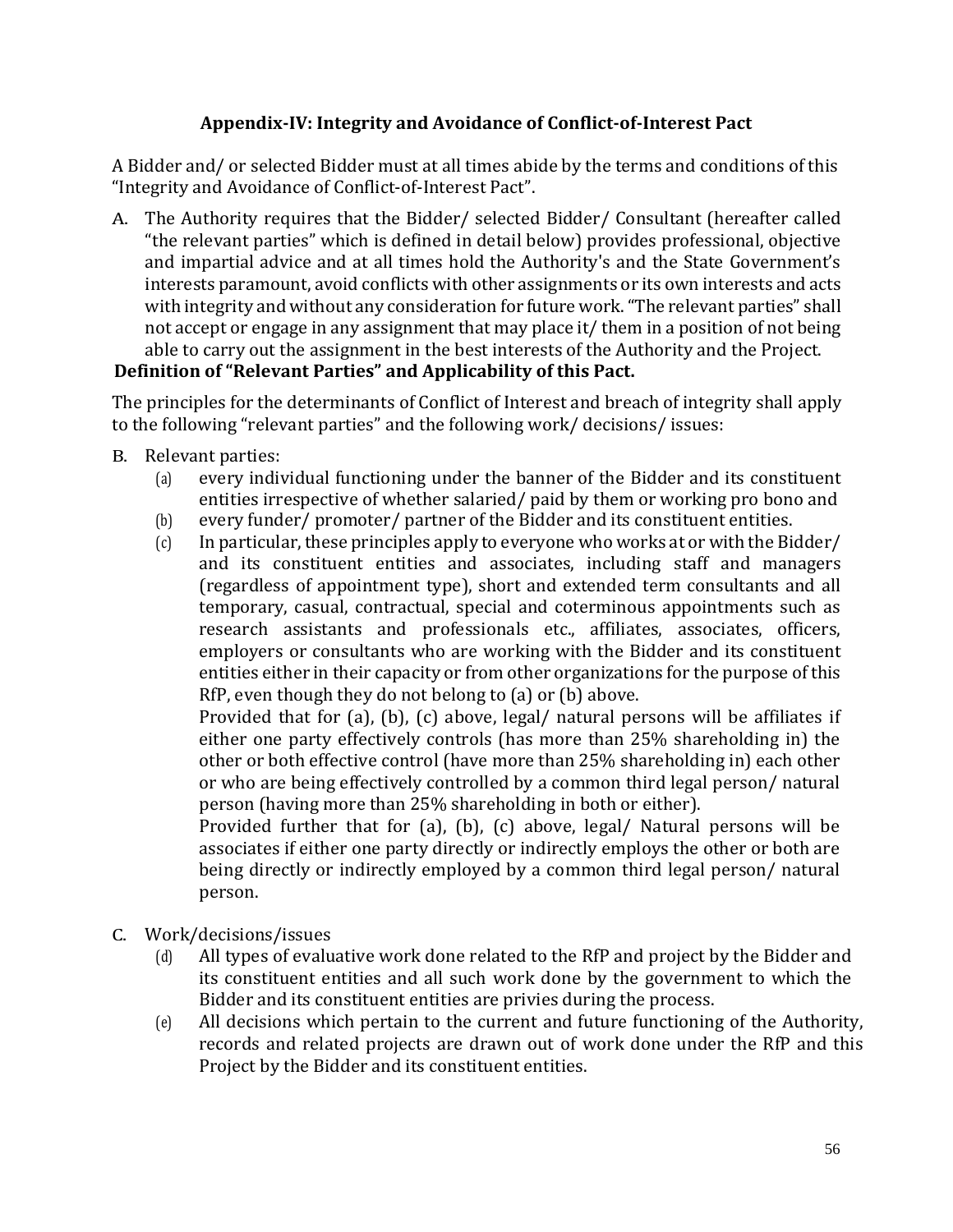## Appendix-IV: Integrity and Avoidance of Conflict-of-Interest Pact

A Bidder and/ or selected Bidder must at all times abide by the terms and conditions of this "Integrity and Avoidance of Conflict-of-Interest Pact".

A. The Authority requires that the Bidder/ selected Bidder/ Consultant (hereafter called "the relevant parties" which is defined in detail below) provides professional, objective and impartial advice and at all times hold the Authority's and the State Government's interests paramount, avoid conflicts with other assignments or its own interests and acts with integrity and without any consideration for future work. "The relevant parties" shall not accept or engage in any assignment that may place it/ them in a position of not being able to carry out the assignment in the best interests of the Authority and the Project.

**Definition of "Relevant Parties" and Applicability of this Pact.**

The principles for the determinants of Conflict of Interest and breach of integrity shall apply to the following "relevant parties" and the following work/ decisions/ issues:

B. Relevant parties:
   - (a) every individual functioning under the banner of the Bidder and its constituent entities irrespective of whether salaried/ paid by them or working pro bono and
   - (b) every funder/ promoter/ partner of the Bidder and its constituent entities.
   - (c) In particular, these principles apply to everyone who works at or with the Bidder/ and its constituent entities and associates, including staff and managers (regardless of appointment type), short and extended term consultants and all temporary, casual, contractual, special and coterminous appointments such as research assistants and professionals etc., affiliates, associates, officers, employers or consultants who are working with the Bidder and its constituent entities either in their capacity or from other organizations for the purpose of this RfP, even though they do not belong to (a) or (b) above.

     Provided that for (a), (b), (c) above, legal/ natural persons will be affiliates if either one party effectively controls (has more than 25% shareholding in) the other or both effective control (have more than 25% shareholding in) each other or who are being effectively controlled by a common third legal person/ natural person (having more than 25% shareholding in both or either).

     Provided further that for (a), (b), (c) above, legal/ Natural persons will be associates if either one party directly or indirectly employs the other or both are being directly or indirectly employed by a common third legal person/ natural person.

C. Work/decisions/issues
   - (d) All types of evaluative work done related to the RfP and project by the Bidder and its constituent entities and all such work done by the government to which the Bidder and its constituent entities are privies during the process.
   - (e) All decisions which pertain to the current and future functioning of the Authority, records and related projects are drawn out of work done under the RfP and this Project by the Bidder and its constituent entities.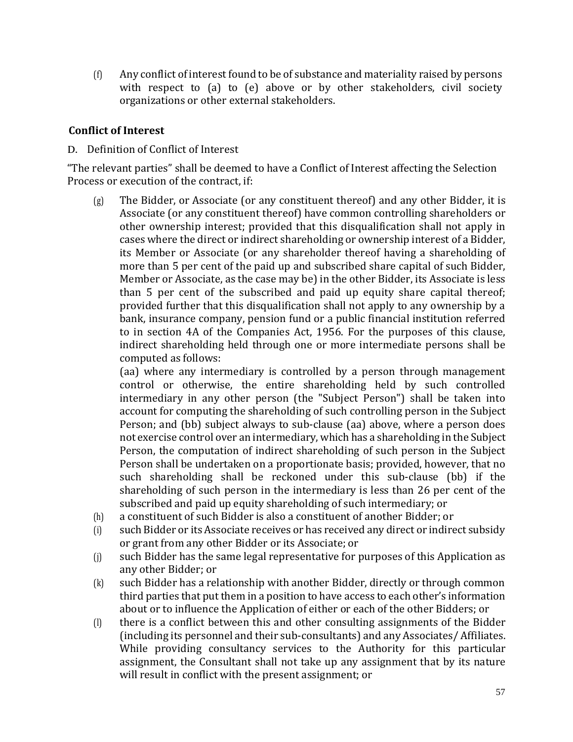(f) Any conflict of interest found to be of substance and materiality raised by persons with respect to (a) to (e) above or by other stakeholders, civil society organizations or other external stakeholders.

**Conflict of Interest**

D. Definition of Conflict of Interest

"The relevant parties" shall be deemed to have a Conflict of Interest affecting the Selection Process or execution of the contract, if:

(g) The Bidder, or Associate (or any constituent thereof) and any other Bidder, it is Associate (or any constituent thereof) have common controlling shareholders or other ownership interest; provided that this disqualification shall not apply in cases where the direct or indirect shareholding or ownership interest of a Bidder, its Member or Associate (or any shareholder thereof having a shareholding of more than 5 per cent of the paid up and subscribed share capital of such Bidder, Member or Associate, as the case may be) in the other Bidder, its Associate is less than 5 per cent of the subscribed and paid up equity share capital thereof; provided further that this disqualification shall not apply to any ownership by a bank, insurance company, pension fund or a public financial institution referred to in section 4A of the Companies Act, 1956. For the purposes of this clause, indirect shareholding held through one or more intermediate persons shall be computed as follows:
(aa) where any intermediary is controlled by a person through management control or otherwise, the entire shareholding held by such controlled intermediary in any other person (the "Subject Person") shall be taken into account for computing the shareholding of such controlling person in the Subject Person; and (bb) subject always to sub-clause (aa) above, where a person does not exercise control over an intermediary, which has a shareholding in the Subject Person, the computation of indirect shareholding of such person in the Subject Person shall be undertaken on a proportionate basis; provided, however, that no such shareholding shall be reckoned under this sub-clause (bb) if the shareholding of such person in the intermediary is less than 26 per cent of the subscribed and paid up equity shareholding of such intermediary; or

(h) a constituent of such Bidder is also a constituent of another Bidder; or

(i) such Bidder or its Associate receives or has received any direct or indirect subsidy or grant from any other Bidder or its Associate; or

(j) such Bidder has the same legal representative for purposes of this Application as any other Bidder; or

(k) such Bidder has a relationship with another Bidder, directly or through common third parties that put them in a position to have access to each other's information about or to influence the Application of either or each of the other Bidders; or

(l) there is a conflict between this and other consulting assignments of the Bidder (including its personnel and their sub-consultants) and any Associates/ Affiliates. While providing consultancy services to the Authority for this particular assignment, the Consultant shall not take up any assignment that by its nature will result in conflict with the present assignment; or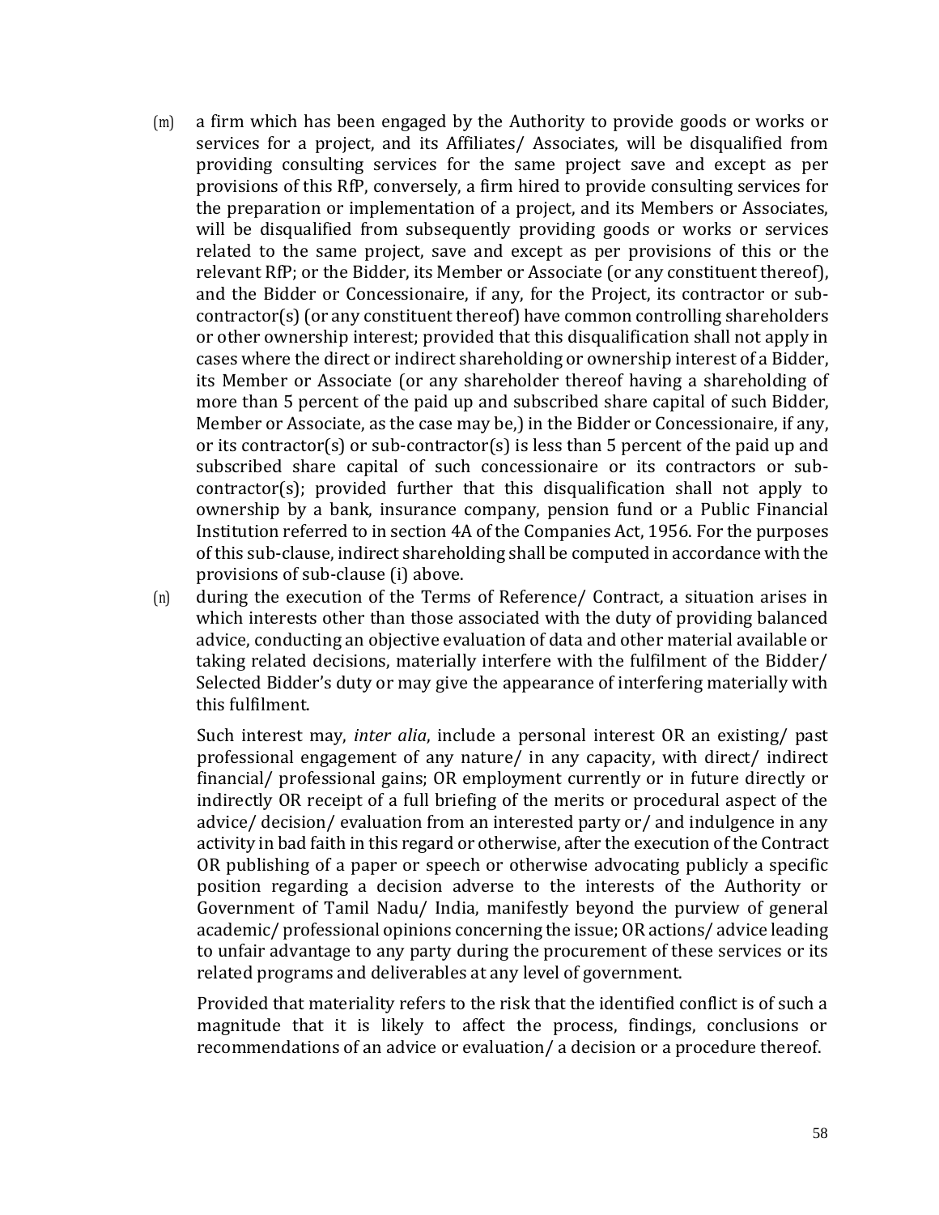(m) a firm which has been engaged by the Authority to provide goods or works or services for a project, and its Affiliates/ Associates, will be disqualified from providing consulting services for the same project save and except as per provisions of this RfP, conversely, a firm hired to provide consulting services for the preparation or implementation of a project, and its Members or Associates, will be disqualified from subsequently providing goods or works or services related to the same project, save and except as per provisions of this or the relevant RfP; or the Bidder, its Member or Associate (or any constituent thereof), and the Bidder or Concessionaire, if any, for the Project, its contractor or sub-contractor(s) (or any constituent thereof) have common controlling shareholders or other ownership interest; provided that this disqualification shall not apply in cases where the direct or indirect shareholding or ownership interest of a Bidder, its Member or Associate (or any shareholder thereof having a shareholding of more than 5 percent of the paid up and subscribed share capital of such Bidder, Member or Associate, as the case may be,) in the Bidder or Concessionaire, if any, or its contractor(s) or sub-contractor(s) is less than 5 percent of the paid up and subscribed share capital of such concessionaire or its contractors or sub-contractor(s); provided further that this disqualification shall not apply to ownership by a bank, insurance company, pension fund or a Public Financial Institution referred to in section 4A of the Companies Act, 1956. For the purposes of this sub-clause, indirect shareholding shall be computed in accordance with the provisions of sub-clause (i) above.

(n) during the execution of the Terms of Reference/ Contract, a situation arises in which interests other than those associated with the duty of providing balanced advice, conducting an objective evaluation of data and other material available or taking related decisions, materially interfere with the fulfilment of the Bidder/ Selected Bidder's duty or may give the appearance of interfering materially with this fulfilment.

Such interest may, *inter alia*, include a personal interest OR an existing/ past professional engagement of any nature/ in any capacity, with direct/ indirect financial/ professional gains; OR employment currently or in future directly or indirectly OR receipt of a full briefing of the merits or procedural aspect of the advice/ decision/ evaluation from an interested party or/ and indulgence in any activity in bad faith in this regard or otherwise, after the execution of the Contract OR publishing of a paper or speech or otherwise advocating publicly a specific position regarding a decision adverse to the interests of the Authority or Government of Tamil Nadu/ India, manifestly beyond the purview of general academic/ professional opinions concerning the issue; OR actions/ advice leading to unfair advantage to any party during the procurement of these services or its related programs and deliverables at any level of government.

Provided that materiality refers to the risk that the identified conflict is of such a magnitude that it is likely to affect the process, findings, conclusions or recommendations of an advice or evaluation/ a decision or a procedure thereof.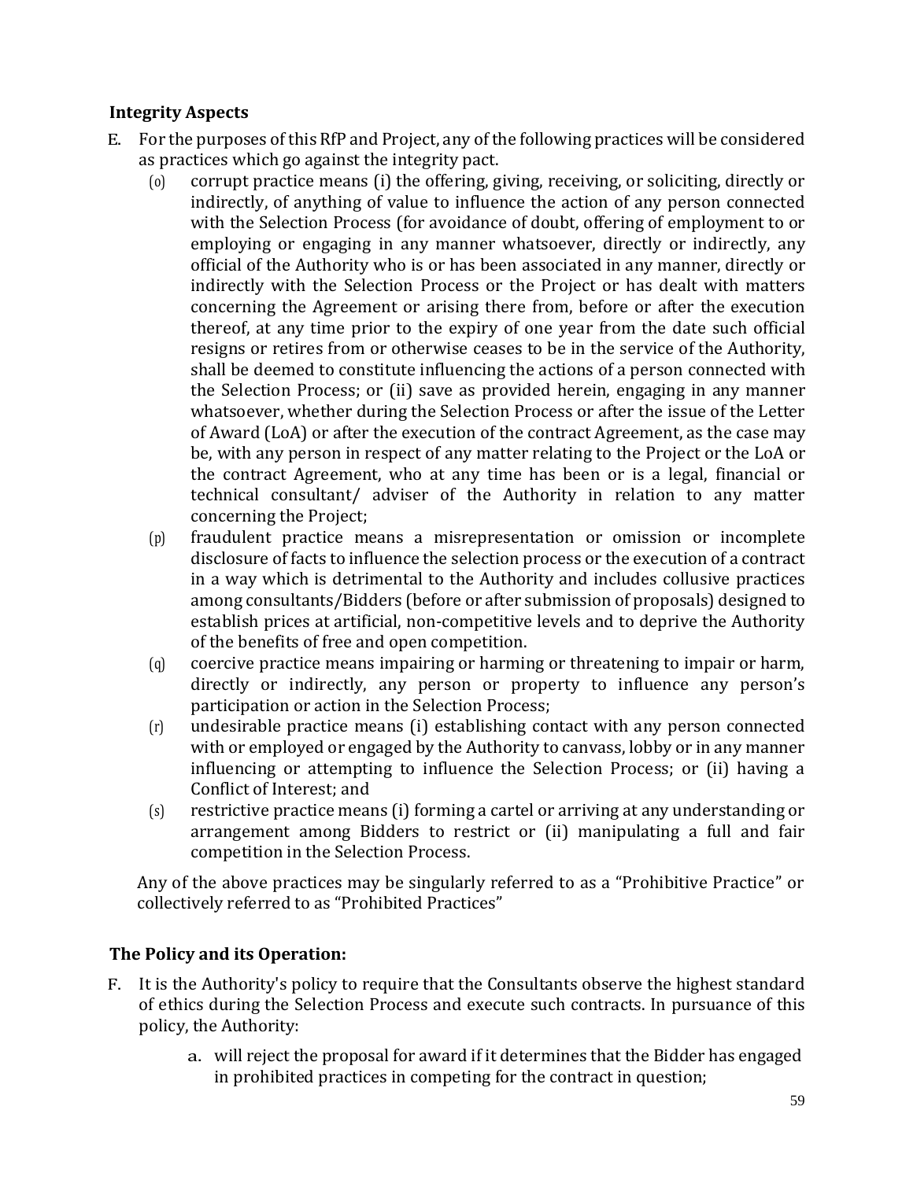### Integrity Aspects

E. For the purposes of this RfP and Project, any of the following practices will be considered as practices which go against the integrity pact.

   (o) corrupt practice means (i) the offering, giving, receiving, or soliciting, directly or indirectly, of anything of value to influence the action of any person connected with the Selection Process (for avoidance of doubt, offering of employment to or employing or engaging in any manner whatsoever, directly or indirectly, any official of the Authority who is or has been associated in any manner, directly or indirectly with the Selection Process or the Project or has dealt with matters concerning the Agreement or arising there from, before or after the execution thereof, at any time prior to the expiry of one year from the date such official resigns or retires from or otherwise ceases to be in the service of the Authority, shall be deemed to constitute influencing the actions of a person connected with the Selection Process; or (ii) save as provided herein, engaging in any manner whatsoever, whether during the Selection Process or after the issue of the Letter of Award (LoA) or after the execution of the contract Agreement, as the case may be, with any person in respect of any matter relating to the Project or the LoA or the contract Agreement, who at any time has been or is a legal, financial or technical consultant/ adviser of the Authority in relation to any matter concerning the Project;

   (p) fraudulent practice means a misrepresentation or omission or incomplete disclosure of facts to influence the selection process or the execution of a contract in a way which is detrimental to the Authority and includes collusive practices among consultants/Bidders (before or after submission of proposals) designed to establish prices at artificial, non-competitive levels and to deprive the Authority of the benefits of free and open competition.

   (q) coercive practice means impairing or harming or threatening to impair or harm, directly or indirectly, any person or property to influence any person's participation or action in the Selection Process;

   (r) undesirable practice means (i) establishing contact with any person connected with or employed or engaged by the Authority to canvass, lobby or in any manner influencing or attempting to influence the Selection Process; or (ii) having a Conflict of Interest; and

   (s) restrictive practice means (i) forming a cartel or arriving at any understanding or arrangement among Bidders to restrict or (ii) manipulating a full and fair competition in the Selection Process.

   Any of the above practices may be singularly referred to as a "Prohibitive Practice" or collectively referred to as "Prohibited Practices"

### The Policy and its Operation:

F. It is the Authority's policy to require that the Consultants observe the highest standard of ethics during the Selection Process and execute such contracts. In pursuance of this policy, the Authority:

   a. will reject the proposal for award if it determines that the Bidder has engaged in prohibited practices in competing for the contract in question;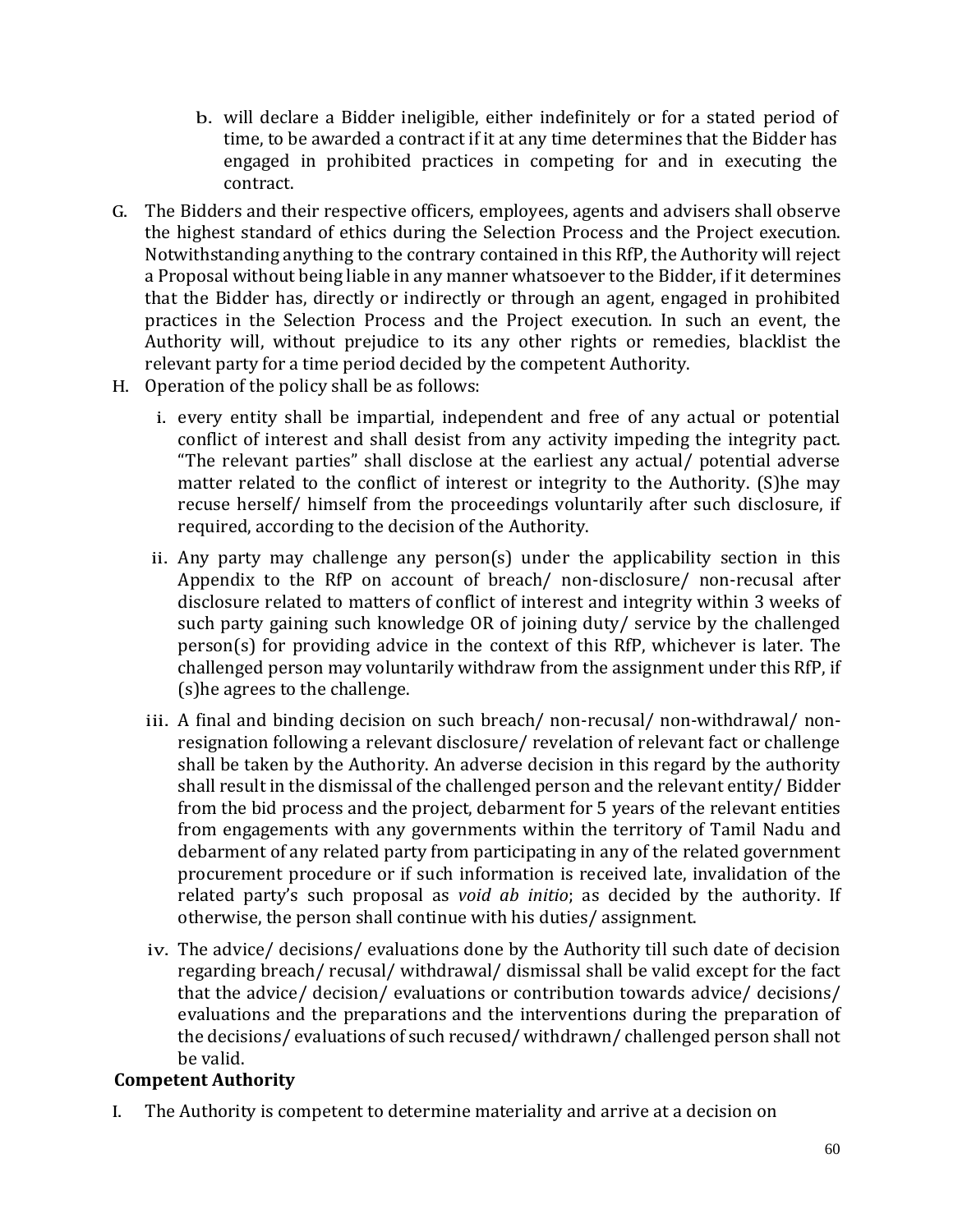b. will declare a Bidder ineligible, either indefinitely or for a stated period of time, to be awarded a contract if it at any time determines that the Bidder has engaged in prohibited practices in competing for and in executing the contract.

G. The Bidders and their respective officers, employees, agents and advisers shall observe the highest standard of ethics during the Selection Process and the Project execution. Notwithstanding anything to the contrary contained in this RfP, the Authority will reject a Proposal without being liable in any manner whatsoever to the Bidder, if it determines that the Bidder has, directly or indirectly or through an agent, engaged in prohibited practices in the Selection Process and the Project execution. In such an event, the Authority will, without prejudice to its any other rights or remedies, blacklist the relevant party for a time period decided by the competent Authority.

H. Operation of the policy shall be as follows:

   i. every entity shall be impartial, independent and free of any actual or potential conflict of interest and shall desist from any activity impeding the integrity pact. "The relevant parties" shall disclose at the earliest any actual/ potential adverse matter related to the conflict of interest or integrity to the Authority. (S)he may recuse herself/ himself from the proceedings voluntarily after such disclosure, if required, according to the decision of the Authority.

   ii. Any party may challenge any person(s) under the applicability section in this Appendix to the RfP on account of breach/ non-disclosure/ non-recusal after disclosure related to matters of conflict of interest and integrity within 3 weeks of such party gaining such knowledge OR of joining duty/ service by the challenged person(s) for providing advice in the context of this RfP, whichever is later. The challenged person may voluntarily withdraw from the assignment under this RfP, if (s)he agrees to the challenge.

   iii. A final and binding decision on such breach/ non-recusal/ non-withdrawal/ non-resignation following a relevant disclosure/ revelation of relevant fact or challenge shall be taken by the Authority. An adverse decision in this regard by the authority shall result in the dismissal of the challenged person and the relevant entity/ Bidder from the bid process and the project, debarment for 5 years of the relevant entities from engagements with any governments within the territory of Tamil Nadu and debarment of any related party from participating in any of the related government procurement procedure or if such information is received late, invalidation of the related party's such proposal as *void ab initio*; as decided by the authority. If otherwise, the person shall continue with his duties/ assignment.

   iv. The advice/ decisions/ evaluations done by the Authority till such date of decision regarding breach/ recusal/ withdrawal/ dismissal shall be valid except for the fact that the advice/ decision/ evaluations or contribution towards advice/ decisions/ evaluations and the preparations and the interventions during the preparation of the decisions/ evaluations of such recused/ withdrawn/ challenged person shall not be valid.

**Competent Authority**

I. The Authority is competent to determine materiality and arrive at a decision on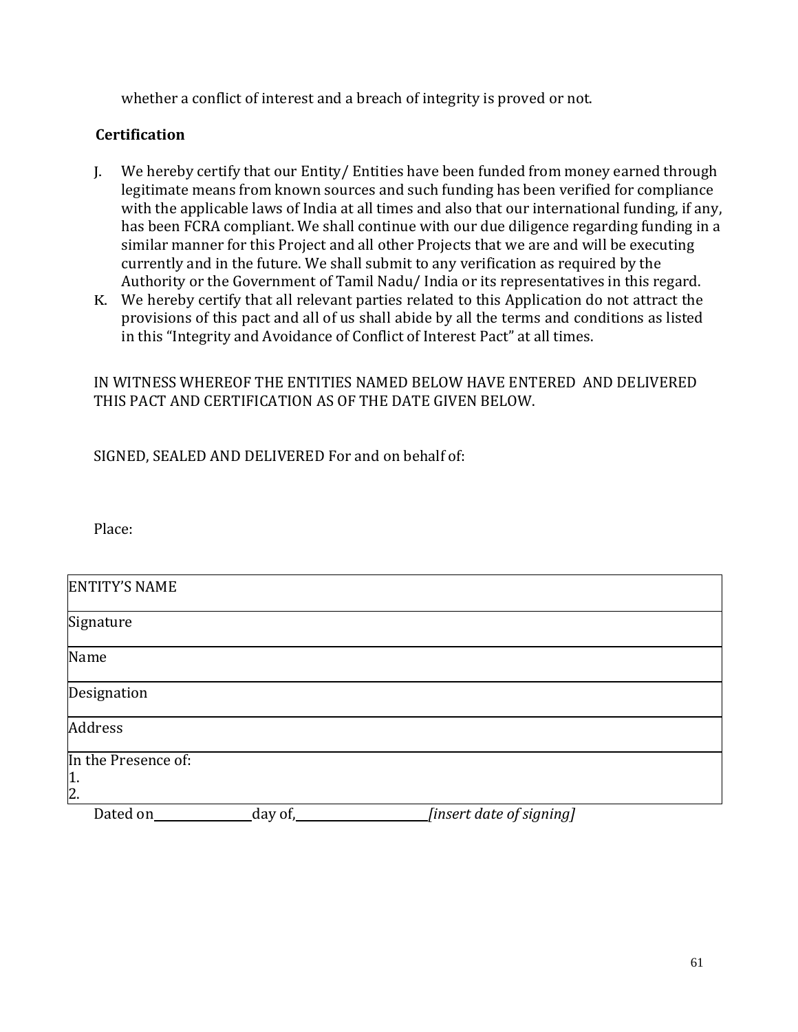whether a conflict of interest and a breach of integrity is proved or not.

**Certification**

J. We hereby certify that our Entity/ Entities have been funded from money earned through legitimate means from known sources and such funding has been verified for compliance with the applicable laws of India at all times and also that our international funding, if any, has been FCRA compliant. We shall continue with our due diligence regarding funding in a similar manner for this Project and all other Projects that we are and will be executing currently and in the future. We shall submit to any verification as required by the Authority or the Government of Tamil Nadu/ India or its representatives in this regard.

K. We hereby certify that all relevant parties related to this Application do not attract the provisions of this pact and all of us shall abide by all the terms and conditions as listed in this "Integrity and Avoidance of Conflict of Interest Pact" at all times.

IN WITNESS WHEREOF THE ENTITIES NAMED BELOW HAVE ENTERED AND DELIVERED THIS PACT AND CERTIFICATION AS OF THE DATE GIVEN BELOW.

SIGNED, SEALED AND DELIVERED For and on behalf of:

Place:

| ENTITY'S NAME |
|---|
| Signature |
| Name |
| Designation |
| Address |
| In the Presence of:<br>1.<br>2. |

Dated on\_\_\_\_\_\_\_\_\_\_\_\_\_\_day of,\_\_\_\_\_\_\_\_\_\_\_\_\_\_\_\_\_\_\_\_*[insert date of signing]*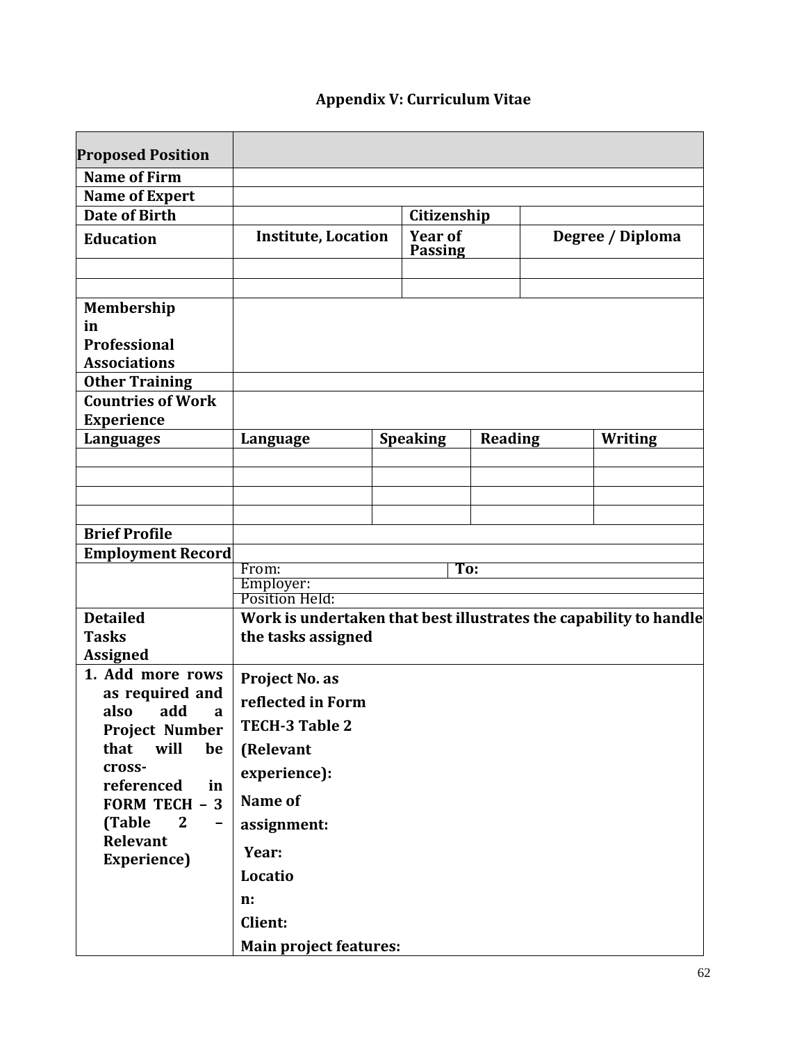## Appendix V: Curriculum Vitae

| **Proposed Position** | | | | |
|---|---|---|---|---|
| **Name of Firm** | | | | |
| **Name of Expert** | | | | |
| **Date of Birth** | | **Citizenship** | | |
| **Education** | **Institute, Location** | **Year of Passing** | **Degree / Diploma** | |
| | | | | |
| | | | | |
| **Membership in Professional Associations** | | | | |
| **Other Training** | | | | |
| **Countries of Work Experience** | | | | |
| **Languages** | **Language** | **Speaking** | **Reading** | **Writing** |
| | | | | |
| | | | | |
| | | | | |
| | | | | |
| **Brief Profile** | | | | |
| **Employment Record** | | | | |
| | From: | **To:** | | |
| | Employer: | | | |
| | Position Held: | | | |
| **Detailed Tasks Assigned** | **Work is undertaken that best illustrates the capability to handle the tasks assigned** | | | |
| **1. Add more rows as required and also add a Project Number that will be cross-referenced in FORM TECH – 3 (Table 2 – Relevant Experience)** | **Project No. as reflected in Form TECH-3 Table 2 (Relevant experience):**<br>**Name of assignment:**<br>**Year:**<br>**Location:**<br>**Client:**<br>**Main project features:** | | | |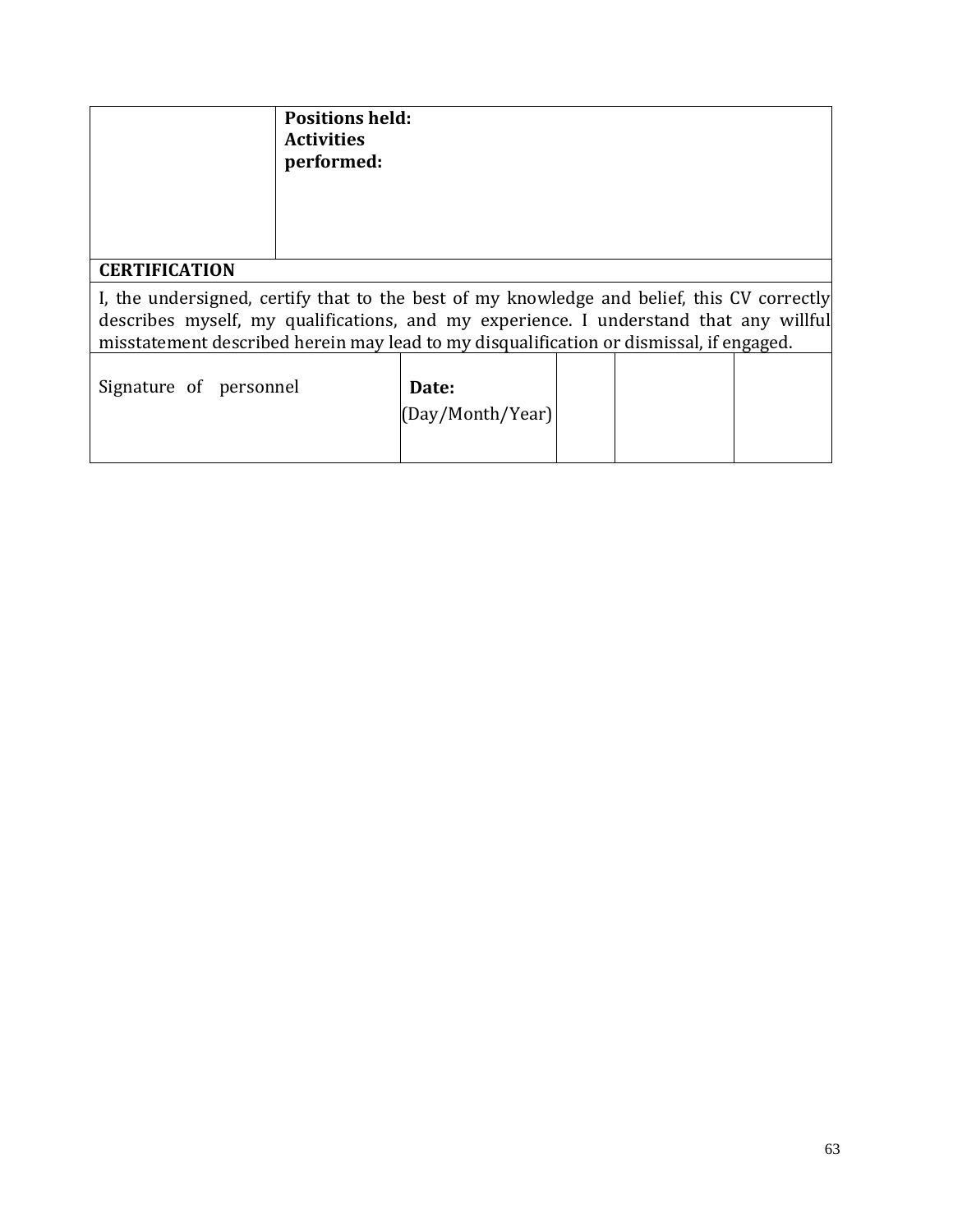| | |
|---|---|
| | **Positions held:**<br>**Activities performed:** |

**CERTIFICATION**

I, the undersigned, certify that to the best of my knowledge and belief, this CV correctly describes myself, my qualifications, and my experience. I understand that any willful misstatement described herein may lead to my disqualification or dismissal, if engaged.

| | | | | |
|---|---|---|---|---|
| Signature of personnel | **Date:**<br>(Day/Month/Year) | | | |